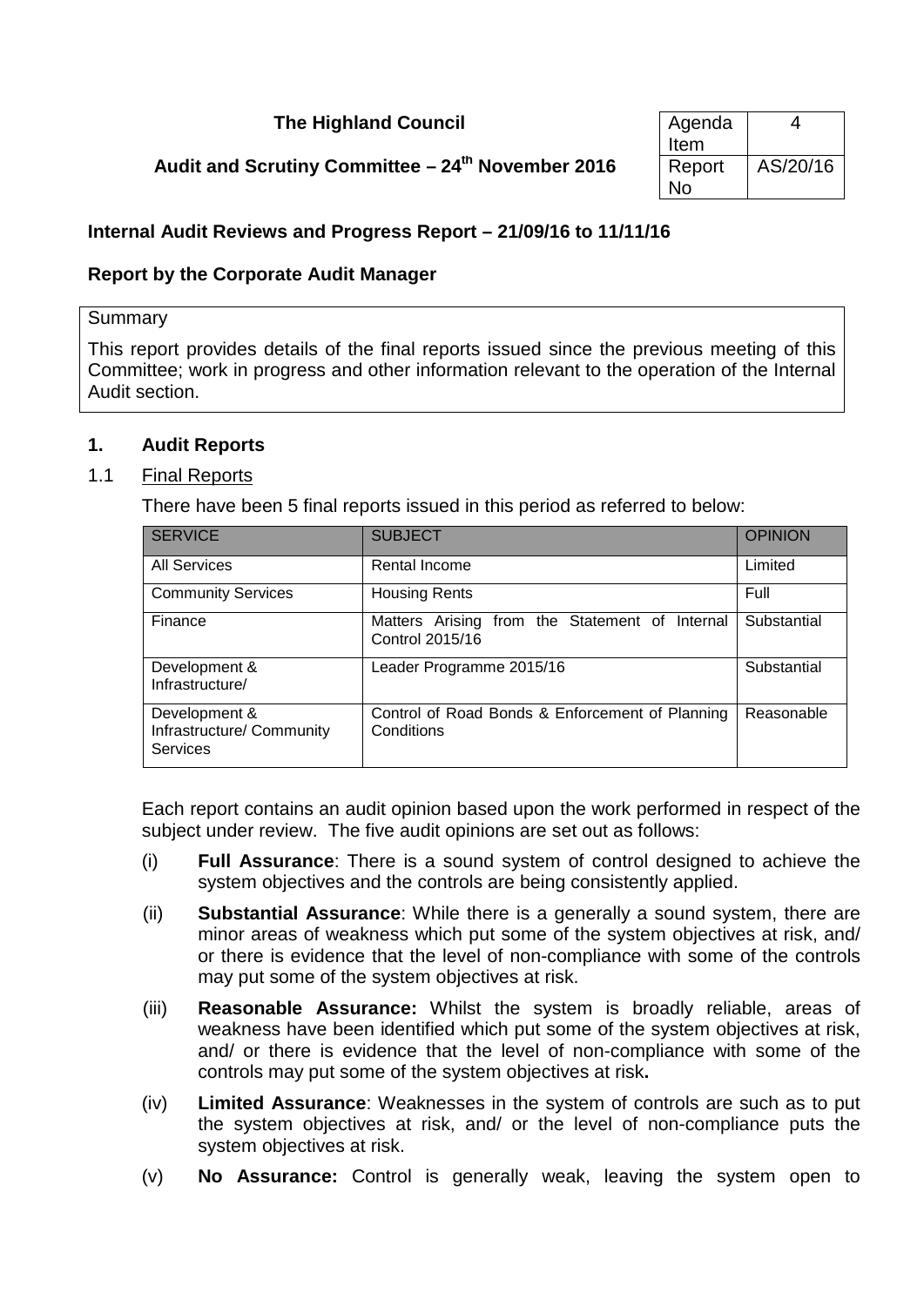**The Highland Council**

**Audit and Scrutiny Committee – 24th November 2016**

| Agenda Item | 4 |
|---|---|
| Report No | AS/20/16 |

**Internal Audit Reviews and Progress Report – 21/09/16 to 11/11/16**

**Report by the Corporate Audit Manager**

Summary

This report provides details of the final reports issued since the previous meeting of this Committee; work in progress and other information relevant to the operation of the Internal Audit section.

## 1. Audit Reports

### 1.1 Final Reports

There have been 5 final reports issued in this period as referred to below:

| SERVICE | SUBJECT | OPINION |
|---|---|---|
| All Services | Rental Income | Limited |
| Community Services | Housing Rents | Full |
| Finance | Matters Arising from the Statement of Internal Control 2015/16 | Substantial |
| Development & Infrastructure/ | Leader Programme 2015/16 | Substantial |
| Development & Infrastructure/ Community Services | Control of Road Bonds & Enforcement of Planning Conditions | Reasonable |

Each report contains an audit opinion based upon the work performed in respect of the subject under review. The five audit opinions are set out as follows:

(i) **Full Assurance**: There is a sound system of control designed to achieve the system objectives and the controls are being consistently applied.

(ii) **Substantial Assurance**: While there is a generally a sound system, there are minor areas of weakness which put some of the system objectives at risk, and/ or there is evidence that the level of non-compliance with some of the controls may put some of the system objectives at risk.

(iii) **Reasonable Assurance:** Whilst the system is broadly reliable, areas of weakness have been identified which put some of the system objectives at risk, and/ or there is evidence that the level of non-compliance with some of the controls may put some of the system objectives at risk**.**

(iv) **Limited Assurance**: Weaknesses in the system of controls are such as to put the system objectives at risk, and/ or the level of non-compliance puts the system objectives at risk.

(v) **No Assurance:** Control is generally weak, leaving the system open to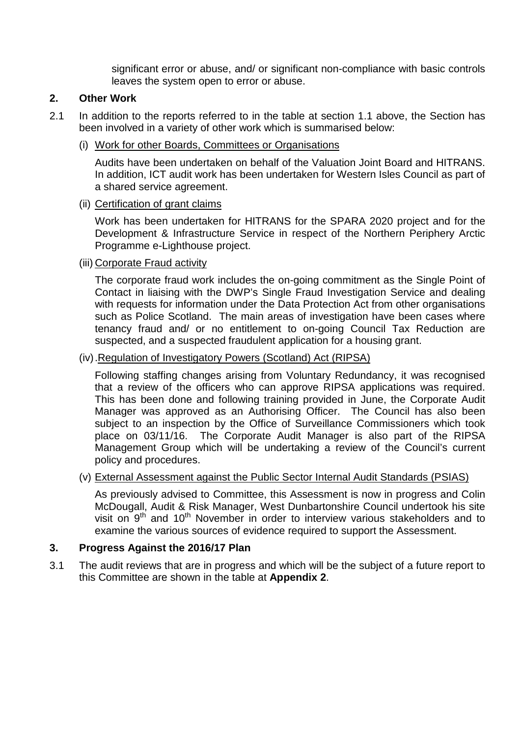significant error or abuse, and/ or significant non-compliance with basic controls leaves the system open to error or abuse.

## 2. Other Work

2.1 In addition to the reports referred to in the table at section 1.1 above, the Section has been involved in a variety of other work which is summarised below:

(i) Work for other Boards, Committees or Organisations

Audits have been undertaken on behalf of the Valuation Joint Board and HITRANS. In addition, ICT audit work has been undertaken for Western Isles Council as part of a shared service agreement.

(ii) Certification of grant claims

Work has been undertaken for HITRANS for the SPARA 2020 project and for the Development & Infrastructure Service in respect of the Northern Periphery Arctic Programme e-Lighthouse project.

(iii) Corporate Fraud activity

The corporate fraud work includes the on-going commitment as the Single Point of Contact in liaising with the DWP's Single Fraud Investigation Service and dealing with requests for information under the Data Protection Act from other organisations such as Police Scotland. The main areas of investigation have been cases where tenancy fraud and/ or no entitlement to on-going Council Tax Reduction are suspected, and a suspected fraudulent application for a housing grant.

(iv). Regulation of Investigatory Powers (Scotland) Act (RIPSA)

Following staffing changes arising from Voluntary Redundancy, it was recognised that a review of the officers who can approve RIPSA applications was required. This has been done and following training provided in June, the Corporate Audit Manager was approved as an Authorising Officer. The Council has also been subject to an inspection by the Office of Surveillance Commissioners which took place on 03/11/16. The Corporate Audit Manager is also part of the RIPSA Management Group which will be undertaking a review of the Council's current policy and procedures.

(v) External Assessment against the Public Sector Internal Audit Standards (PSIAS)

As previously advised to Committee, this Assessment is now in progress and Colin McDougall, Audit & Risk Manager, West Dunbartonshire Council undertook his site visit on 9th and 10th November in order to interview various stakeholders and to examine the various sources of evidence required to support the Assessment.

## 3. Progress Against the 2016/17 Plan

3.1 The audit reviews that are in progress and which will be the subject of a future report to this Committee are shown in the table at **Appendix 2**.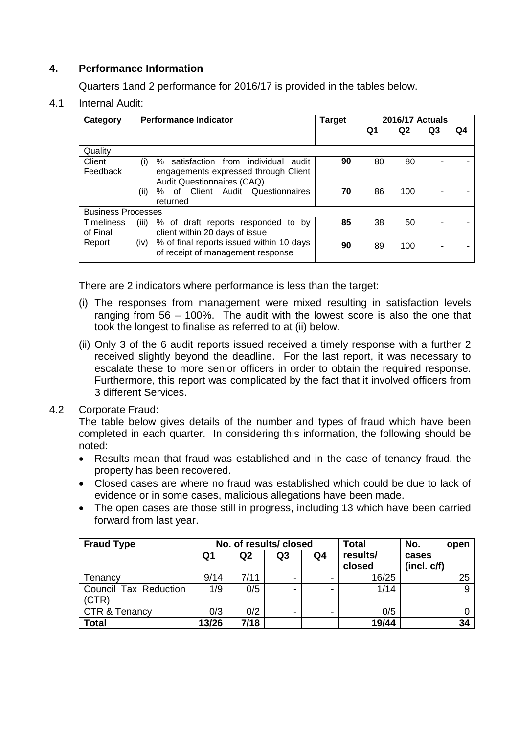## 4. Performance Information

Quarters 1and 2 performance for 2016/17 is provided in the tables below.

### 4.1 Internal Audit:

| Category | Performance Indicator | Target | 2016/17 Actuals | | | |
|---|---|---|---|---|---|---|
| | | | Q1 | Q2 | Q3 | Q4 |
| Quality | | | | | | |
| Client Feedback | (i) % satisfaction from individual audit engagements expressed through Client Audit Questionnaires (CAQ) | **90** | 80 | 80 | - | - |
| | (ii) % of Client Audit Questionnaires returned | **70** | 86 | 100 | - | - |
| Business Processes | | | | | | |
| Timeliness of Final Report | (iii) % of draft reports responded to by client within 20 days of issue | **85** | 38 | 50 | - | - |
| | (iv) % of final reports issued within 10 days of receipt of management response | **90** | 89 | 100 | - | - |

There are 2 indicators where performance is less than the target:

(i) The responses from management were mixed resulting in satisfaction levels ranging from 56 – 100%. The audit with the lowest score is also the one that took the longest to finalise as referred to at (ii) below.

(ii) Only 3 of the 6 audit reports issued received a timely response with a further 2 received slightly beyond the deadline. For the last report, it was necessary to escalate these to more senior officers in order to obtain the required response. Furthermore, this report was complicated by the fact that it involved officers from 3 different Services.

### 4.2 Corporate Fraud:

The table below gives details of the number and types of fraud which have been completed in each quarter. In considering this information, the following should be noted:

- Results mean that fraud was established and in the case of tenancy fraud, the property has been recovered.
- Closed cases are where no fraud was established which could be due to lack of evidence or in some cases, malicious allegations have been made.
- The open cases are those still in progress, including 13 which have been carried forward from last year.

| Fraud Type | No. of results/ closed | | | | Total results/ closed | No. open cases (incl. c/f) |
|---|---|---|---|---|---|---|
| | Q1 | Q2 | Q3 | Q4 | | |
| Tenancy | 9/14 | 7/11 | - | - | 16/25 | 25 |
| Council Tax Reduction (CTR) | 1/9 | 0/5 | - | - | 1/14 | 9 |
| CTR & Tenancy | 0/3 | 0/2 | - | - | 0/5 | 0 |
| **Total** | **13/26** | **7/18** | | | **19/44** | **34** |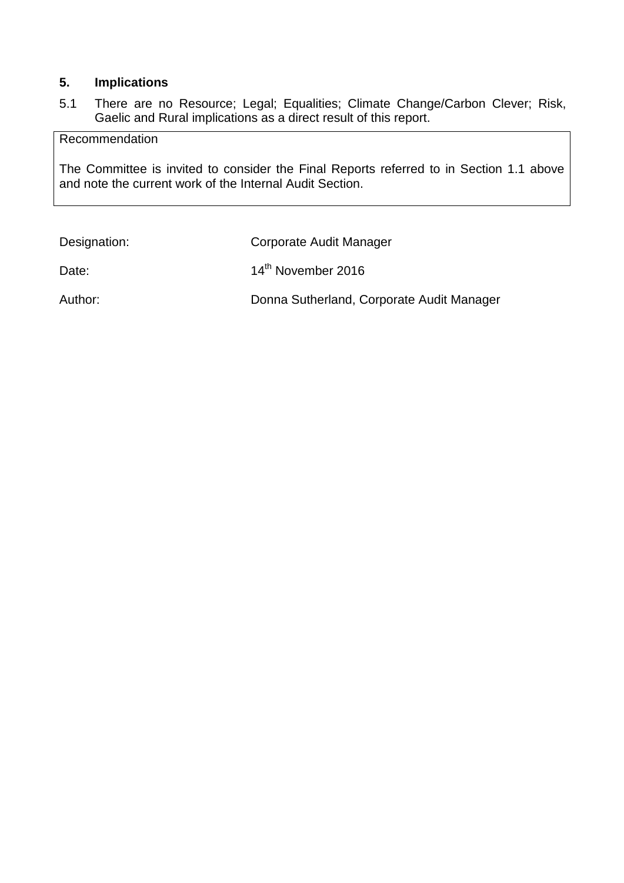## 5. Implications

5.1 There are no Resource; Legal; Equalities; Climate Change/Carbon Clever; Risk, Gaelic and Rural implications as a direct result of this report.

| Recommendation |
| --- |
| The Committee is invited to consider the Final Reports referred to in Section 1.1 above and note the current work of the Internal Audit Section. |

Designation: Corporate Audit Manager

Date: 14th November 2016

Author: Donna Sutherland, Corporate Audit Manager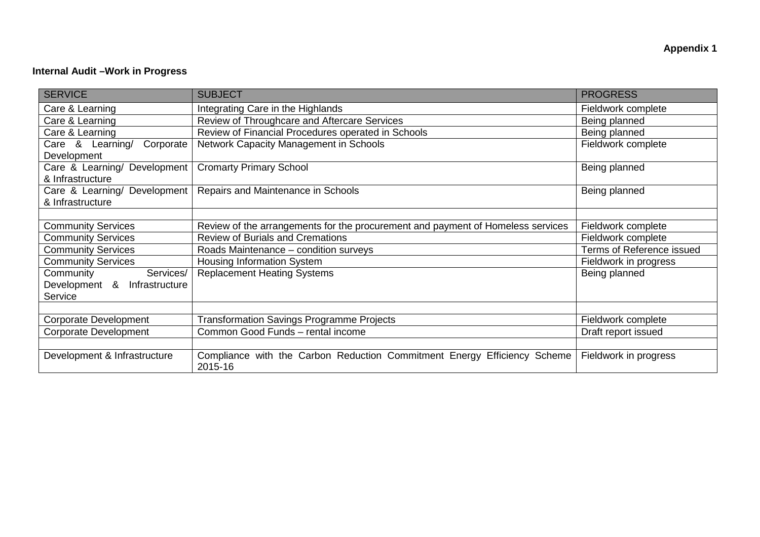**Appendix 1**

**Internal Audit –Work in Progress**

| SERVICE | SUBJECT | PROGRESS |
|---|---|---|
| Care & Learning | Integrating Care in the Highlands | Fieldwork complete |
| Care & Learning | Review of Throughcare and Aftercare Services | Being planned |
| Care & Learning | Review of Financial Procedures operated in Schools | Being planned |
| Care & Learning/ Corporate Development | Network Capacity Management in Schools | Fieldwork complete |
| Care & Learning/ Development & Infrastructure | Cromarty Primary School | Being planned |
| Care & Learning/ Development & Infrastructure | Repairs and Maintenance in Schools | Being planned |
| | | |
| Community Services | Review of the arrangements for the procurement and payment of Homeless services | Fieldwork complete |
| Community Services | Review of Burials and Cremations | Fieldwork complete |
| Community Services | Roads Maintenance – condition surveys | Terms of Reference issued |
| Community Services | Housing Information System | Fieldwork in progress |
| Community Services/ Development & Infrastructure Service | Replacement Heating Systems | Being planned |
| | | |
| Corporate Development | Transformation Savings Programme Projects | Fieldwork complete |
| Corporate Development | Common Good Funds – rental income | Draft report issued |
| | | |
| Development & Infrastructure | Compliance with the Carbon Reduction Commitment Energy Efficiency Scheme 2015-16 | Fieldwork in progress |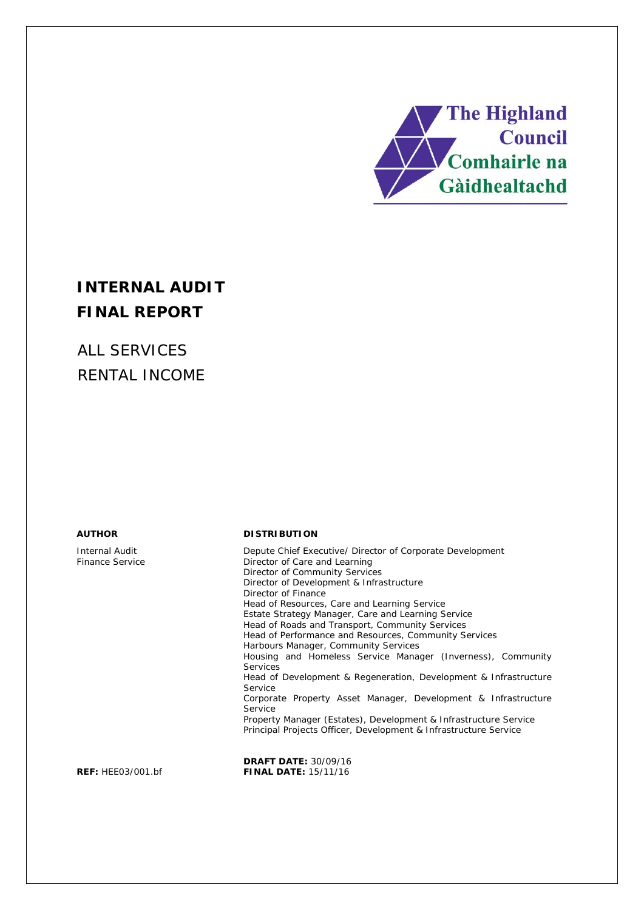The Highland Council
Comhairle na Gàidhealtachd

# INTERNAL AUDIT FINAL REPORT

## ALL SERVICES
## RENTAL INCOME

| **AUTHOR** | **DISTRIBUTION** |
|---|---|
| Internal Audit<br>Finance Service | Depute Chief Executive/ Director of Corporate Development<br>Director of Care and Learning<br>Director of Community Services<br>Director of Development & Infrastructure<br>Director of Finance<br>Head of Resources, Care and Learning Service<br>Estate Strategy Manager, Care and Learning Service<br>Head of Roads and Transport, Community Services<br>Head of Performance and Resources, Community Services<br>Harbours Manager, Community Services<br>Housing and Homeless Service Manager (Inverness), Community Services<br>Head of Development & Regeneration, Development & Infrastructure Service<br>Corporate Property Asset Manager, Development & Infrastructure Service<br>Property Manager (Estates), Development & Infrastructure Service<br>Principal Projects Officer, Development & Infrastructure Service |

**DRAFT DATE:** 30/09/16

**REF:** HEE03/001.bf

**FINAL DATE:** 15/11/16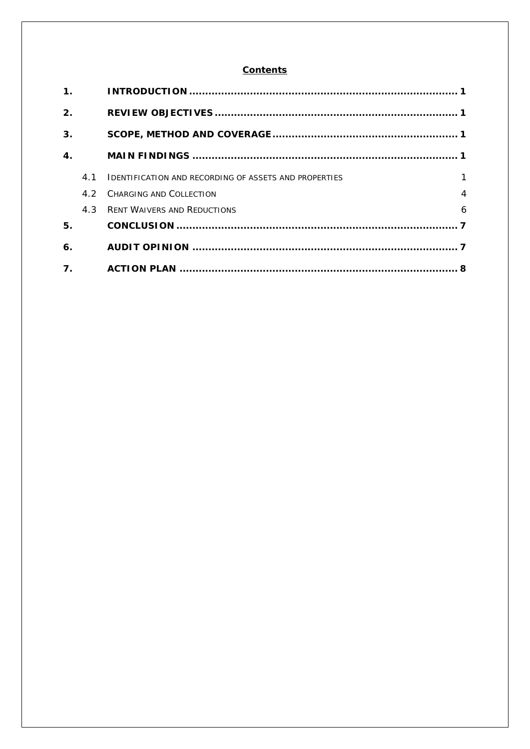**Contents**

| | | |
|---|---|---|
| **1.** | **INTRODUCTION** | **1** |
| **2.** | **REVIEW OBJECTIVES** | **1** |
| **3.** | **SCOPE, METHOD AND COVERAGE** | **1** |
| **4.** | **MAIN FINDINGS** | **1** |
| 4.1 | IDENTIFICATION AND RECORDING OF ASSETS AND PROPERTIES | 1 |
| 4.2 | CHARGING AND COLLECTION | 4 |
| 4.3 | RENT WAIVERS AND REDUCTIONS | 6 |
| **5.** | **CONCLUSION** | **7** |
| **6.** | **AUDIT OPINION** | **7** |
| **7.** | **ACTION PLAN** | **8** |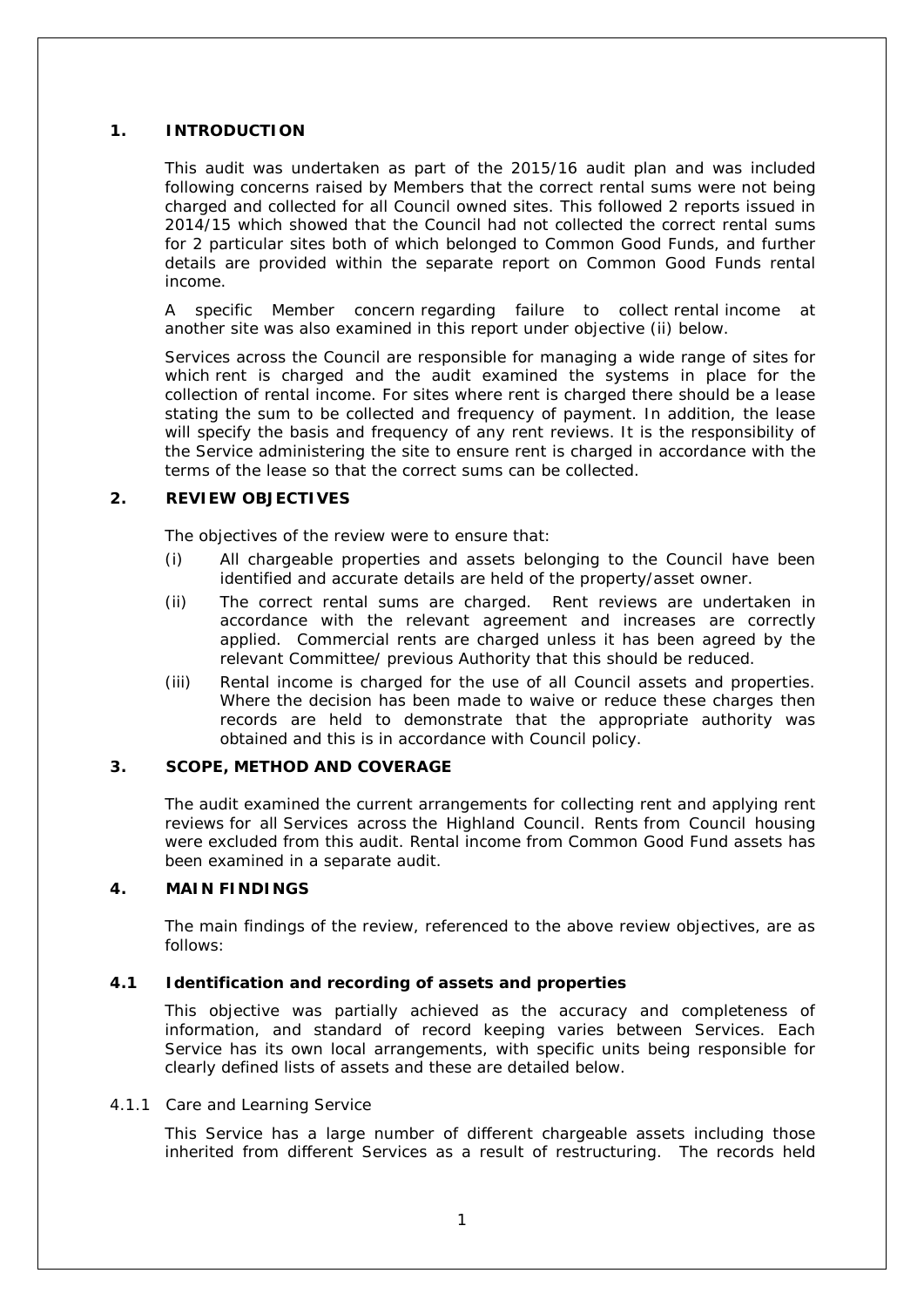## 1. INTRODUCTION

This audit was undertaken as part of the 2015/16 audit plan and was included following concerns raised by Members that the correct rental sums were not being charged and collected for all Council owned sites. This followed 2 reports issued in 2014/15 which showed that the Council had not collected the correct rental sums for 2 particular sites both of which belonged to Common Good Funds, and further details are provided within the separate report on Common Good Funds rental income.

A specific Member concern regarding failure to collect rental income at another site was also examined in this report under objective (ii) below.

Services across the Council are responsible for managing a wide range of sites for which rent is charged and the audit examined the systems in place for the collection of rental income. For sites where rent is charged there should be a lease stating the sum to be collected and frequency of payment. In addition, the lease will specify the basis and frequency of any rent reviews. It is the responsibility of the Service administering the site to ensure rent is charged in accordance with the terms of the lease so that the correct sums can be collected.

## 2. REVIEW OBJECTIVES

The objectives of the review were to ensure that:

(i) All chargeable properties and assets belonging to the Council have been identified and accurate details are held of the property/asset owner.

(ii) The correct rental sums are charged. Rent reviews are undertaken in accordance with the relevant agreement and increases are correctly applied. Commercial rents are charged unless it has been agreed by the relevant Committee/ previous Authority that this should be reduced.

(iii) Rental income is charged for the use of all Council assets and properties. Where the decision has been made to waive or reduce these charges then records are held to demonstrate that the appropriate authority was obtained and this is in accordance with Council policy.

## 3. SCOPE, METHOD AND COVERAGE

The audit examined the current arrangements for collecting rent and applying rent reviews for all Services across the Highland Council. Rents from Council housing were excluded from this audit. Rental income from Common Good Fund assets has been examined in a separate audit.

## 4. MAIN FINDINGS

The main findings of the review, referenced to the above review objectives, are as follows:

### 4.1 Identification and recording of assets and properties

This objective was partially achieved as the accuracy and completeness of information, and standard of record keeping varies between Services. Each Service has its own local arrangements, with specific units being responsible for clearly defined lists of assets and these are detailed below.

#### 4.1.1 Care and Learning Service

This Service has a large number of different chargeable assets including those inherited from different Services as a result of restructuring. The records held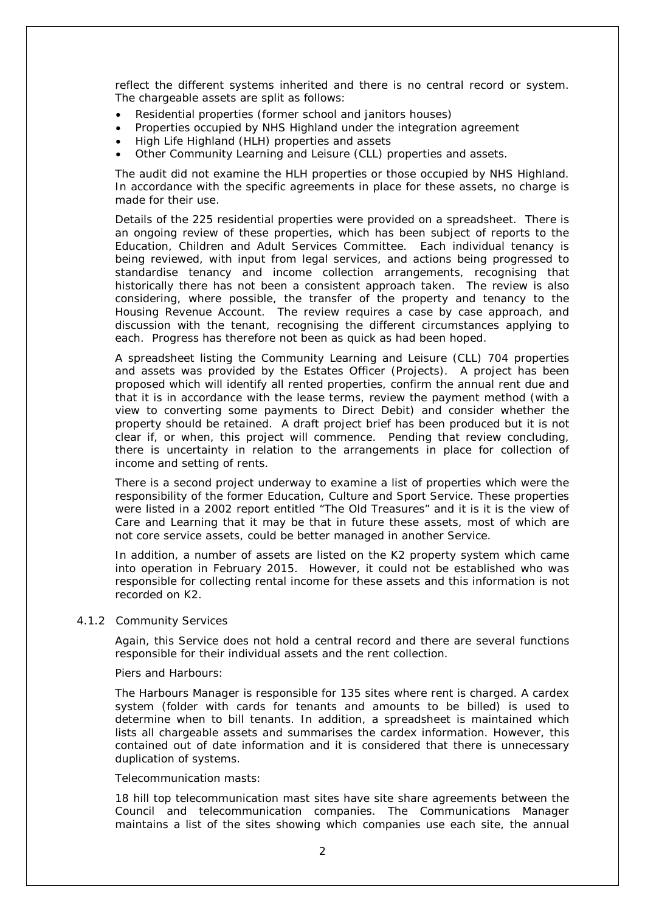reflect the different systems inherited and there is no central record or system. The chargeable assets are split as follows:

- Residential properties (former school and janitors houses)
- Properties occupied by NHS Highland under the integration agreement
- High Life Highland (HLH) properties and assets
- Other Community Learning and Leisure (CLL) properties and assets.

The audit did not examine the HLH properties or those occupied by NHS Highland. In accordance with the specific agreements in place for these assets, no charge is made for their use.

Details of the 225 residential properties were provided on a spreadsheet. There is an ongoing review of these properties, which has been subject of reports to the Education, Children and Adult Services Committee. Each individual tenancy is being reviewed, with input from legal services, and actions being progressed to standardise tenancy and income collection arrangements, recognising that historically there has not been a consistent approach taken. The review is also considering, where possible, the transfer of the property and tenancy to the Housing Revenue Account. The review requires a case by case approach, and discussion with the tenant, recognising the different circumstances applying to each. Progress has therefore not been as quick as had been hoped.

A spreadsheet listing the Community Learning and Leisure (CLL) 704 properties and assets was provided by the Estates Officer (Projects). A project has been proposed which will identify all rented properties, confirm the annual rent due and that it is in accordance with the lease terms, review the payment method (with a view to converting some payments to Direct Debit) and consider whether the property should be retained. A draft project brief has been produced but it is not clear if, or when, this project will commence. Pending that review concluding, there is uncertainty in relation to the arrangements in place for collection of income and setting of rents.

There is a second project underway to examine a list of properties which were the responsibility of the former Education, Culture and Sport Service. These properties were listed in a 2002 report entitled "The Old Treasures" and it is it is the view of Care and Learning that it may be that in future these assets, most of which are not core service assets, could be better managed in another Service.

In addition, a number of assets are listed on the K2 property system which came into operation in February 2015. However, it could not be established who was responsible for collecting rental income for these assets and this information is not recorded on K2.

#### 4.1.2 Community Services

Again, this Service does not hold a central record and there are several functions responsible for their individual assets and the rent collection.

Piers and Harbours:

The Harbours Manager is responsible for 135 sites where rent is charged. A cardex system (folder with cards for tenants and amounts to be billed) is used to determine when to bill tenants. In addition, a spreadsheet is maintained which lists all chargeable assets and summarises the cardex information. However, this contained out of date information and it is considered that there is unnecessary duplication of systems.

Telecommunication masts:

18 hill top telecommunication mast sites have site share agreements between the Council and telecommunication companies. The Communications Manager maintains a list of the sites showing which companies use each site, the annual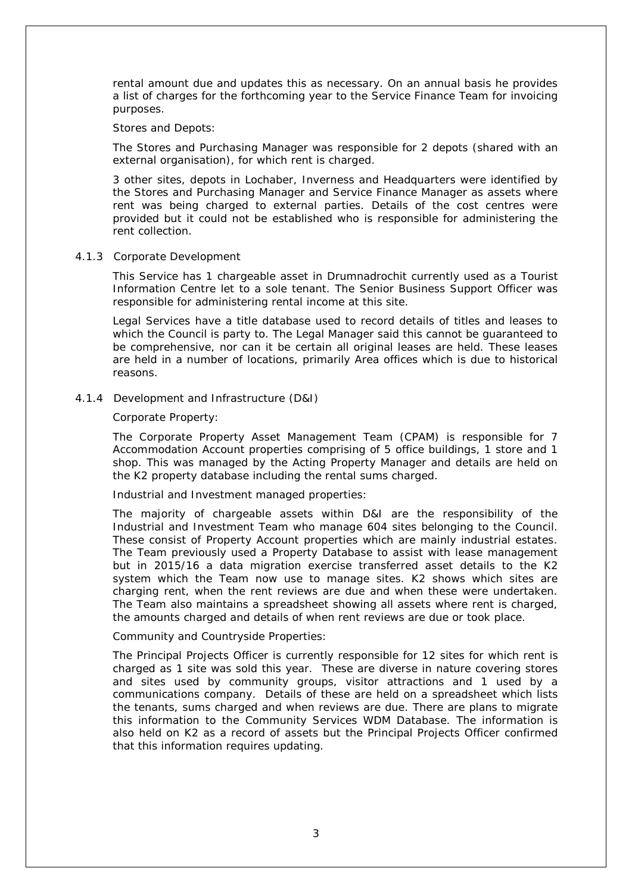rental amount due and updates this as necessary. On an annual basis he provides a list of charges for the forthcoming year to the Service Finance Team for invoicing purposes.

*Stores and Depots:*

The Stores and Purchasing Manager was responsible for 2 depots (shared with an external organisation), for which rent is charged.

3 other sites, depots in Lochaber, Inverness and Headquarters were identified by the Stores and Purchasing Manager and Service Finance Manager as assets where rent was being charged to external parties. Details of the cost centres were provided but it could not be established who is responsible for administering the rent collection.

#### 4.1.3 Corporate Development

This Service has 1 chargeable asset in Drumnadrochit currently used as a Tourist Information Centre let to a sole tenant. The Senior Business Support Officer was responsible for administering rental income at this site.

Legal Services have a title database used to record details of titles and leases to which the Council is party to. The Legal Manager said this cannot be guaranteed to be comprehensive, nor can it be certain all original leases are held. These leases are held in a number of locations, primarily Area offices which is due to historical reasons.

#### 4.1.4 Development and Infrastructure (D&I)

*Corporate Property:*

The Corporate Property Asset Management Team (CPAM) is responsible for 7 Accommodation Account properties comprising of 5 office buildings, 1 store and 1 shop. This was managed by the Acting Property Manager and details are held on the K2 property database including the rental sums charged.

*Industrial and Investment managed properties:*

The majority of chargeable assets within D&I are the responsibility of the Industrial and Investment Team who manage 604 sites belonging to the Council. These consist of Property Account properties which are mainly industrial estates. The Team previously used a Property Database to assist with lease management but in 2015/16 a data migration exercise transferred asset details to the K2 system which the Team now use to manage sites. K2 shows which sites are charging rent, when the rent reviews are due and when these were undertaken. The Team also maintains a spreadsheet showing all assets where rent is charged, the amounts charged and details of when rent reviews are due or took place.

*Community and Countryside Properties:*

The Principal Projects Officer is currently responsible for 12 sites for which rent is charged as 1 site was sold this year. These are diverse in nature covering stores and sites used by community groups, visitor attractions and 1 used by a communications company. Details of these are held on a spreadsheet which lists the tenants, sums charged and when reviews are due. There are plans to migrate this information to the Community Services WDM Database. The information is also held on K2 as a record of assets but the Principal Projects Officer confirmed that this information requires updating.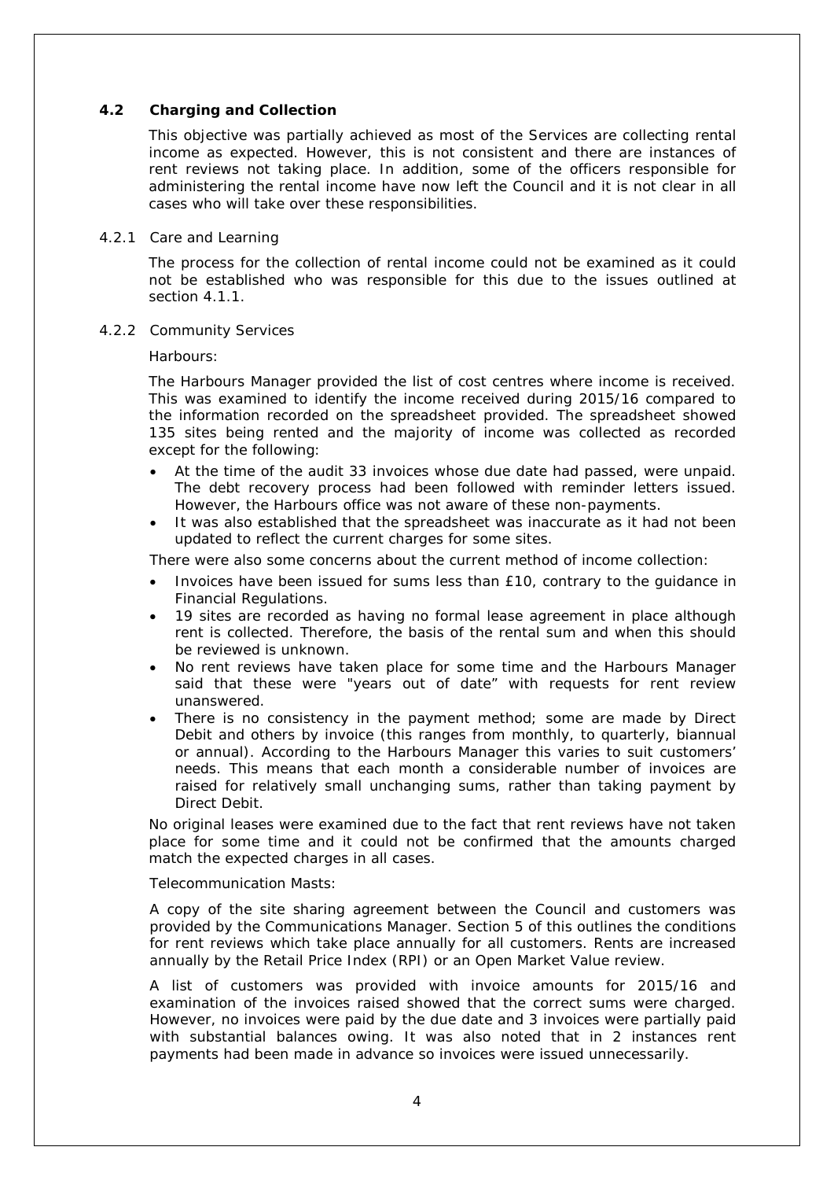### 4.2 Charging and Collection

This objective was partially achieved as most of the Services are collecting rental income as expected. However, this is not consistent and there are instances of rent reviews not taking place. In addition, some of the officers responsible for administering the rental income have now left the Council and it is not clear in all cases who will take over these responsibilities.

#### 4.2.1 Care and Learning

The process for the collection of rental income could not be examined as it could not be established who was responsible for this due to the issues outlined at section 4.1.1.

#### 4.2.2 Community Services

Harbours:

The Harbours Manager provided the list of cost centres where income is received. This was examined to identify the income received during 2015/16 compared to the information recorded on the spreadsheet provided. The spreadsheet showed 135 sites being rented and the majority of income was collected as recorded except for the following:

- At the time of the audit 33 invoices whose due date had passed, were unpaid. The debt recovery process had been followed with reminder letters issued. However, the Harbours office was not aware of these non-payments.
- It was also established that the spreadsheet was inaccurate as it had not been updated to reflect the current charges for some sites.

There were also some concerns about the current method of income collection:

- Invoices have been issued for sums less than £10, contrary to the guidance in Financial Regulations.
- 19 sites are recorded as having no formal lease agreement in place although rent is collected. Therefore, the basis of the rental sum and when this should be reviewed is unknown.
- No rent reviews have taken place for some time and the Harbours Manager said that these were "years out of date" with requests for rent review unanswered.
- There is no consistency in the payment method; some are made by Direct Debit and others by invoice (this ranges from monthly, to quarterly, biannual or annual). According to the Harbours Manager this varies to suit customers' needs. This means that each month a considerable number of invoices are raised for relatively small unchanging sums, rather than taking payment by Direct Debit.

No original leases were examined due to the fact that rent reviews have not taken place for some time and it could not be confirmed that the amounts charged match the expected charges in all cases.

Telecommunication Masts:

A copy of the site sharing agreement between the Council and customers was provided by the Communications Manager. Section 5 of this outlines the conditions for rent reviews which take place annually for all customers. Rents are increased annually by the Retail Price Index (RPI) or an Open Market Value review.

A list of customers was provided with invoice amounts for 2015/16 and examination of the invoices raised showed that the correct sums were charged. However, no invoices were paid by the due date and 3 invoices were partially paid with substantial balances owing. It was also noted that in 2 instances rent payments had been made in advance so invoices were issued unnecessarily.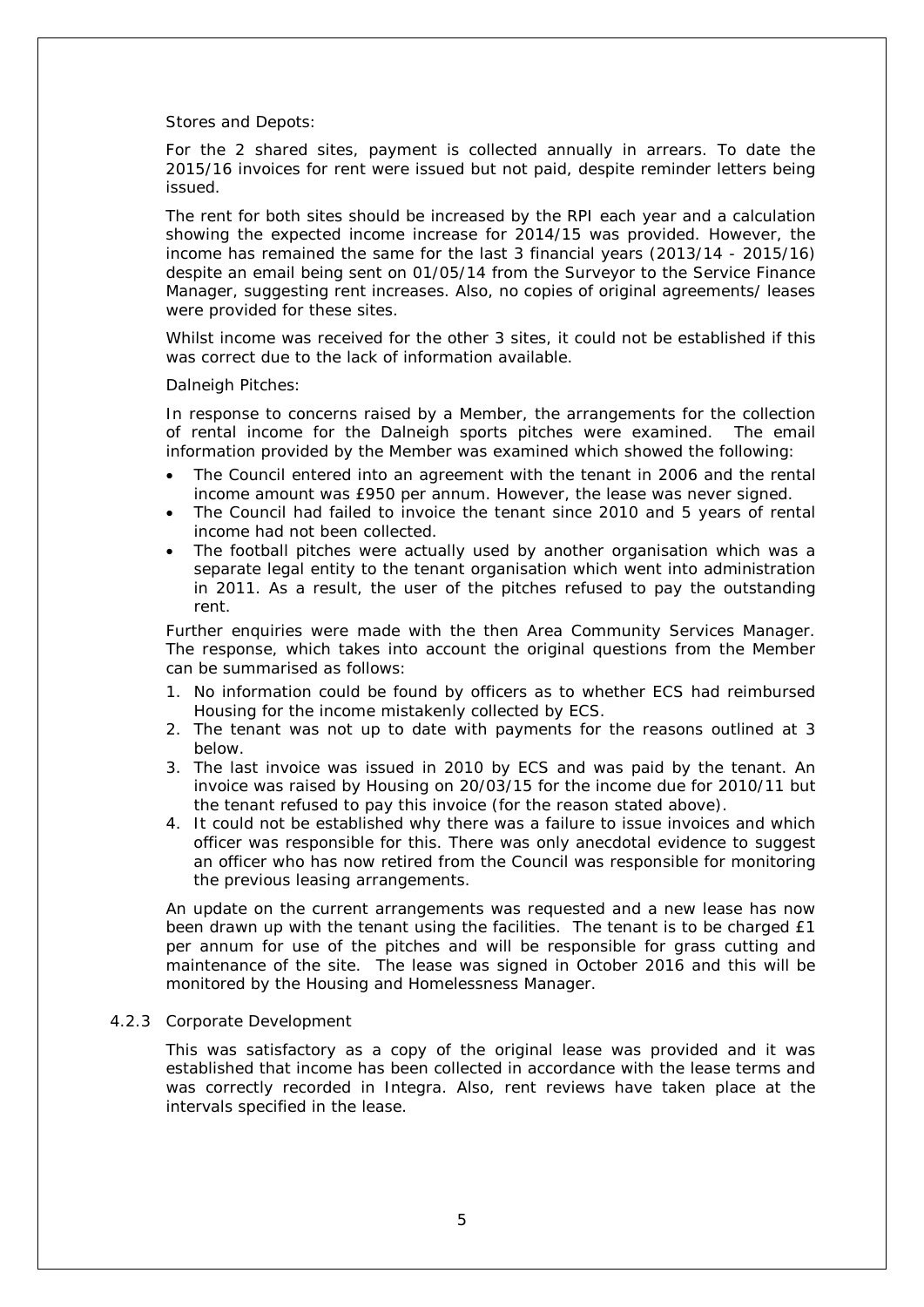Stores and Depots:

For the 2 shared sites, payment is collected annually in arrears. To date the 2015/16 invoices for rent were issued but not paid, despite reminder letters being issued.

The rent for both sites should be increased by the RPI each year and a calculation showing the expected income increase for 2014/15 was provided. However, the income has remained the same for the last 3 financial years (2013/14 - 2015/16) despite an email being sent on 01/05/14 from the Surveyor to the Service Finance Manager, suggesting rent increases. Also, no copies of original agreements/ leases were provided for these sites.

Whilst income was received for the other 3 sites, it could not be established if this was correct due to the lack of information available.

Dalneigh Pitches:

In response to concerns raised by a Member, the arrangements for the collection of rental income for the Dalneigh sports pitches were examined. The email information provided by the Member was examined which showed the following:

- The Council entered into an agreement with the tenant in 2006 and the rental income amount was £950 per annum. However, the lease was never signed.
- The Council had failed to invoice the tenant since 2010 and 5 years of rental income had not been collected.
- The football pitches were actually used by another organisation which was a separate legal entity to the tenant organisation which went into administration in 2011. As a result, the user of the pitches refused to pay the outstanding rent.

Further enquiries were made with the then Area Community Services Manager. The response, which takes into account the original questions from the Member can be summarised as follows:

1. No information could be found by officers as to whether ECS had reimbursed Housing for the income mistakenly collected by ECS.
2. The tenant was not up to date with payments for the reasons outlined at 3 below.
3. The last invoice was issued in 2010 by ECS and was paid by the tenant. An invoice was raised by Housing on 20/03/15 for the income due for 2010/11 but the tenant refused to pay this invoice (for the reason stated above).
4. It could not be established why there was a failure to issue invoices and which officer was responsible for this. There was only anecdotal evidence to suggest an officer who has now retired from the Council was responsible for monitoring the previous leasing arrangements.

An update on the current arrangements was requested and a new lease has now been drawn up with the tenant using the facilities. The tenant is to be charged £1 per annum for use of the pitches and will be responsible for grass cutting and maintenance of the site. The lease was signed in October 2016 and this will be monitored by the Housing and Homelessness Manager.

4.2.3 Corporate Development

This was satisfactory as a copy of the original lease was provided and it was established that income has been collected in accordance with the lease terms and was correctly recorded in Integra. Also, rent reviews have taken place at the intervals specified in the lease.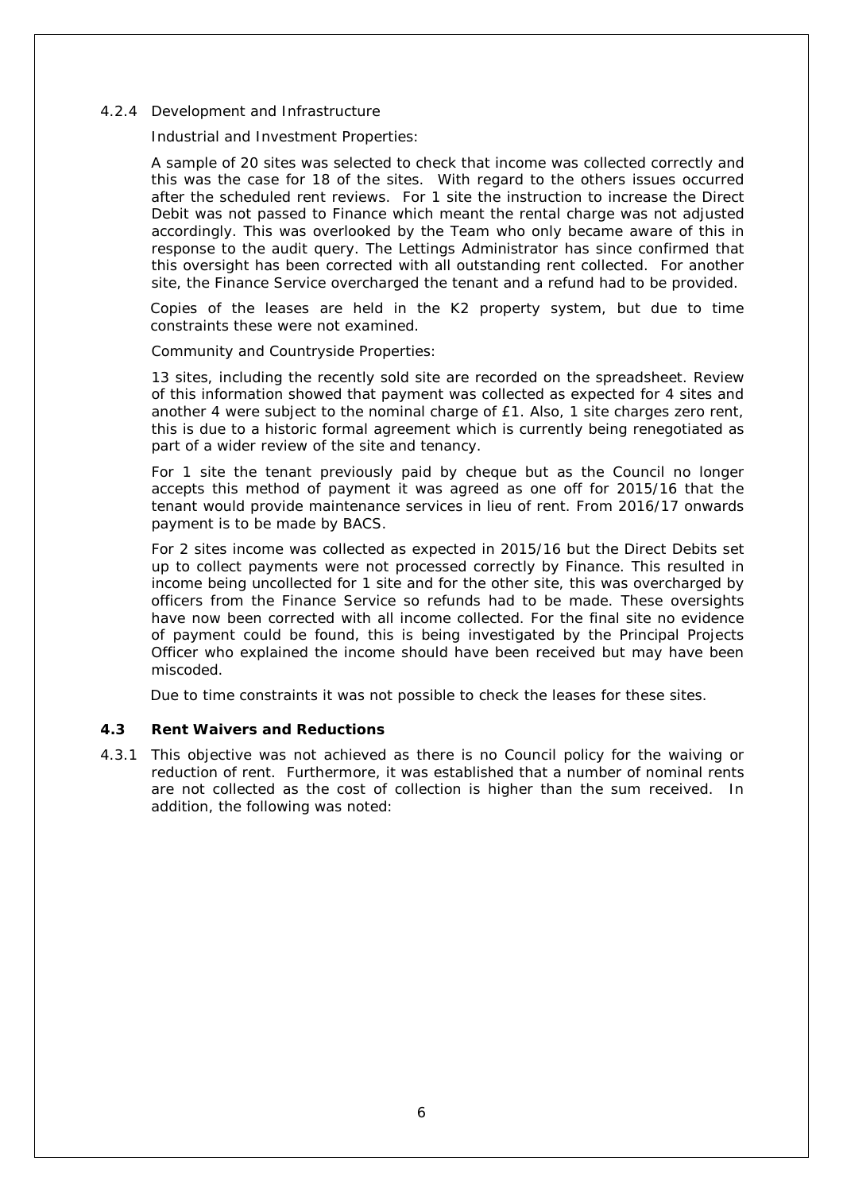4.2.4 Development and Infrastructure

Industrial and Investment Properties:

A sample of 20 sites was selected to check that income was collected correctly and this was the case for 18 of the sites. With regard to the others issues occurred after the scheduled rent reviews. For 1 site the instruction to increase the Direct Debit was not passed to Finance which meant the rental charge was not adjusted accordingly. This was overlooked by the Team who only became aware of this in response to the audit query. The Lettings Administrator has since confirmed that this oversight has been corrected with all outstanding rent collected. For another site, the Finance Service overcharged the tenant and a refund had to be provided.

Copies of the leases are held in the K2 property system, but due to time constraints these were not examined.

Community and Countryside Properties:

13 sites, including the recently sold site are recorded on the spreadsheet. Review of this information showed that payment was collected as expected for 4 sites and another 4 were subject to the nominal charge of £1. Also, 1 site charges zero rent, this is due to a historic formal agreement which is currently being renegotiated as part of a wider review of the site and tenancy.

For 1 site the tenant previously paid by cheque but as the Council no longer accepts this method of payment it was agreed as one off for 2015/16 that the tenant would provide maintenance services in lieu of rent. From 2016/17 onwards payment is to be made by BACS.

For 2 sites income was collected as expected in 2015/16 but the Direct Debits set up to collect payments were not processed correctly by Finance. This resulted in income being uncollected for 1 site and for the other site, this was overcharged by officers from the Finance Service so refunds had to be made. These oversights have now been corrected with all income collected. For the final site no evidence of payment could be found, this is being investigated by the Principal Projects Officer who explained the income should have been received but may have been miscoded.

Due to time constraints it was not possible to check the leases for these sites.

### 4.3 Rent Waivers and Reductions

4.3.1 This objective was not achieved as there is no Council policy for the waiving or reduction of rent. Furthermore, it was established that a number of nominal rents are not collected as the cost of collection is higher than the sum received. In addition, the following was noted: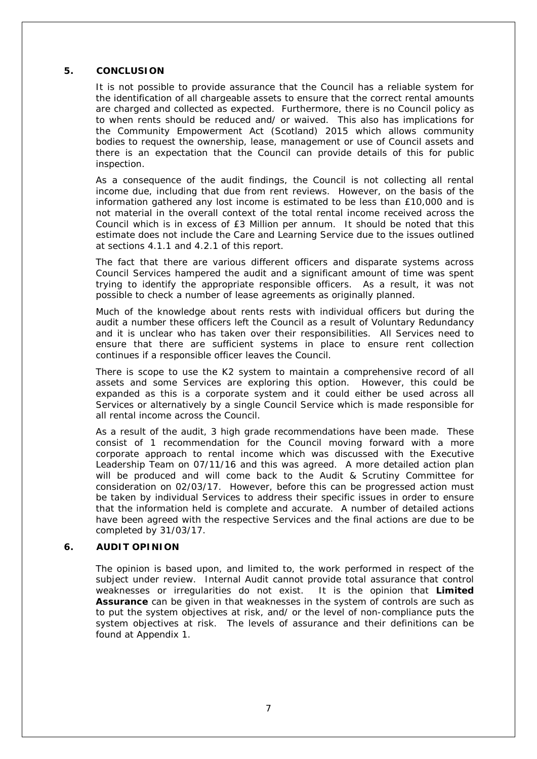## 5. CONCLUSION

It is not possible to provide assurance that the Council has a reliable system for the identification of all chargeable assets to ensure that the correct rental amounts are charged and collected as expected. Furthermore, there is no Council policy as to when rents should be reduced and/ or waived. This also has implications for the Community Empowerment Act (Scotland) 2015 which allows community bodies to request the ownership, lease, management or use of Council assets and there is an expectation that the Council can provide details of this for public inspection.

As a consequence of the audit findings, the Council is not collecting all rental income due, including that due from rent reviews. However, on the basis of the information gathered any lost income is estimated to be less than £10,000 and is not material in the overall context of the total rental income received across the Council which is in excess of £3 Million per annum. It should be noted that this estimate does not include the Care and Learning Service due to the issues outlined at sections 4.1.1 and 4.2.1 of this report.

The fact that there are various different officers and disparate systems across Council Services hampered the audit and a significant amount of time was spent trying to identify the appropriate responsible officers. As a result, it was not possible to check a number of lease agreements as originally planned.

Much of the knowledge about rents rests with individual officers but during the audit a number these officers left the Council as a result of Voluntary Redundancy and it is unclear who has taken over their responsibilities. All Services need to ensure that there are sufficient systems in place to ensure rent collection continues if a responsible officer leaves the Council.

There is scope to use the K2 system to maintain a comprehensive record of all assets and some Services are exploring this option. However, this could be expanded as this is a corporate system and it could either be used across all Services or alternatively by a single Council Service which is made responsible for all rental income across the Council.

As a result of the audit, 3 high grade recommendations have been made. These consist of 1 recommendation for the Council moving forward with a more corporate approach to rental income which was discussed with the Executive Leadership Team on 07/11/16 and this was agreed. A more detailed action plan will be produced and will come back to the Audit & Scrutiny Committee for consideration on 02/03/17. However, before this can be progressed action must be taken by individual Services to address their specific issues in order to ensure that the information held is complete and accurate. A number of detailed actions have been agreed with the respective Services and the final actions are due to be completed by 31/03/17.

## 6. AUDIT OPINION

The opinion is based upon, and limited to, the work performed in respect of the subject under review. Internal Audit cannot provide total assurance that control weaknesses or irregularities do not exist. It is the opinion that **Limited Assurance** can be given in that weaknesses in the system of controls are such as to put the system objectives at risk, and/ or the level of non-compliance puts the system objectives at risk. The levels of assurance and their definitions can be found at Appendix 1.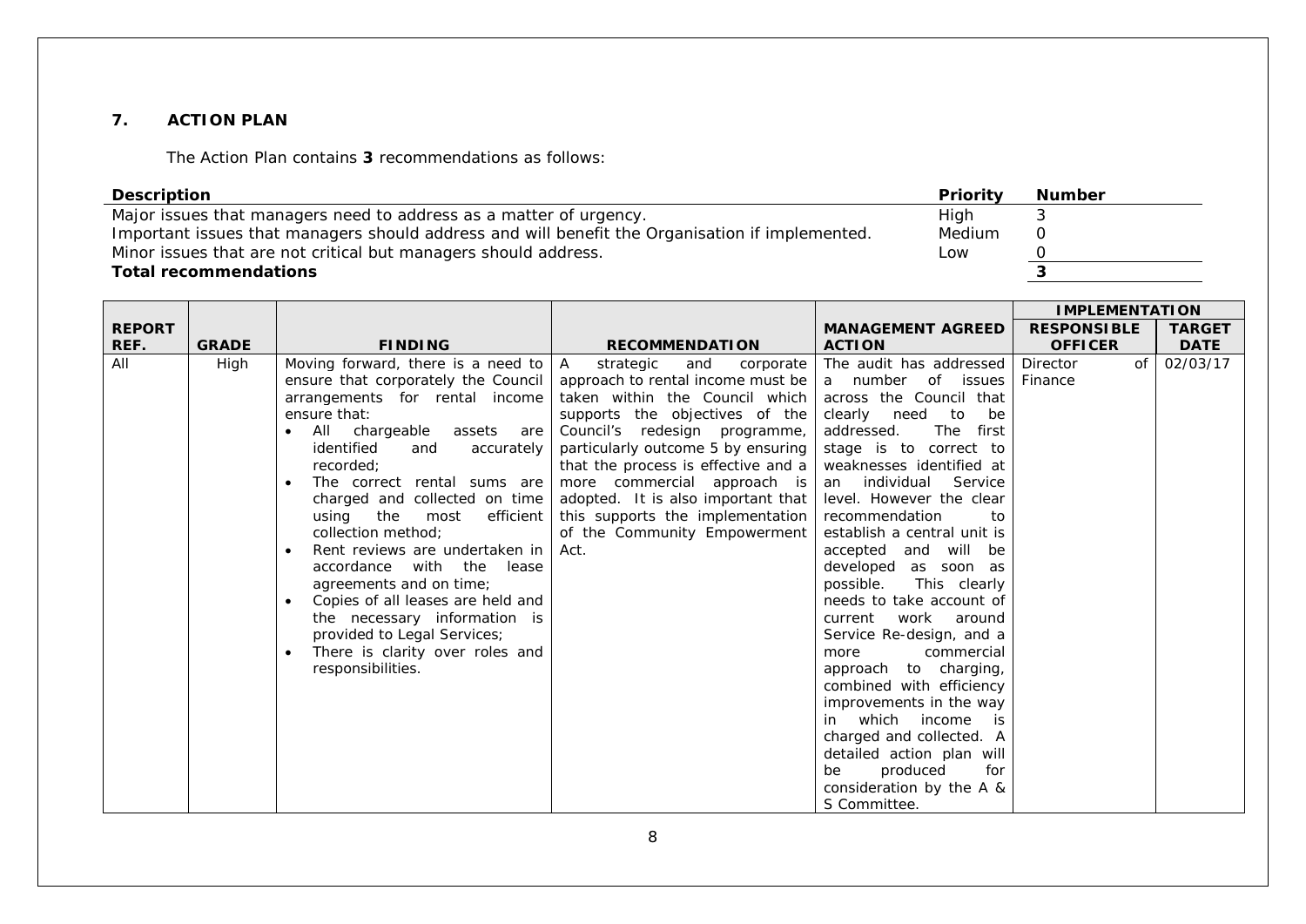## 7. ACTION PLAN

The Action Plan contains **3** recommendations as follows:

| Description | Priority | Number |
|---|---|---|
| Major issues that managers need to address as a matter of urgency. | High | 3 |
| Important issues that managers should address and will benefit the Organisation if implemented. | Medium | 0 |
| Minor issues that are not critical but managers should address. | Low | 0 |
| **Total recommendations** | | **3** |

| REPORT REF. | GRADE | FINDING | RECOMMENDATION | MANAGEMENT AGREED ACTION | IMPLEMENTATION | |
|---|---|---|---|---|---|---|
| | | | | | RESPONSIBLE OFFICER | TARGET DATE |
| All | High | Moving forward, there is a need to ensure that corporately the Council arrangements for rental income ensure that:<br>• All chargeable assets are identified and accurately recorded;<br>• The correct rental sums are charged and collected on time using the most efficient collection method;<br>• Rent reviews are undertaken in accordance with the lease agreements and on time;<br>• Copies of all leases are held and the necessary information is provided to Legal Services;<br>• There is clarity over roles and responsibilities. | A strategic and corporate approach to rental income must be taken within the Council which supports the objectives of the Council's redesign programme, particularly outcome 5 by ensuring that the process is effective and a more commercial approach is adopted. It is also important that this supports the implementation of the Community Empowerment Act. | The audit has addressed a number of issues across the Council that clearly need to be addressed. The first stage is to correct to weaknesses identified at an individual Service level. However the clear recommendation to establish a central unit is accepted and will be developed as soon as possible. This clearly needs to take account of current work around Service Re-design, and a more commercial approach to charging, combined with efficiency improvements in the way in which income is charged and collected. A detailed action plan will be produced for consideration by the A & S Committee. | Director of Finance | 02/03/17 |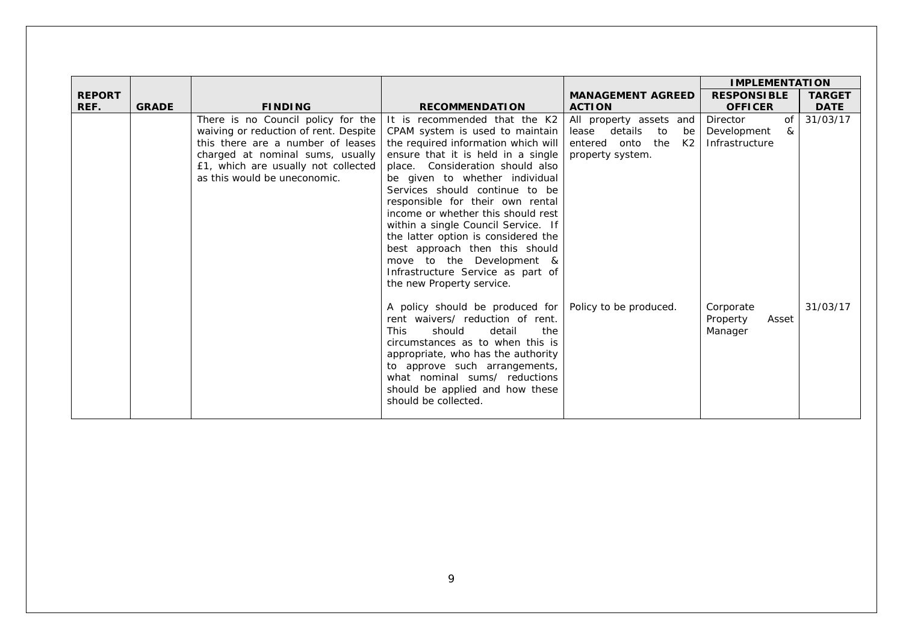| REPORT REF. | GRADE | FINDING | RECOMMENDATION | MANAGEMENT AGREED ACTION | IMPLEMENTATION | |
|---|---|---|---|---|---|---|
| | | | | | RESPONSIBLE OFFICER | TARGET DATE |
| | | There is no Council policy for the waiving or reduction of rent. Despite this there are a number of leases charged at nominal sums, usually £1, which are usually not collected as this would be uneconomic. | It is recommended that the K2 CPAM system is used to maintain the required information which will ensure that it is held in a single place. Consideration should also be given to whether individual Services should continue to be responsible for their own rental income or whether this should rest within a single Council Service. If the latter option is considered the best approach then this should move to the Development & Infrastructure Service as part of the new Property service. | All property assets and lease details to be entered onto the K2 property system. | Director of Development & Infrastructure | 31/03/17 |
| | | | A policy should be produced for rent waivers/ reduction of rent. This should detail the circumstances as to when this is appropriate, who has the authority to approve such arrangements, what nominal sums/ reductions should be applied and how these should be collected. | Policy to be produced. | Corporate Property Asset Manager | 31/03/17 |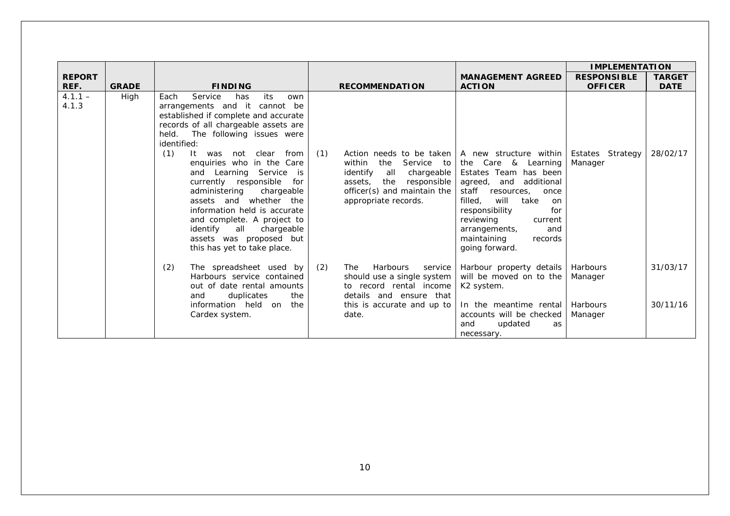| REPORT REF. | GRADE | FINDING | RECOMMENDATION | MANAGEMENT AGREED ACTION | IMPLEMENTATION | |
|---|---|---|---|---|---|---|
| | | | | | RESPONSIBLE OFFICER | TARGET DATE |
| 4.1.1 – 4.1.3 | High | Each Service has its own arrangements and it cannot be established if complete and accurate records of all chargeable assets are held. The following issues were identified: | | | | |
| | | (1) It was not clear from enquiries who in the Care and Learning Service is currently responsible for administering chargeable assets and whether the information held is accurate and complete. A project to identify all chargeable assets was proposed but this has yet to take place. | (1) Action needs to be taken within the Service to identify all chargeable assets, the responsible officer(s) and maintain the appropriate records. | A new structure within the Care & Learning Estates Team has been agreed, and additional staff resources, once filled, will take on responsibility for reviewing current arrangements, and maintaining records going forward. | Estates Strategy Manager | 28/02/17 |
| | | (2) The spreadsheet used by Harbours service contained out of date rental amounts and duplicates the information held on the Cardex system. | (2) The Harbours service should use a single system to record rental income details and ensure that this is accurate and up to date. | Harbour property details will be moved on to the K2 system. | Harbours Manager | 31/03/17 |
| | | | | In the meantime rental accounts will be checked and updated as necessary. | Harbours Manager | 30/11/16 |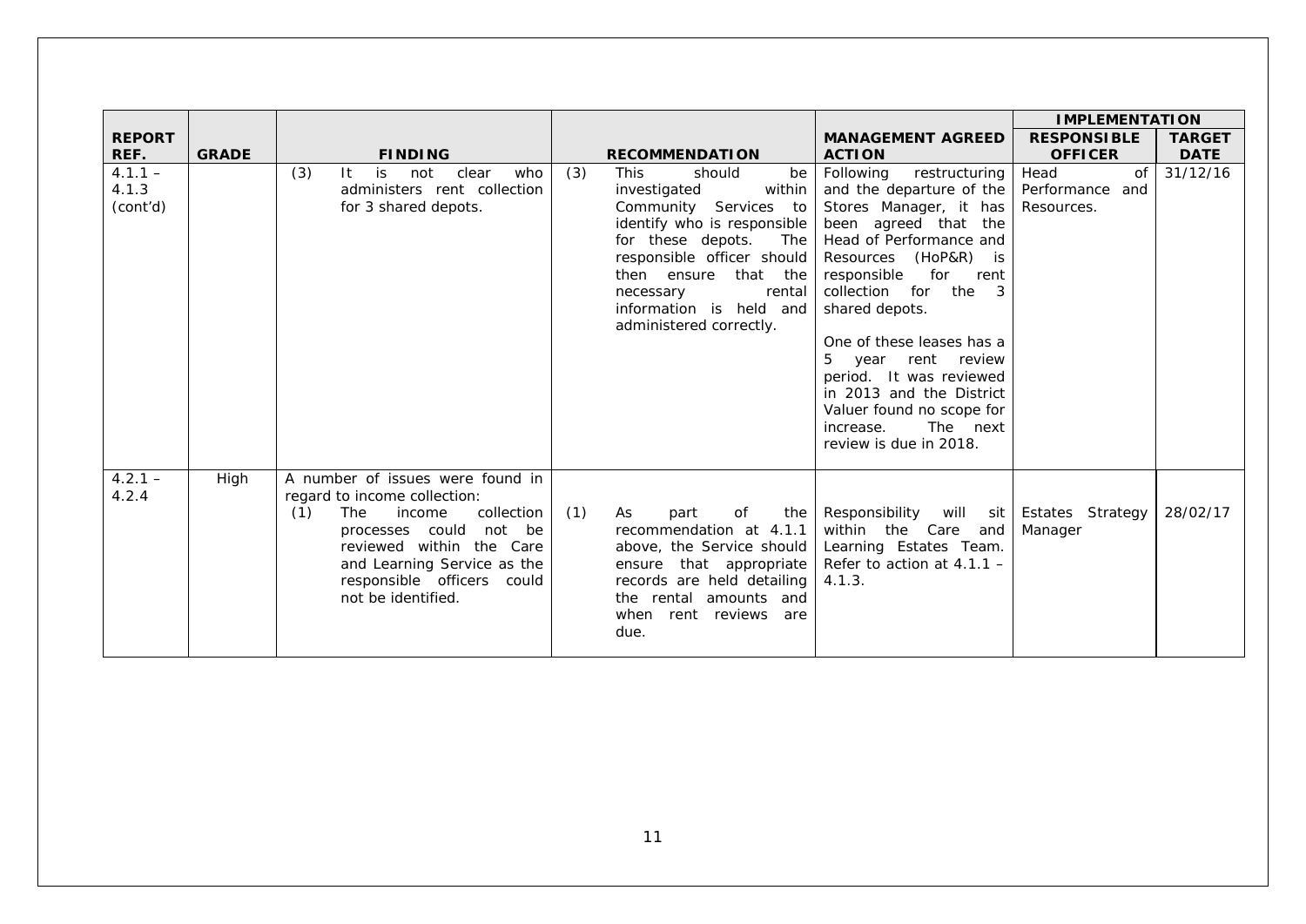| REPORT REF. | GRADE | FINDING | RECOMMENDATION | MANAGEMENT AGREED ACTION | IMPLEMENTATION | |
|---|---|---|---|---|---|---|
| | | | | | RESPONSIBLE OFFICER | TARGET DATE |
| 4.1.1 – 4.1.3 (cont'd) | | (3) It is not clear who administers rent collection for 3 shared depots. | (3) This should be investigated within Community Services to identify who is responsible for these depots. The responsible officer should then ensure that the necessary rental information is held and administered correctly. | Following restructuring and the departure of the Stores Manager, it has been agreed that the Head of Performance and Resources (HoP&R) is responsible for rent collection for the 3 shared depots.<br><br>One of these leases has a 5 year rent review period. It was reviewed in 2013 and the District Valuer found no scope for increase. The next review is due in 2018. | Head of Performance and Resources. | 31/12/16 |
| 4.2.1 – 4.2.4 | High | A number of issues were found in regard to income collection:<br>(1) The income collection processes could not be reviewed within the Care and Learning Service as the responsible officers could not be identified. | (1) As part of the recommendation at 4.1.1 above, the Service should ensure that appropriate records are held detailing the rental amounts and when rent reviews are due. | Responsibility will sit within the Care and Learning Estates Team. Refer to action at 4.1.1 – 4.1.3. | Estates Strategy Manager | 28/02/17 |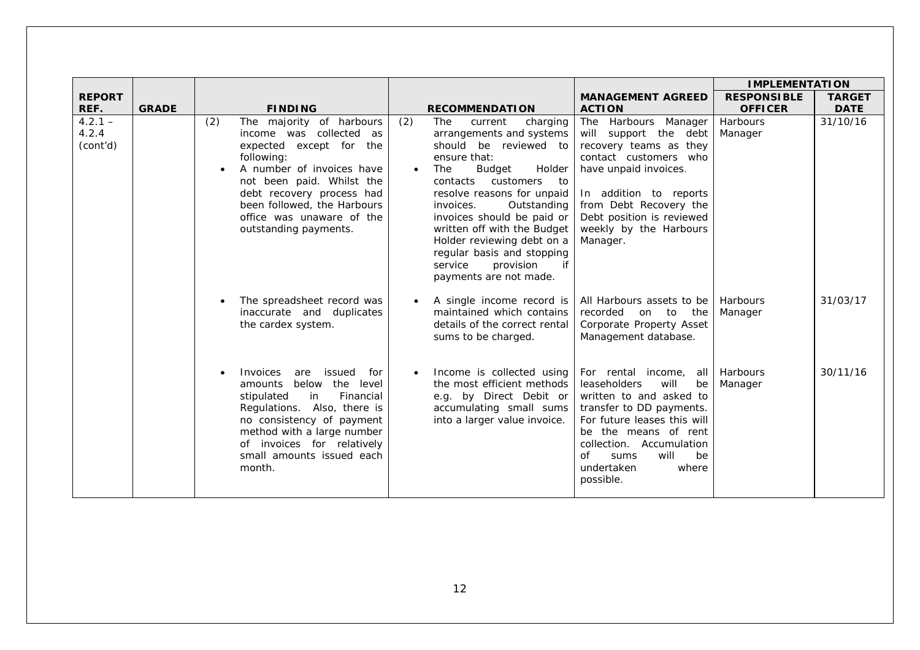| REPORT REF. | GRADE | FINDING | RECOMMENDATION | MANAGEMENT AGREED ACTION | IMPLEMENTATION | |
|---|---|---|---|---|---|---|
| | | | | | RESPONSIBLE OFFICER | TARGET DATE |
| 4.2.1 – 4.2.4 (cont'd) | | (2) The majority of harbours income was collected as expected except for the following:<br>• A number of invoices have not been paid. Whilst the debt recovery process had been followed, the Harbours office was unaware of the outstanding payments. | (2) The current charging arrangements and systems should be reviewed to ensure that:<br>• The Budget Holder contacts customers to resolve reasons for unpaid invoices. Outstanding invoices should be paid or written off with the Budget Holder reviewing debt on a regular basis and stopping service provision if payments are not made. | The Harbours Manager will support the debt recovery teams as they contact customers who have unpaid invoices.<br><br>In addition to reports from Debt Recovery the Debt position is reviewed weekly by the Harbours Manager. | Harbours Manager | 31/10/16 |
| | | • The spreadsheet record was inaccurate and duplicates the cardex system. | • A single income record is maintained which contains details of the correct rental sums to be charged. | All Harbours assets to be recorded on to the Corporate Property Asset Management database. | Harbours Manager | 31/03/17 |
| | | • Invoices are issued for amounts below the level stipulated in Financial Regulations. Also, there is no consistency of payment method with a large number of invoices for relatively small amounts issued each month. | • Income is collected using the most efficient methods e.g. by Direct Debit or accumulating small sums into a larger value invoice. | For rental income, all leaseholders will be written to and asked to transfer to DD payments. For future leases this will be the means of rent collection. Accumulation of sums will be undertaken where possible. | Harbours Manager | 30/11/16 |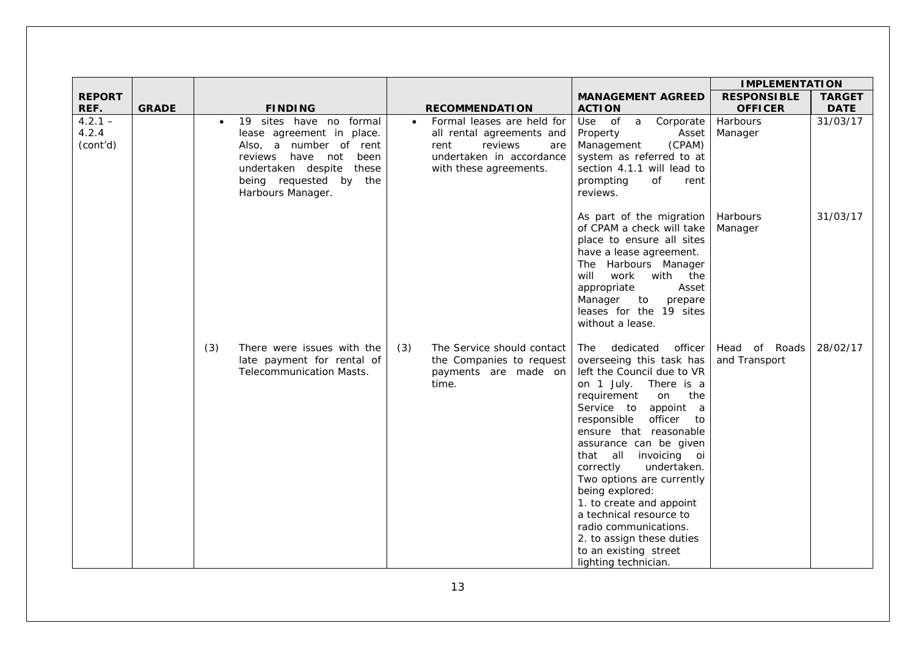| REPORT REF. | GRADE | FINDING | RECOMMENDATION | MANAGEMENT AGREED ACTION | IMPLEMENTATION | |
|---|---|---|---|---|---|---|
| | | | | | RESPONSIBLE OFFICER | TARGET DATE |
| 4.2.1 – 4.2.4 (cont'd) | | • 19 sites have no formal lease agreement in place. Also, a number of rent reviews have not been undertaken despite these being requested by the Harbours Manager. | • Formal leases are held for all rental agreements and rent reviews are undertaken in accordance with these agreements. | Use of a Corporate Property Asset Management (CPAM) system as referred to at section 4.1.1 will lead to prompting of rent reviews. | Harbours Manager | 31/03/17 |
| | | | | As part of the migration of CPAM a check will take place to ensure all sites have a lease agreement. The Harbours Manager will work with the appropriate Asset Manager to prepare leases for the 19 sites without a lease. | Harbours Manager | 31/03/17 |
| | | (3) There were issues with the late payment for rental of Telecommunication Masts. | (3) The Service should contact the Companies to request payments are made on time. | The dedicated officer overseeing this task has left the Council due to VR on 1 July. There is a requirement on the Service to appoint a responsible officer to ensure that reasonable assurance can be given that all invoicing oi correctly undertaken. Two options are currently being explored:<br>1. to create and appoint a technical resource to radio communications.<br>2. to assign these duties to an existing street lighting technician. | Head of Roads and Transport | 28/02/17 |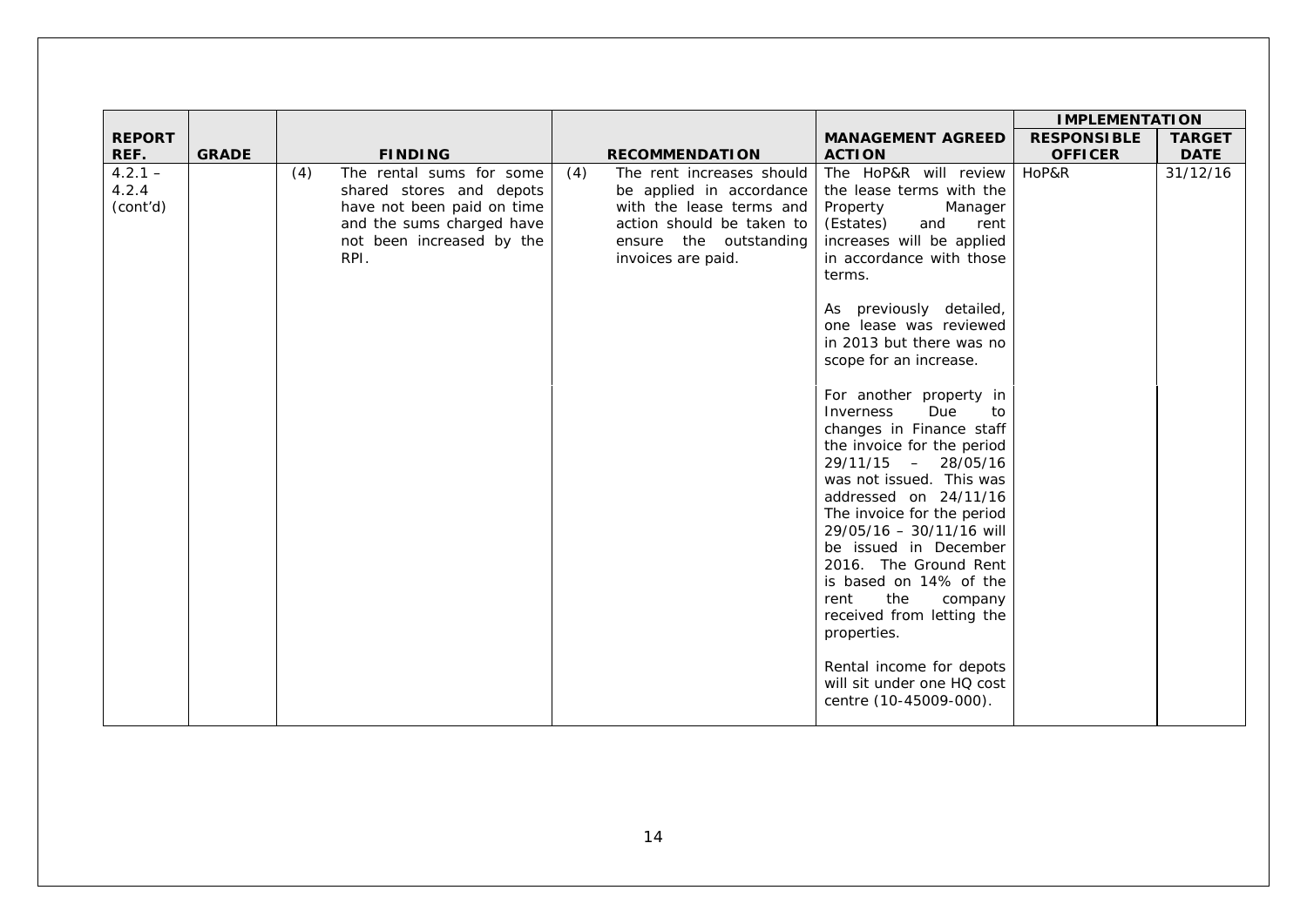| REPORT REF. | GRADE | FINDING | RECOMMENDATION | MANAGEMENT AGREED ACTION | IMPLEMENTATION | |
|---|---|---|---|---|---|---|
| | | | | | RESPONSIBLE OFFICER | TARGET DATE |
| 4.2.1 – 4.2.4 (cont'd) | | (4) The rental sums for some shared stores and depots have not been paid on time and the sums charged have not been increased by the RPI. | (4) The rent increases should be applied in accordance with the lease terms and action should be taken to ensure the outstanding invoices are paid. | The HoP&R will review the lease terms with the Property Manager (Estates) and rent increases will be applied in accordance with those terms.<br><br>As previously detailed, one lease was reviewed in 2013 but there was no scope for an increase.<br><br>For another property in Inverness Due to changes in Finance staff the invoice for the period 29/11/15 – 28/05/16 was not issued. This was addressed on 24/11/16 The invoice for the period 29/05/16 – 30/11/16 will be issued in December 2016. The Ground Rent is based on 14% of the rent the company received from letting the properties.<br><br>Rental income for depots will sit under one HQ cost centre (10-45009-000). | HoP&R | 31/12/16 |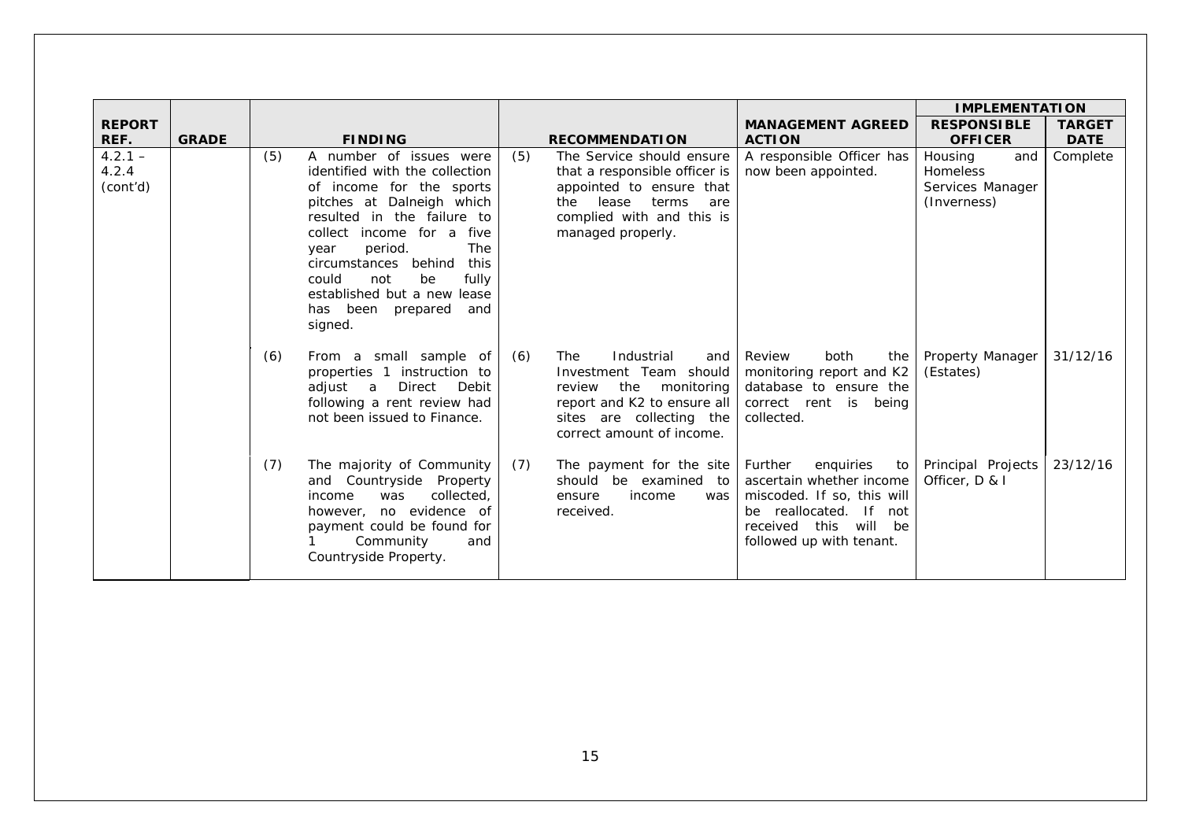| REPORT REF. | GRADE | FINDING | RECOMMENDATION | MANAGEMENT AGREED ACTION | IMPLEMENTATION | |
|---|---|---|---|---|---|---|
| | | | | | RESPONSIBLE OFFICER | TARGET DATE |
| 4.2.1 – 4.2.4 (cont'd) | | (5) A number of issues were identified with the collection of income for the sports pitches at Dalneigh which resulted in the failure to collect income for a five year period. The circumstances behind this could not be fully established but a new lease has been prepared and signed. | (5) The Service should ensure that a responsible officer is appointed to ensure that the lease terms are complied with and this is managed properly. | A responsible Officer has now been appointed. | Housing and Homeless Services Manager (Inverness) | Complete |
| | | (6) From a small sample of properties 1 instruction to adjust a Direct Debit following a rent review had not been issued to Finance. | (6) The Industrial and Investment Team should review the monitoring report and K2 to ensure all sites are collecting the correct amount of income. | Review both the monitoring report and K2 database to ensure the correct rent is being collected. | Property Manager (Estates) | 31/12/16 |
| | | (7) The majority of Community and Countryside Property income was collected, however, no evidence of payment could be found for 1 Community and Countryside Property. | (7) The payment for the site should be examined to ensure income was received. | Further enquiries to ascertain whether income miscoded. If so, this will be reallocated. If not received this will be followed up with tenant. | Principal Projects Officer, D & I | 23/12/16 |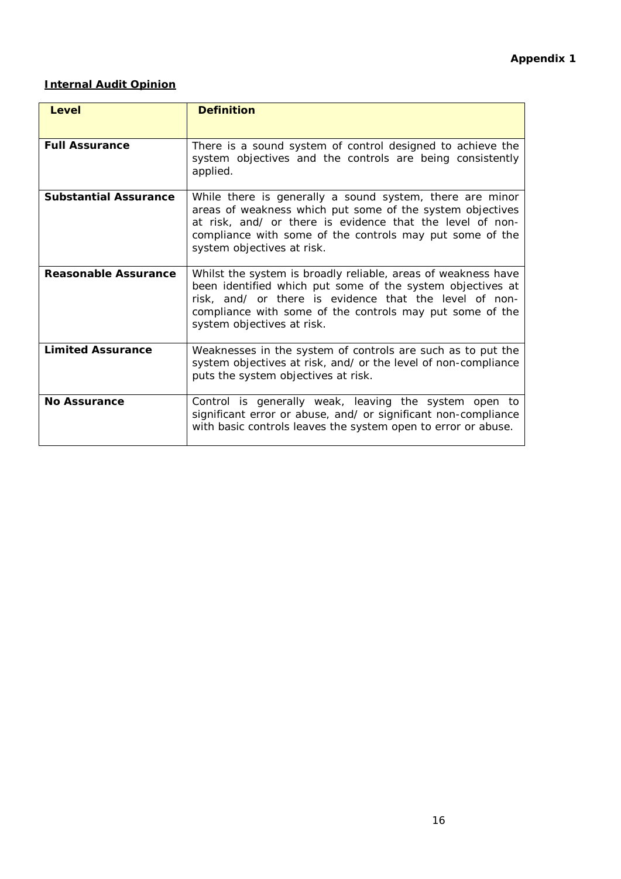**Appendix 1**

**Internal Audit Opinion**

| Level | Definition |
|---|---|
| **Full Assurance** | There is a sound system of control designed to achieve the system objectives and the controls are being consistently applied. |
| **Substantial Assurance** | While there is generally a sound system, there are minor areas of weakness which put some of the system objectives at risk, and/ or there is evidence that the level of non-compliance with some of the controls may put some of the system objectives at risk. |
| **Reasonable Assurance** | Whilst the system is broadly reliable, areas of weakness have been identified which put some of the system objectives at risk, and/ or there is evidence that the level of non-compliance with some of the controls may put some of the system objectives at risk. |
| **Limited Assurance** | Weaknesses in the system of controls are such as to put the system objectives at risk, and/ or the level of non-compliance puts the system objectives at risk. |
| **No Assurance** | Control is generally weak, leaving the system open to significant error or abuse, and/ or significant non-compliance with basic controls leaves the system open to error or abuse. |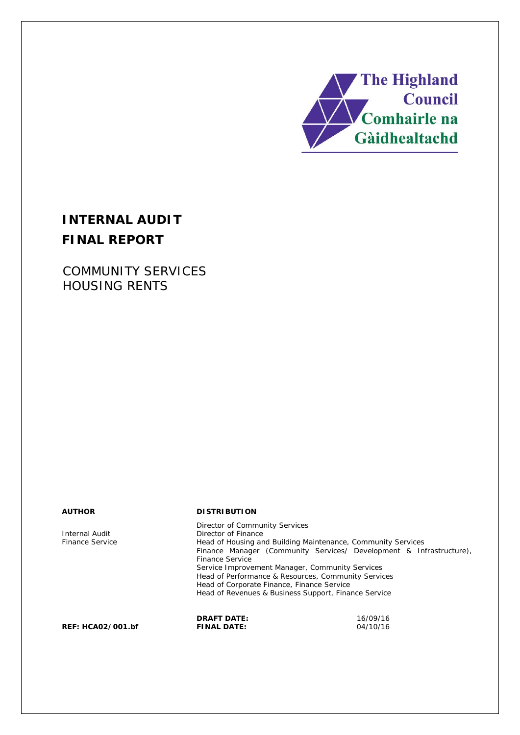# INTERNAL AUDIT

# FINAL REPORT

## COMMUNITY SERVICES
## HOUSING RENTS

| AUTHOR | DISTRIBUTION | | |
|---|---|---|---|
| Internal Audit<br>Finance Service | Director of Community Services<br>Director of Finance<br>Head of Housing and Building Maintenance, Community Services<br>Finance Manager (Community Services/ Development & Infrastructure), Finance Service<br>Service Improvement Manager, Community Services<br>Head of Performance & Resources, Community Services<br>Head of Corporate Finance, Finance Service<br>Head of Revenues & Business Support, Finance Service | | |
| | **DRAFT DATE:** | 16/09/16 | |
| **REF: HCA02/001.bf** | **FINAL DATE:** | 04/10/16 | |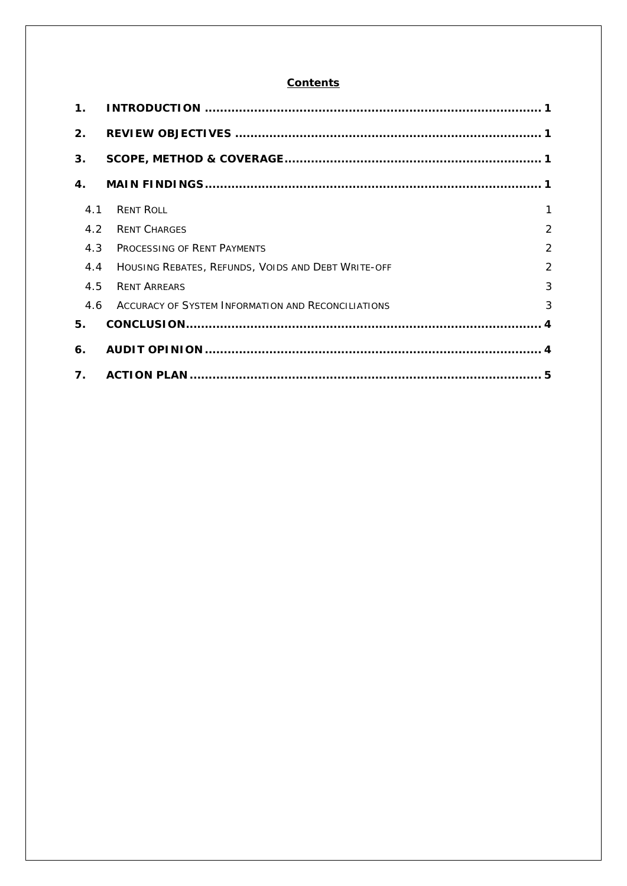## Contents

| | | |
|---|---|---|
| **1.** | **INTRODUCTION** | **1** |
| **2.** | **REVIEW OBJECTIVES** | **1** |
| **3.** | **SCOPE, METHOD & COVERAGE** | **1** |
| **4.** | **MAIN FINDINGS** | **1** |
| 4.1 | RENT ROLL | 1 |
| 4.2 | RENT CHARGES | 2 |
| 4.3 | PROCESSING OF RENT PAYMENTS | 2 |
| 4.4 | HOUSING REBATES, REFUNDS, VOIDS AND DEBT WRITE-OFF | 2 |
| 4.5 | RENT ARREARS | 3 |
| 4.6 | ACCURACY OF SYSTEM INFORMATION AND RECONCILIATIONS | 3 |
| **5.** | **CONCLUSION** | **4** |
| **6.** | **AUDIT OPINION** | **4** |
| **7.** | **ACTION PLAN** | **5** |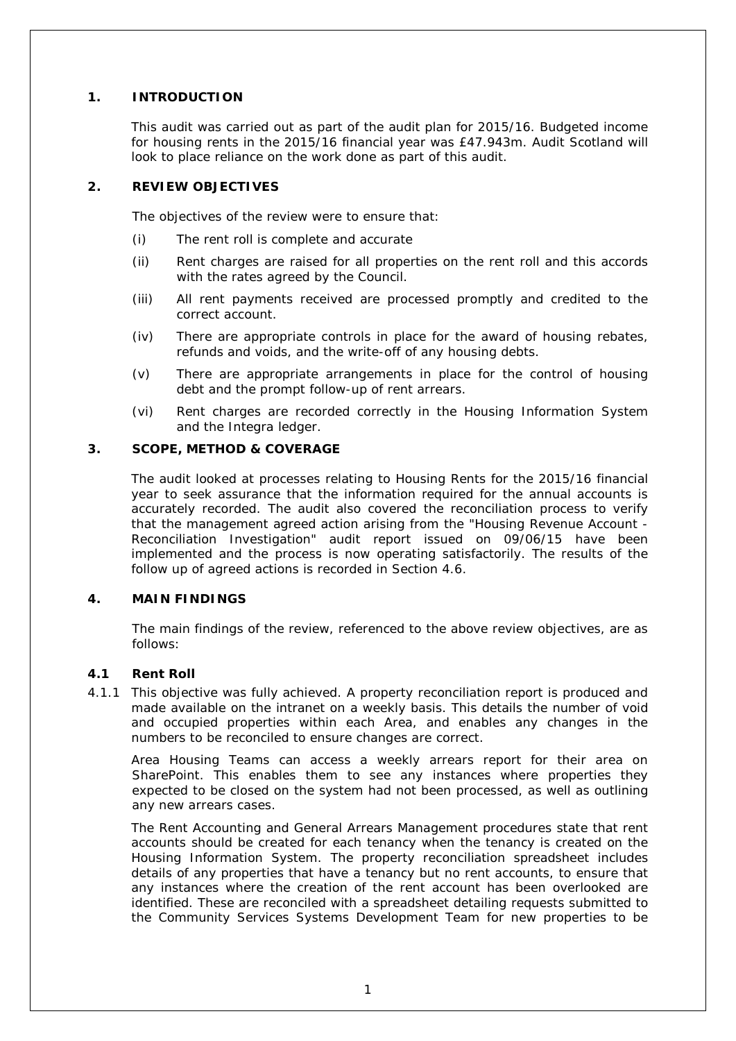## 1. INTRODUCTION

This audit was carried out as part of the audit plan for 2015/16. Budgeted income for housing rents in the 2015/16 financial year was £47.943m. Audit Scotland will look to place reliance on the work done as part of this audit.

## 2. REVIEW OBJECTIVES

The objectives of the review were to ensure that:

(i) The rent roll is complete and accurate

(ii) Rent charges are raised for all properties on the rent roll and this accords with the rates agreed by the Council.

(iii) All rent payments received are processed promptly and credited to the correct account.

(iv) There are appropriate controls in place for the award of housing rebates, refunds and voids, and the write-off of any housing debts.

(v) There are appropriate arrangements in place for the control of housing debt and the prompt follow-up of rent arrears.

(vi) Rent charges are recorded correctly in the Housing Information System and the Integra ledger.

## 3. SCOPE, METHOD & COVERAGE

The audit looked at processes relating to Housing Rents for the 2015/16 financial year to seek assurance that the information required for the annual accounts is accurately recorded. The audit also covered the reconciliation process to verify that the management agreed action arising from the "Housing Revenue Account - Reconciliation Investigation" audit report issued on 09/06/15 have been implemented and the process is now operating satisfactorily. The results of the follow up of agreed actions is recorded in Section 4.6.

## 4. MAIN FINDINGS

The main findings of the review, referenced to the above review objectives, are as follows:

### 4.1 Rent Roll

4.1.1 This objective was fully achieved. A property reconciliation report is produced and made available on the intranet on a weekly basis. This details the number of void and occupied properties within each Area, and enables any changes in the numbers to be reconciled to ensure changes are correct.

Area Housing Teams can access a weekly arrears report for their area on SharePoint. This enables them to see any instances where properties they expected to be closed on the system had not been processed, as well as outlining any new arrears cases.

The Rent Accounting and General Arrears Management procedures state that rent accounts should be created for each tenancy when the tenancy is created on the Housing Information System. The property reconciliation spreadsheet includes details of any properties that have a tenancy but no rent accounts, to ensure that any instances where the creation of the rent account has been overlooked are identified. These are reconciled with a spreadsheet detailing requests submitted to the Community Services Systems Development Team for new properties to be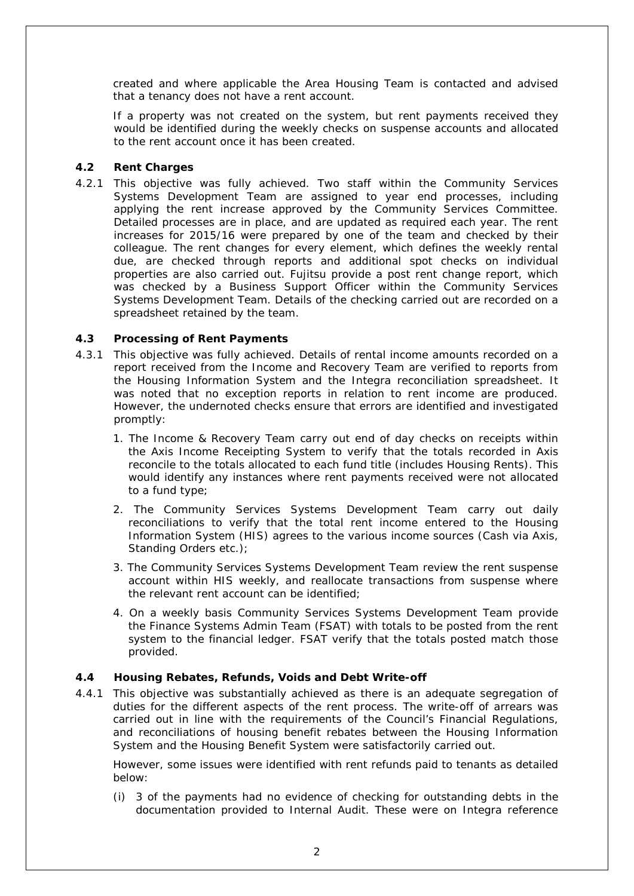created and where applicable the Area Housing Team is contacted and advised that a tenancy does not have a rent account.

If a property was not created on the system, but rent payments received they would be identified during the weekly checks on suspense accounts and allocated to the rent account once it has been created.

### 4.2 Rent Charges

4.2.1 This objective was fully achieved. Two staff within the Community Services Systems Development Team are assigned to year end processes, including applying the rent increase approved by the Community Services Committee. Detailed processes are in place, and are updated as required each year. The rent increases for 2015/16 were prepared by one of the team and checked by their colleague. The rent changes for every element, which defines the weekly rental due, are checked through reports and additional spot checks on individual properties are also carried out. Fujitsu provide a post rent change report, which was checked by a Business Support Officer within the Community Services Systems Development Team. Details of the checking carried out are recorded on a spreadsheet retained by the team.

### 4.3 Processing of Rent Payments

4.3.1 This objective was fully achieved. Details of rental income amounts recorded on a report received from the Income and Recovery Team are verified to reports from the Housing Information System and the Integra reconciliation spreadsheet. It was noted that no exception reports in relation to rent income are produced. However, the undernoted checks ensure that errors are identified and investigated promptly:

1. The Income & Recovery Team carry out end of day checks on receipts within the Axis Income Receipting System to verify that the totals recorded in Axis reconcile to the totals allocated to each fund title (includes Housing Rents). This would identify any instances where rent payments received were not allocated to a fund type;
2. The Community Services Systems Development Team carry out daily reconciliations to verify that the total rent income entered to the Housing Information System (HIS) agrees to the various income sources (Cash via Axis, Standing Orders etc.);
3. The Community Services Systems Development Team review the rent suspense account within HIS weekly, and reallocate transactions from suspense where the relevant rent account can be identified;
4. On a weekly basis Community Services Systems Development Team provide the Finance Systems Admin Team (FSAT) with totals to be posted from the rent system to the financial ledger. FSAT verify that the totals posted match those provided.

### 4.4 Housing Rebates, Refunds, Voids and Debt Write-off

4.4.1 This objective was substantially achieved as there is an adequate segregation of duties for the different aspects of the rent process. The write-off of arrears was carried out in line with the requirements of the Council's Financial Regulations, and reconciliations of housing benefit rebates between the Housing Information System and the Housing Benefit System were satisfactorily carried out.

However, some issues were identified with rent refunds paid to tenants as detailed below:

(i) 3 of the payments had no evidence of checking for outstanding debts in the documentation provided to Internal Audit. These were on Integra reference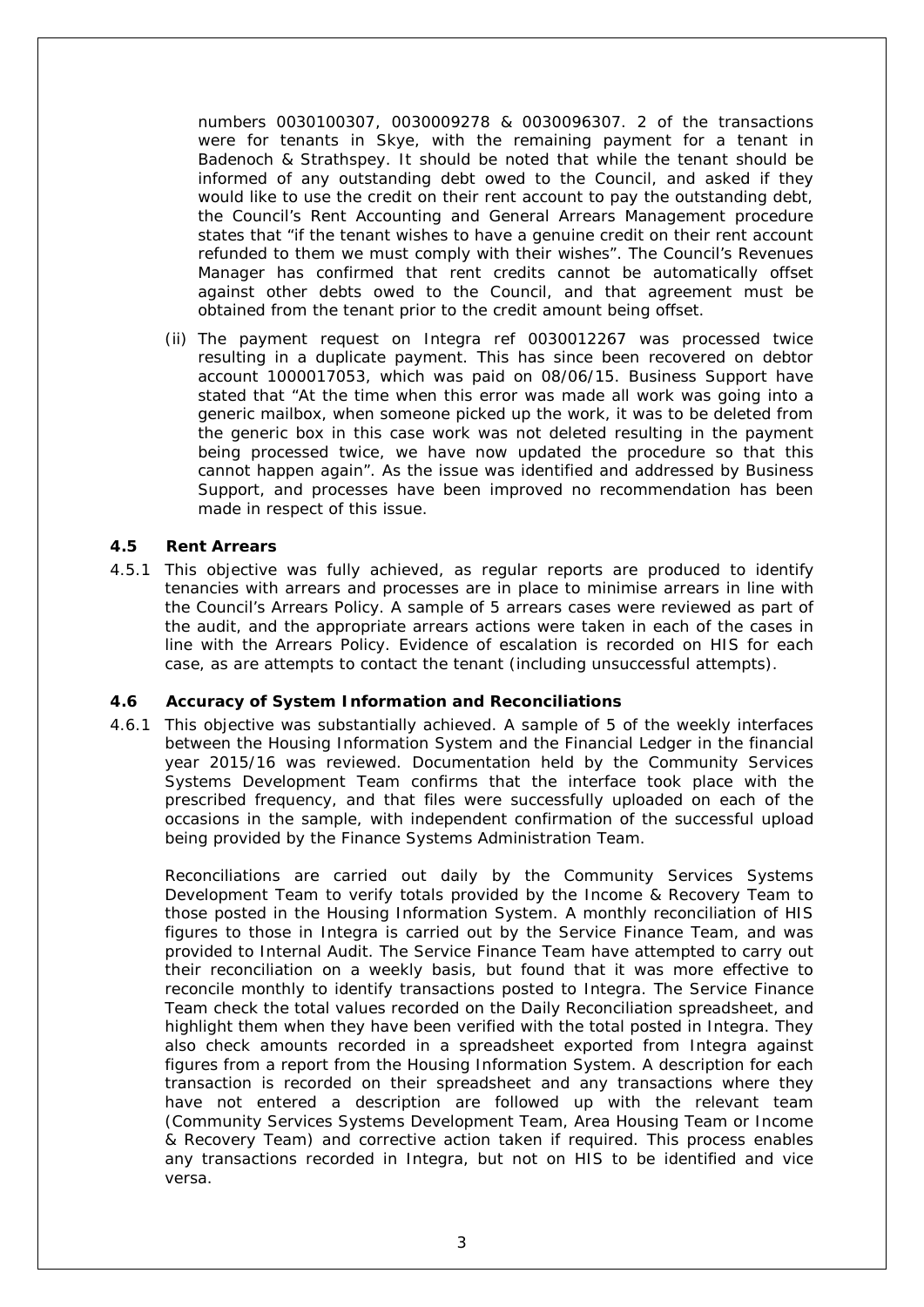numbers 0030100307, 0030009278 & 0030096307. 2 of the transactions were for tenants in Skye, with the remaining payment for a tenant in Badenoch & Strathspey. It should be noted that while the tenant should be informed of any outstanding debt owed to the Council, and asked if they would like to use the credit on their rent account to pay the outstanding debt, the Council's Rent Accounting and General Arrears Management procedure states that "if the tenant wishes to have a genuine credit on their rent account refunded to them we must comply with their wishes". The Council's Revenues Manager has confirmed that rent credits cannot be automatically offset against other debts owed to the Council, and that agreement must be obtained from the tenant prior to the credit amount being offset.

(ii) The payment request on Integra ref 0030012267 was processed twice resulting in a duplicate payment. This has since been recovered on debtor account 1000017053, which was paid on 08/06/15. Business Support have stated that "At the time when this error was made all work was going into a generic mailbox, when someone picked up the work, it was to be deleted from the generic box in this case work was not deleted resulting in the payment being processed twice, we have now updated the procedure so that this cannot happen again". As the issue was identified and addressed by Business Support, and processes have been improved no recommendation has been made in respect of this issue.

### 4.5 Rent Arrears

4.5.1 This objective was fully achieved, as regular reports are produced to identify tenancies with arrears and processes are in place to minimise arrears in line with the Council's Arrears Policy. A sample of 5 arrears cases were reviewed as part of the audit, and the appropriate arrears actions were taken in each of the cases in line with the Arrears Policy. Evidence of escalation is recorded on HIS for each case, as are attempts to contact the tenant (including unsuccessful attempts).

### 4.6 Accuracy of System Information and Reconciliations

4.6.1 This objective was substantially achieved. A sample of 5 of the weekly interfaces between the Housing Information System and the Financial Ledger in the financial year 2015/16 was reviewed. Documentation held by the Community Services Systems Development Team confirms that the interface took place with the prescribed frequency, and that files were successfully uploaded on each of the occasions in the sample, with independent confirmation of the successful upload being provided by the Finance Systems Administration Team.

Reconciliations are carried out daily by the Community Services Systems Development Team to verify totals provided by the Income & Recovery Team to those posted in the Housing Information System. A monthly reconciliation of HIS figures to those in Integra is carried out by the Service Finance Team, and was provided to Internal Audit. The Service Finance Team have attempted to carry out their reconciliation on a weekly basis, but found that it was more effective to reconcile monthly to identify transactions posted to Integra. The Service Finance Team check the total values recorded on the Daily Reconciliation spreadsheet, and highlight them when they have been verified with the total posted in Integra. They also check amounts recorded in a spreadsheet exported from Integra against figures from a report from the Housing Information System. A description for each transaction is recorded on their spreadsheet and any transactions where they have not entered a description are followed up with the relevant team (Community Services Systems Development Team, Area Housing Team or Income & Recovery Team) and corrective action taken if required. This process enables any transactions recorded in Integra, but not on HIS to be identified and vice versa.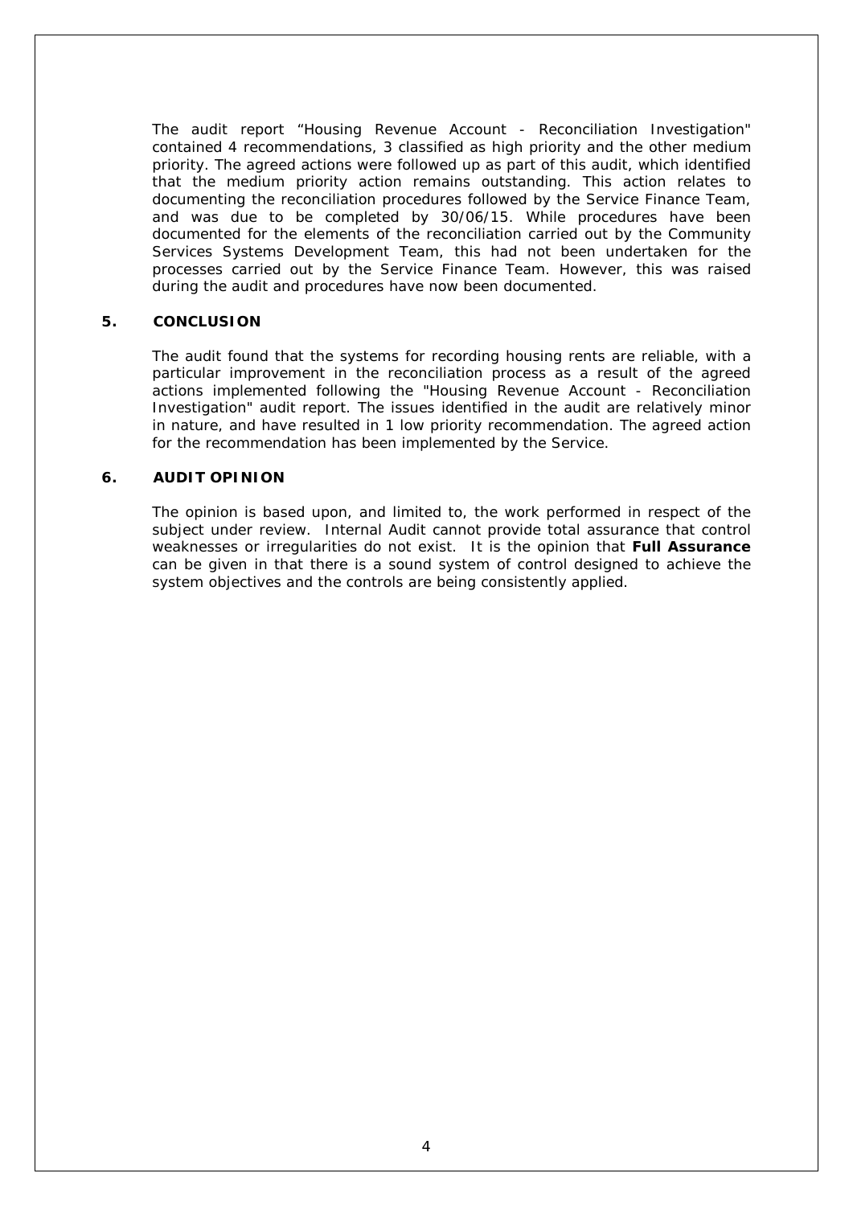The audit report “Housing Revenue Account - Reconciliation Investigation" contained 4 recommendations, 3 classified as high priority and the other medium priority. The agreed actions were followed up as part of this audit, which identified that the medium priority action remains outstanding. This action relates to documenting the reconciliation procedures followed by the Service Finance Team, and was due to be completed by 30/06/15. While procedures have been documented for the elements of the reconciliation carried out by the Community Services Systems Development Team, this had not been undertaken for the processes carried out by the Service Finance Team. However, this was raised during the audit and procedures have now been documented.

## 5. CONCLUSION

The audit found that the systems for recording housing rents are reliable, with a particular improvement in the reconciliation process as a result of the agreed actions implemented following the "Housing Revenue Account - Reconciliation Investigation" audit report. The issues identified in the audit are relatively minor in nature, and have resulted in 1 low priority recommendation. The agreed action for the recommendation has been implemented by the Service.

## 6. AUDIT OPINION

The opinion is based upon, and limited to, the work performed in respect of the subject under review. Internal Audit cannot provide total assurance that control weaknesses or irregularities do not exist. It is the opinion that **Full Assurance** can be given in that there is a sound system of control designed to achieve the system objectives and the controls are being consistently applied.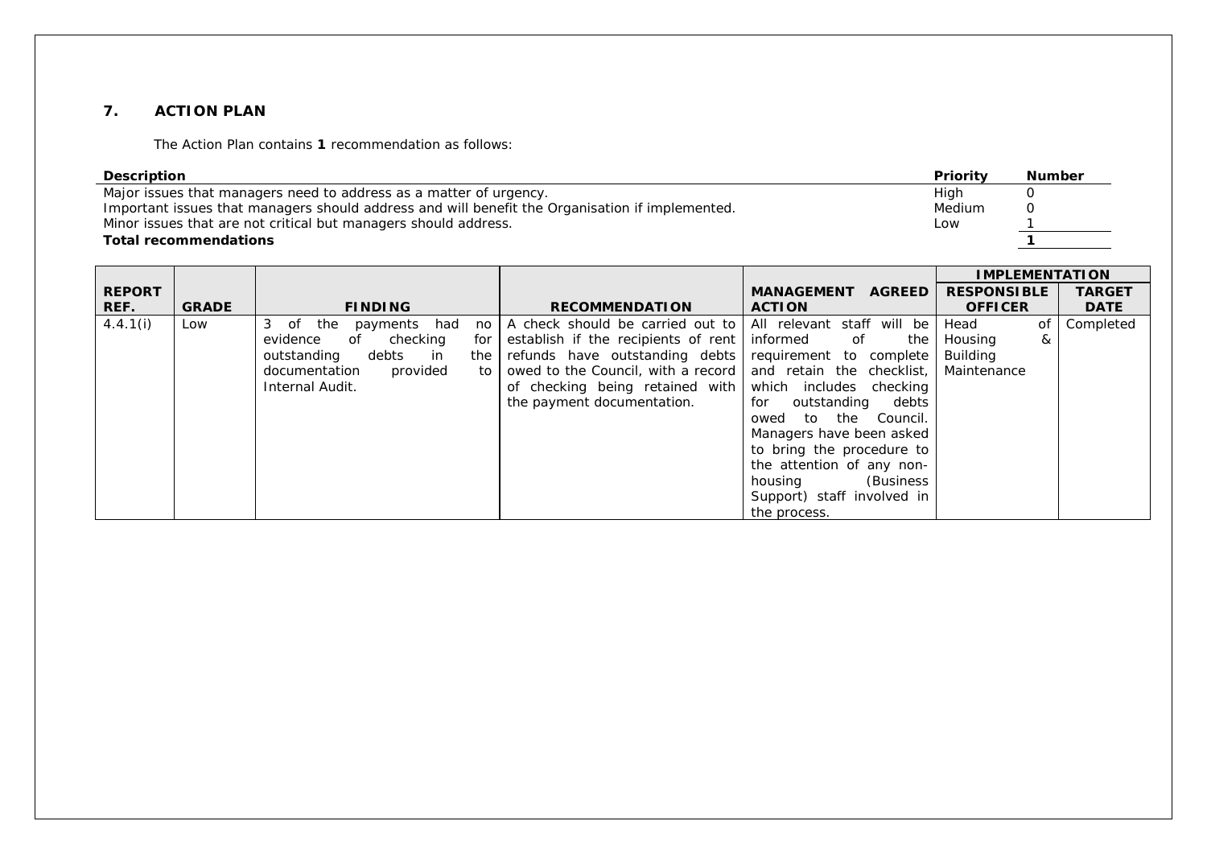## 7. ACTION PLAN

The Action Plan contains **1** recommendation as follows:

| Description | Priority | Number |
|---|---|---|
| Major issues that managers need to address as a matter of urgency. | High | 0 |
| Important issues that managers should address and will benefit the Organisation if implemented. | Medium | 0 |
| Minor issues that are not critical but managers should address. | Low | 1 |
| **Total recommendations** | | **1** |

| | | | | | IMPLEMENTATION | |
|---|---|---|---|---|---|---|
| **REPORT REF.** | **GRADE** | **FINDING** | **RECOMMENDATION** | **MANAGEMENT AGREED ACTION** | **RESPONSIBLE OFFICER** | **TARGET DATE** |
| 4.4.1(i) | Low | 3 of the payments had no evidence of checking for outstanding debts in the documentation provided to Internal Audit. | A check should be carried out to establish if the recipients of rent refunds have outstanding debts owed to the Council, with a record of checking being retained with the payment documentation. | All relevant staff will be informed of the requirement to complete and retain the checklist, which includes checking for outstanding debts owed to the Council. Managers have been asked to bring the procedure to the attention of any non-housing (Business Support) staff involved in the process. | Head of Housing & Building Maintenance | Completed |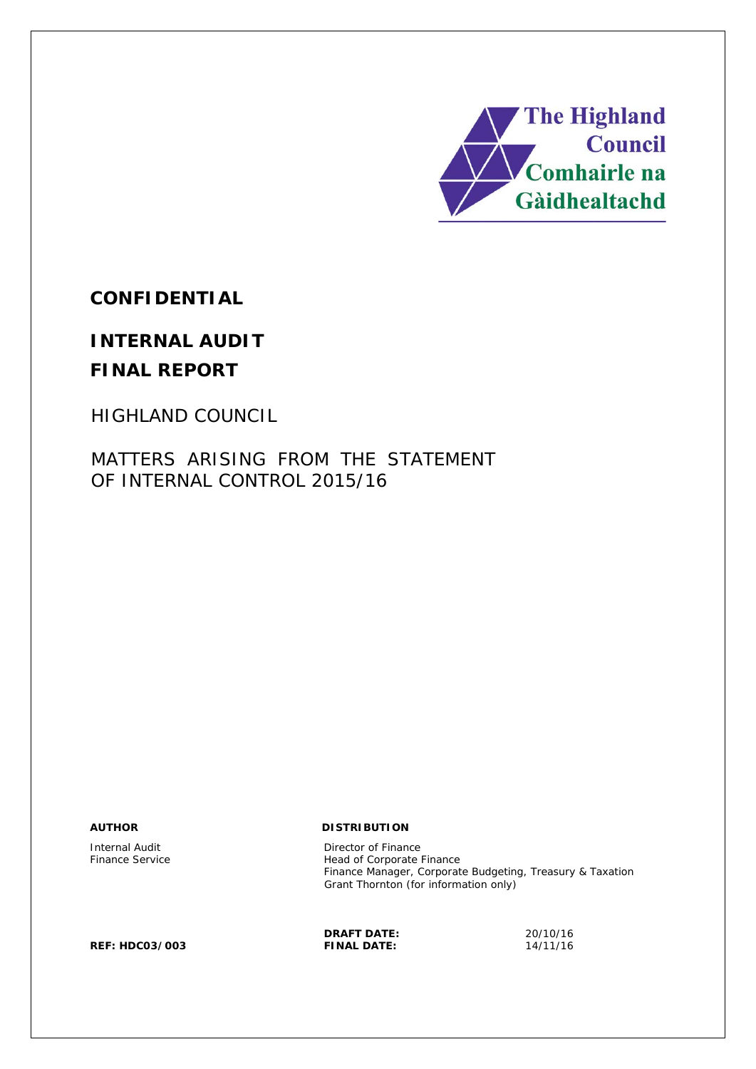The Highland Council
Comhairle na Gàidhealtachd

**CONFIDENTIAL**

# INTERNAL AUDIT
# FINAL REPORT

HIGHLAND COUNCIL

## MATTERS ARISING FROM THE STATEMENT OF INTERNAL CONTROL 2015/16

| **AUTHOR** | **DISTRIBUTION** | |
|---|---|---|
| Internal Audit<br>Finance Service | Director of Finance<br>Head of Corporate Finance<br>Finance Manager, Corporate Budgeting, Treasury & Taxation<br>Grant Thornton (for information only) | |
| | **DRAFT DATE:** | 20/10/16 |
| **REF: HDC03/003** | **FINAL DATE:** | 14/11/16 |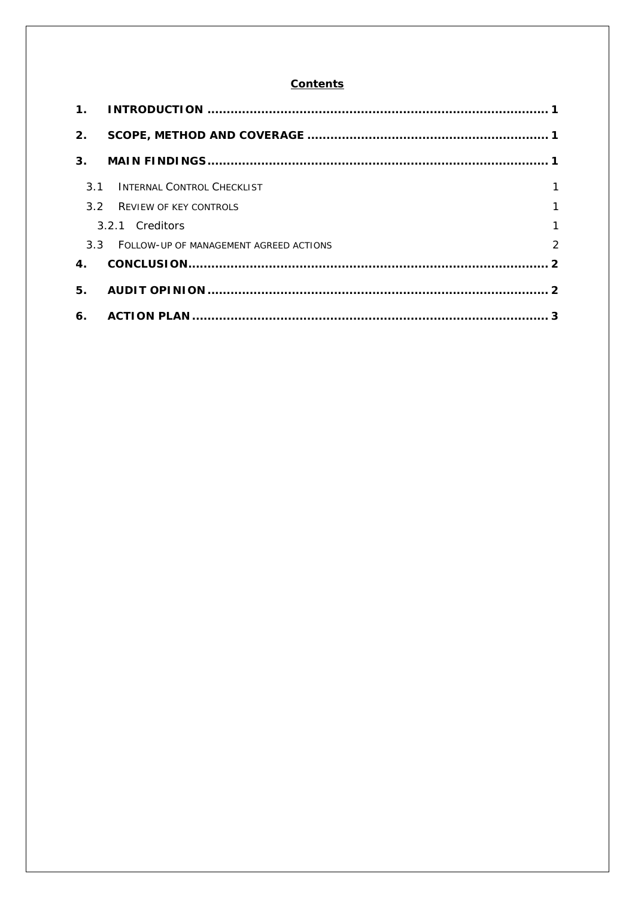## Contents

| | | |
|---|---|---|
| **1.** | **INTRODUCTION** | **1** |
| **2.** | **SCOPE, METHOD AND COVERAGE** | **1** |
| **3.** | **MAIN FINDINGS** | **1** |
| 3.1 | INTERNAL CONTROL CHECKLIST | 1 |
| 3.2 | REVIEW OF KEY CONTROLS | 1 |
| 3.2.1 | Creditors | 1 |
| 3.3 | FOLLOW-UP OF MANAGEMENT AGREED ACTIONS | 2 |
| **4.** | **CONCLUSION** | **2** |
| **5.** | **AUDIT OPINION** | **2** |
| **6.** | **ACTION PLAN** | **3** |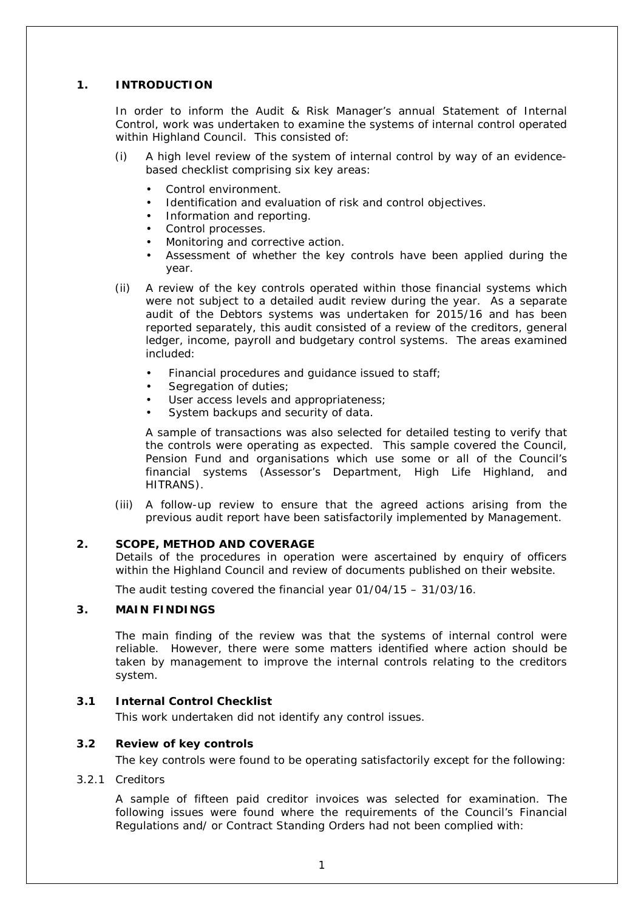## 1. INTRODUCTION

In order to inform the Audit & Risk Manager's annual Statement of Internal Control, work was undertaken to examine the systems of internal control operated within Highland Council. This consisted of:

(i) A high level review of the system of internal control by way of an evidence-based checklist comprising six key areas:

- Control environment.
- Identification and evaluation of risk and control objectives.
- Information and reporting.
- Control processes.
- Monitoring and corrective action.
- Assessment of whether the key controls have been applied during the year.

(ii) A review of the key controls operated within those financial systems which were not subject to a detailed audit review during the year. As a separate audit of the Debtors systems was undertaken for 2015/16 and has been reported separately, this audit consisted of a review of the creditors, general ledger, income, payroll and budgetary control systems. The areas examined included:

- Financial procedures and guidance issued to staff;
- Segregation of duties;
- User access levels and appropriateness;
- System backups and security of data.

A sample of transactions was also selected for detailed testing to verify that the controls were operating as expected. This sample covered the Council, Pension Fund and organisations which use some or all of the Council's financial systems (Assessor's Department, High Life Highland, and HITRANS).

(iii) A follow-up review to ensure that the agreed actions arising from the previous audit report have been satisfactorily implemented by Management.

## 2. SCOPE, METHOD AND COVERAGE

Details of the procedures in operation were ascertained by enquiry of officers within the Highland Council and review of documents published on their website.

The audit testing covered the financial year 01/04/15 – 31/03/16.

## 3. MAIN FINDINGS

The main finding of the review was that the systems of internal control were reliable. However, there were some matters identified where action should be taken by management to improve the internal controls relating to the creditors system.

### 3.1 Internal Control Checklist

This work undertaken did not identify any control issues.

### 3.2 Review of key controls

The key controls were found to be operating satisfactorily except for the following:

3.2.1 Creditors

A sample of fifteen paid creditor invoices was selected for examination. The following issues were found where the requirements of the Council's Financial Regulations and/ or Contract Standing Orders had not been complied with: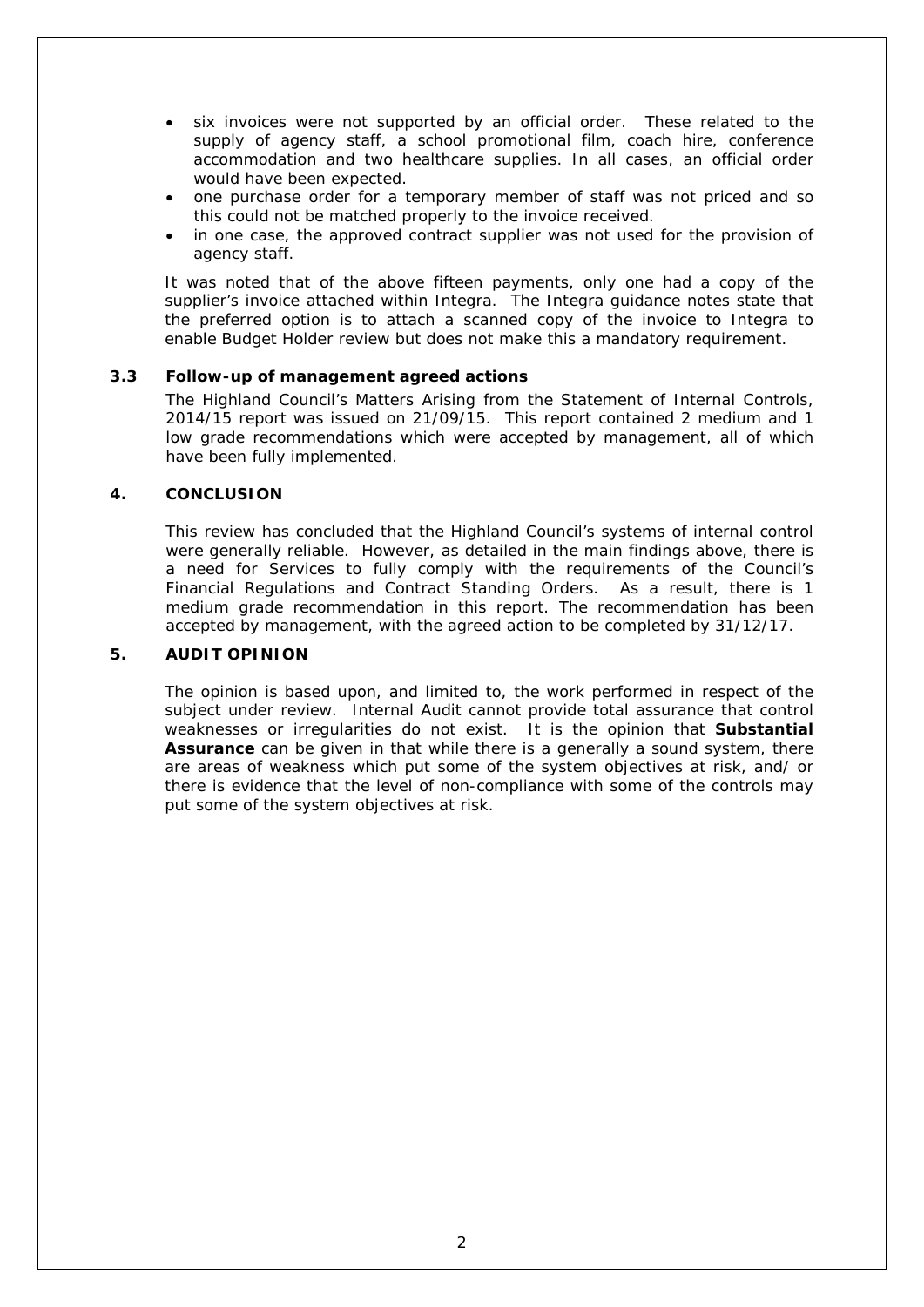- six invoices were not supported by an official order. These related to the supply of agency staff, a school promotional film, coach hire, conference accommodation and two healthcare supplies. In all cases, an official order would have been expected.
- one purchase order for a temporary member of staff was not priced and so this could not be matched properly to the invoice received.
- in one case, the approved contract supplier was not used for the provision of agency staff.

It was noted that of the above fifteen payments, only one had a copy of the supplier's invoice attached within Integra. The Integra guidance notes state that the preferred option is to attach a scanned copy of the invoice to Integra to enable Budget Holder review but does not make this a mandatory requirement.

### 3.3 Follow-up of management agreed actions

The Highland Council's Matters Arising from the Statement of Internal Controls, 2014/15 report was issued on 21/09/15. This report contained 2 medium and 1 low grade recommendations which were accepted by management, all of which have been fully implemented.

## 4. CONCLUSION

This review has concluded that the Highland Council's systems of internal control were generally reliable. However, as detailed in the main findings above, there is a need for Services to fully comply with the requirements of the Council's Financial Regulations and Contract Standing Orders. As a result, there is 1 medium grade recommendation in this report. The recommendation has been accepted by management, with the agreed action to be completed by 31/12/17.

## 5. AUDIT OPINION

The opinion is based upon, and limited to, the work performed in respect of the subject under review. Internal Audit cannot provide total assurance that control weaknesses or irregularities do not exist. It is the opinion that **Substantial Assurance** can be given in that while there is a generally a sound system, there are areas of weakness which put some of the system objectives at risk, and/ or there is evidence that the level of non-compliance with some of the controls may put some of the system objectives at risk.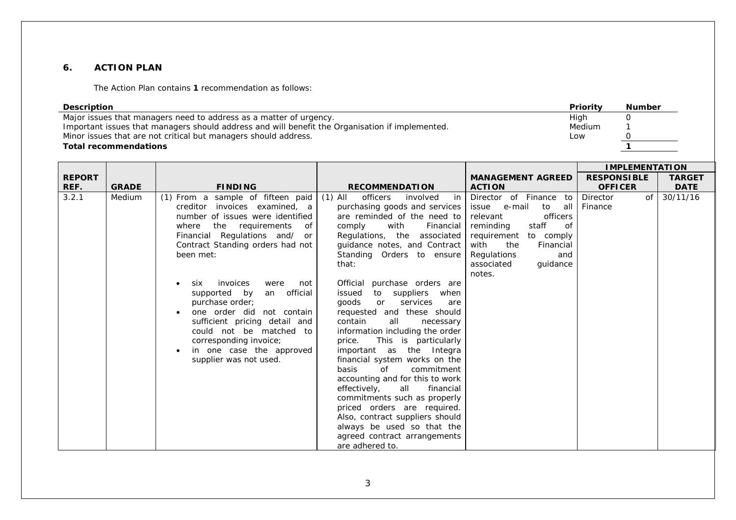## 6. ACTION PLAN

The Action Plan contains **1** recommendation as follows:

| Description | Priority | Number |
|---|---|---|
| Major issues that managers need to address as a matter of urgency. | High | 0 |
| Important issues that managers should address and will benefit the Organisation if implemented. | Medium | 1 |
| Minor issues that are not critical but managers should address. | Low | 0 |
| **Total recommendations** | | **1** |

| REPORT REF. | GRADE | FINDING | RECOMMENDATION | MANAGEMENT AGREED ACTION | IMPLEMENTATION RESPONSIBLE OFFICER | TARGET DATE |
|---|---|---|---|---|---|---|
| 3.2.1 | Medium | (1) From a sample of fifteen paid creditor invoices examined, a number of issues were identified where the requirements of Financial Regulations and/ or Contract Standing orders had not been met:<br>• six invoices were not supported by an official purchase order;<br>• one order did not contain sufficient pricing detail and could not be matched to corresponding invoice;<br>• in one case the approved supplier was not used. | (1) All officers involved in purchasing goods and services are reminded of the need to comply with Financial Regulations, the associated guidance notes, and Contract Standing Orders to ensure that:<br>Official purchase orders are issued to suppliers when goods or services are requested and these should contain all necessary information including the order price. This is particularly important as the Integra financial system works on the basis of commitment accounting and for this to work effectively, all financial commitments such as properly priced orders are required. Also, contract suppliers should always be used so that the agreed contract arrangements are adhered to. | Director of Finance to issue e-mail to all relevant officers reminding staff of requirement to comply with the Financial Regulations and associated guidance notes. | Director of Finance | 30/11/16 |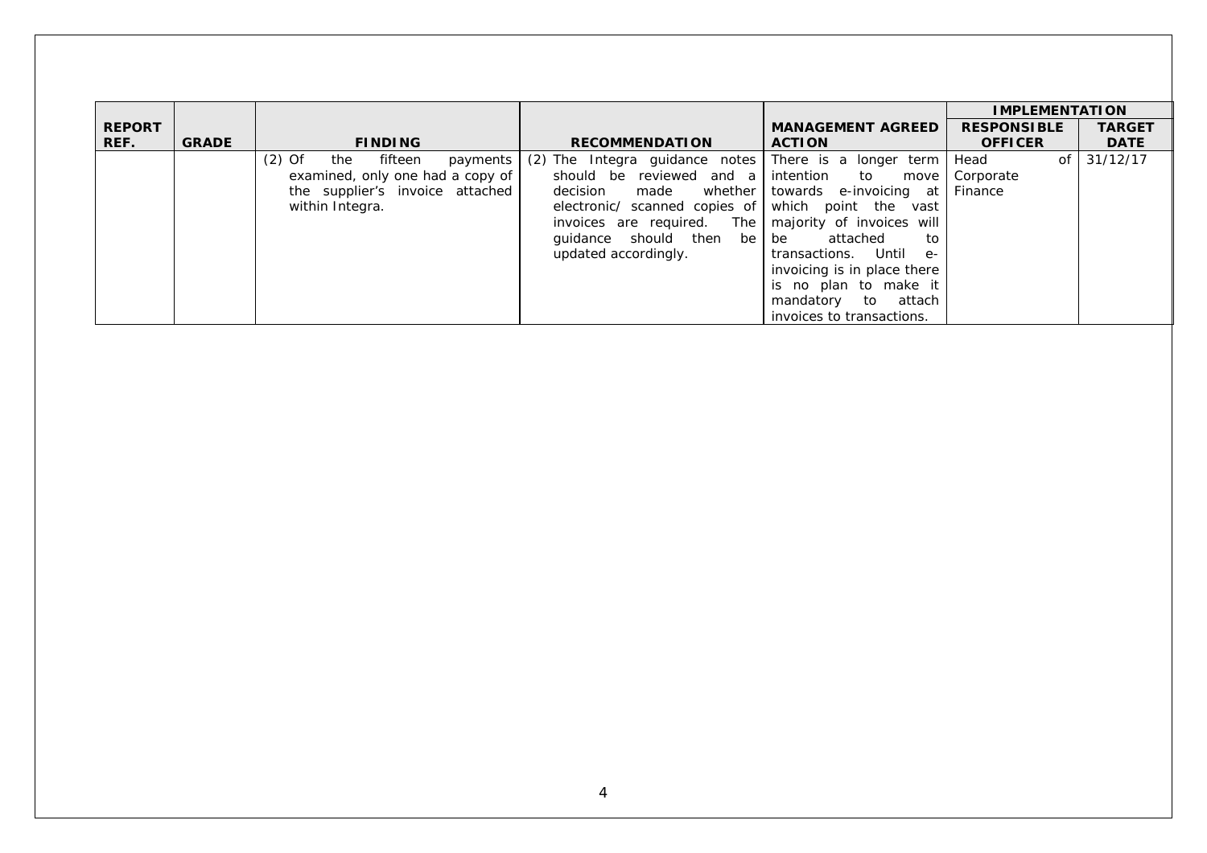| REPORT REF. | GRADE | FINDING | RECOMMENDATION | MANAGEMENT AGREED ACTION | IMPLEMENTATION | |
|---|---|---|---|---|---|---|
| | | | | | RESPONSIBLE OFFICER | TARGET DATE |
| | | (2) Of the fifteen payments examined, only one had a copy of the supplier's invoice attached within Integra. | (2) The Integra guidance notes should be reviewed and a decision made whether electronic/ scanned copies of invoices are required. The guidance should then be updated accordingly. | There is a longer term intention to move towards e-invoicing at which point the vast majority of invoices will be attached to transactions. Until e-invoicing is in place there is no plan to make it mandatory to attach invoices to transactions. | Head of Corporate Finance | 31/12/17 |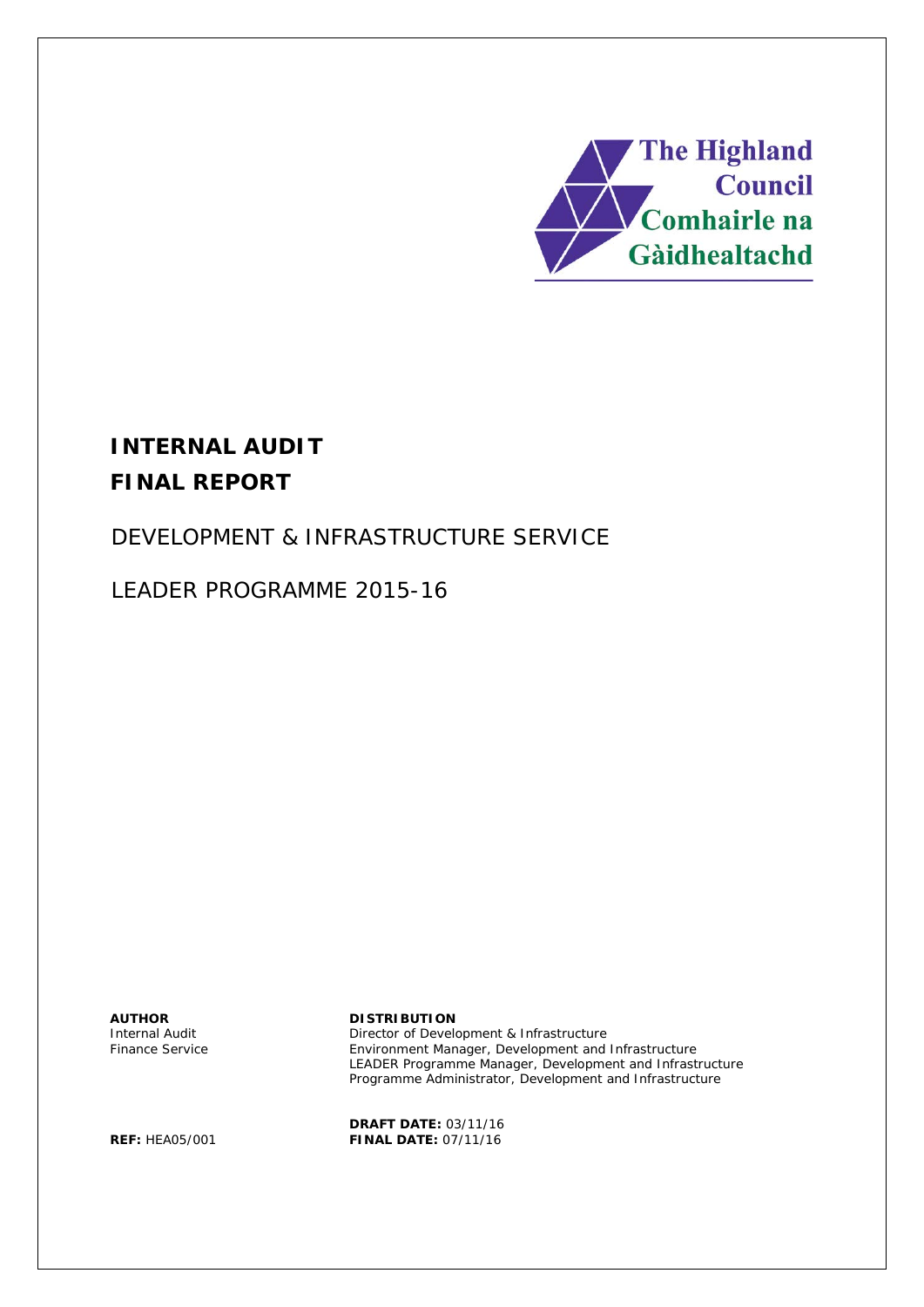The Highland Council
Comhairle na Gàidhealtachd

# INTERNAL AUDIT

# FINAL REPORT

## DEVELOPMENT & INFRASTRUCTURE SERVICE

## LEADER PROGRAMME 2015-16

**AUTHOR**
Internal Audit
Finance Service

**DISTRIBUTION**
Director of Development & Infrastructure
Environment Manager, Development and Infrastructure
LEADER Programme Manager, Development and Infrastructure
Programme Administrator, Development and Infrastructure

**REF:** HEA05/001

**DRAFT DATE:** 03/11/16
**FINAL DATE:** 07/11/16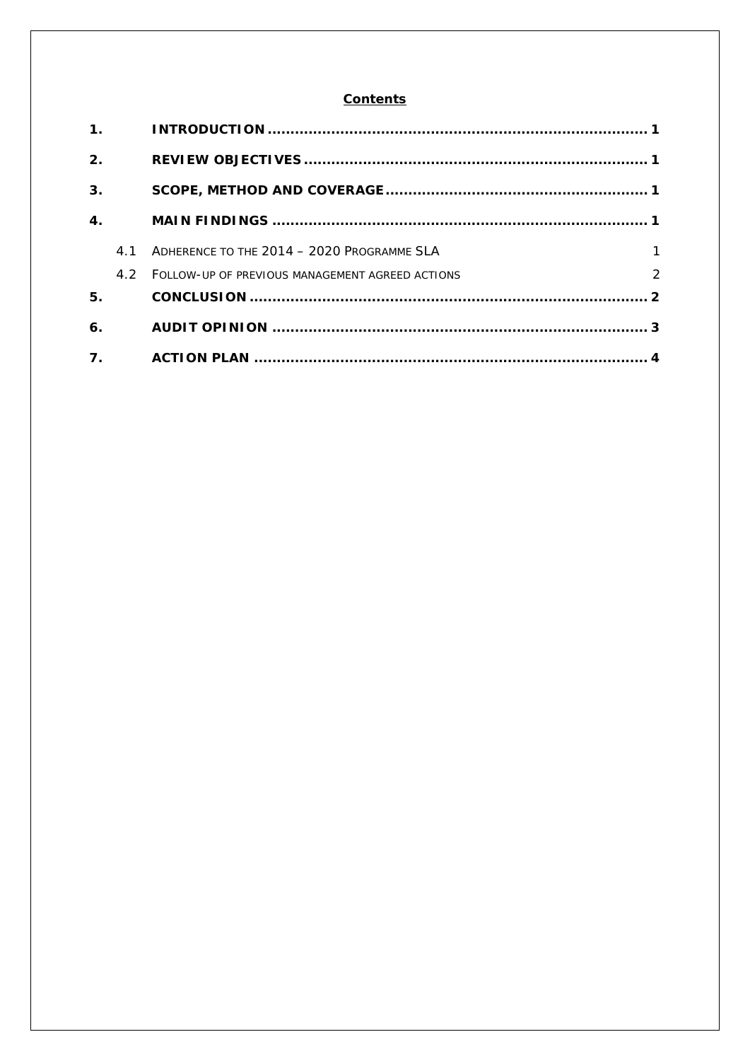**Contents**

| | | |
|---|---|---|
| **1.** | **INTRODUCTION** | **1** |
| **2.** | **REVIEW OBJECTIVES** | **1** |
| **3.** | **SCOPE, METHOD AND COVERAGE** | **1** |
| **4.** | **MAIN FINDINGS** | **1** |
| 4.1 | ADHERENCE TO THE 2014 – 2020 PROGRAMME SLA | 1 |
| 4.2 | FOLLOW-UP OF PREVIOUS MANAGEMENT AGREED ACTIONS | 2 |
| **5.** | **CONCLUSION** | **2** |
| **6.** | **AUDIT OPINION** | **3** |
| **7.** | **ACTION PLAN** | **4** |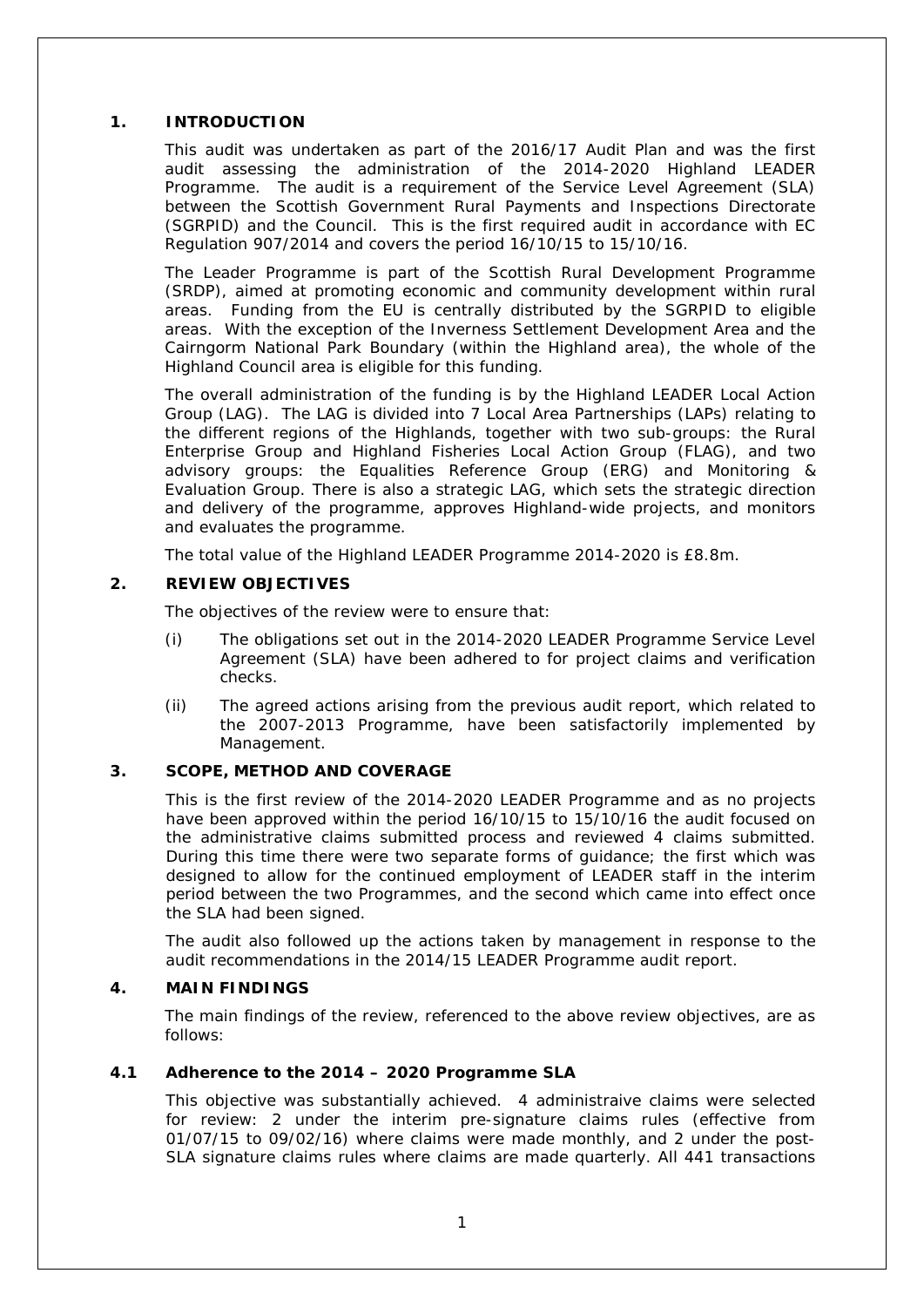## 1. INTRODUCTION

This audit was undertaken as part of the 2016/17 Audit Plan and was the first audit assessing the administration of the 2014-2020 Highland LEADER Programme. The audit is a requirement of the Service Level Agreement (SLA) between the Scottish Government Rural Payments and Inspections Directorate (SGRPID) and the Council. This is the first required audit in accordance with EC Regulation 907/2014 and covers the period 16/10/15 to 15/10/16.

The Leader Programme is part of the Scottish Rural Development Programme (SRDP), aimed at promoting economic and community development within rural areas. Funding from the EU is centrally distributed by the SGRPID to eligible areas. With the exception of the Inverness Settlement Development Area and the Cairngorm National Park Boundary (within the Highland area), the whole of the Highland Council area is eligible for this funding.

The overall administration of the funding is by the Highland LEADER Local Action Group (LAG). The LAG is divided into 7 Local Area Partnerships (LAPs) relating to the different regions of the Highlands, together with two sub-groups: the Rural Enterprise Group and Highland Fisheries Local Action Group (FLAG), and two advisory groups: the Equalities Reference Group (ERG) and Monitoring & Evaluation Group. There is also a strategic LAG, which sets the strategic direction and delivery of the programme, approves Highland-wide projects, and monitors and evaluates the programme.

The total value of the Highland LEADER Programme 2014-2020 is £8.8m.

## 2. REVIEW OBJECTIVES

The objectives of the review were to ensure that:

(i) The obligations set out in the 2014-2020 LEADER Programme Service Level Agreement (SLA) have been adhered to for project claims and verification checks.

(ii) The agreed actions arising from the previous audit report, which related to the 2007-2013 Programme, have been satisfactorily implemented by Management.

## 3. SCOPE, METHOD AND COVERAGE

This is the first review of the 2014-2020 LEADER Programme and as no projects have been approved within the period 16/10/15 to 15/10/16 the audit focused on the administrative claims submitted process and reviewed 4 claims submitted. During this time there were two separate forms of guidance; the first which was designed to allow for the continued employment of LEADER staff in the interim period between the two Programmes, and the second which came into effect once the SLA had been signed.

The audit also followed up the actions taken by management in response to the audit recommendations in the 2014/15 LEADER Programme audit report.

## 4. MAIN FINDINGS

The main findings of the review, referenced to the above review objectives, are as follows:

### 4.1 Adherence to the 2014 – 2020 Programme SLA

This objective was substantially achieved. 4 administraive claims were selected for review: 2 under the interim pre-signature claims rules (effective from 01/07/15 to 09/02/16) where claims were made monthly, and 2 under the post-SLA signature claims rules where claims are made quarterly. All 441 transactions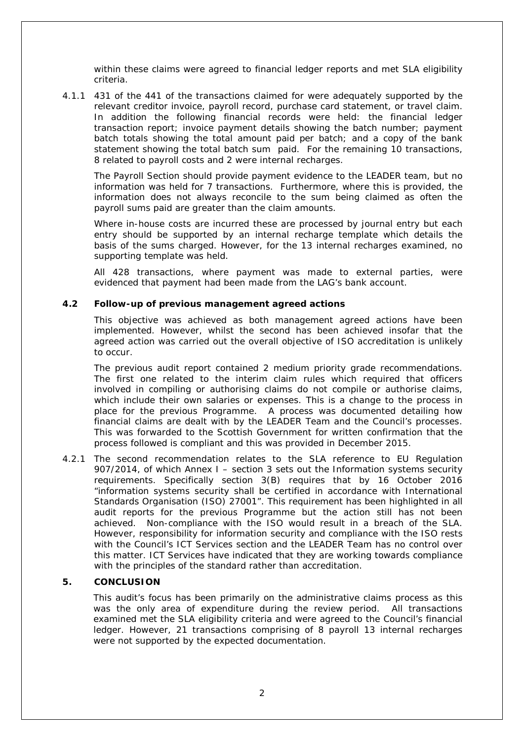within these claims were agreed to financial ledger reports and met SLA eligibility criteria.

4.1.1 431 of the 441 of the transactions claimed for were adequately supported by the relevant creditor invoice, payroll record, purchase card statement, or travel claim. In addition the following financial records were held: the financial ledger transaction report; invoice payment details showing the batch number; payment batch totals showing the total amount paid per batch; and a copy of the bank statement showing the total batch sum paid. For the remaining 10 transactions, 8 related to payroll costs and 2 were internal recharges.

The Payroll Section should provide payment evidence to the LEADER team, but no information was held for 7 transactions. Furthermore, where this is provided, the information does not always reconcile to the sum being claimed as often the payroll sums paid are greater than the claim amounts.

Where in-house costs are incurred these are processed by journal entry but each entry should be supported by an internal recharge template which details the basis of the sums charged. However, for the 13 internal recharges examined, no supporting template was held.

All 428 transactions, where payment was made to external parties, were evidenced that payment had been made from the LAG's bank account.

**4.2 Follow-up of previous management agreed actions**

This objective was achieved as both management agreed actions have been implemented. However, whilst the second has been achieved insofar that the agreed action was carried out the overall objective of ISO accreditation is unlikely to occur.

The previous audit report contained 2 medium priority grade recommendations. The first one related to the interim claim rules which required that officers involved in compiling or authorising claims do not compile or authorise claims, which include their own salaries or expenses. This is a change to the process in place for the previous Programme. A process was documented detailing how financial claims are dealt with by the LEADER Team and the Council's processes. This was forwarded to the Scottish Government for written confirmation that the process followed is compliant and this was provided in December 2015.

4.2.1 The second recommendation relates to the SLA reference to EU Regulation 907/2014, of which Annex I – section 3 sets out the Information systems security requirements. Specifically section 3(B) requires that by 16 October 2016 "information systems security shall be certified in accordance with International Standards Organisation (ISO) 27001". This requirement has been highlighted in all audit reports for the previous Programme but the action still has not been achieved. Non-compliance with the ISO would result in a breach of the SLA. However, responsibility for information security and compliance with the ISO rests with the Council's ICT Services section and the LEADER Team has no control over this matter. ICT Services have indicated that they are working towards compliance with the principles of the standard rather than accreditation.

**5. CONCLUSION**

This audit's focus has been primarily on the administrative claims process as this was the only area of expenditure during the review period. All transactions examined met the SLA eligibility criteria and were agreed to the Council's financial ledger. However, 21 transactions comprising of 8 payroll 13 internal recharges were not supported by the expected documentation.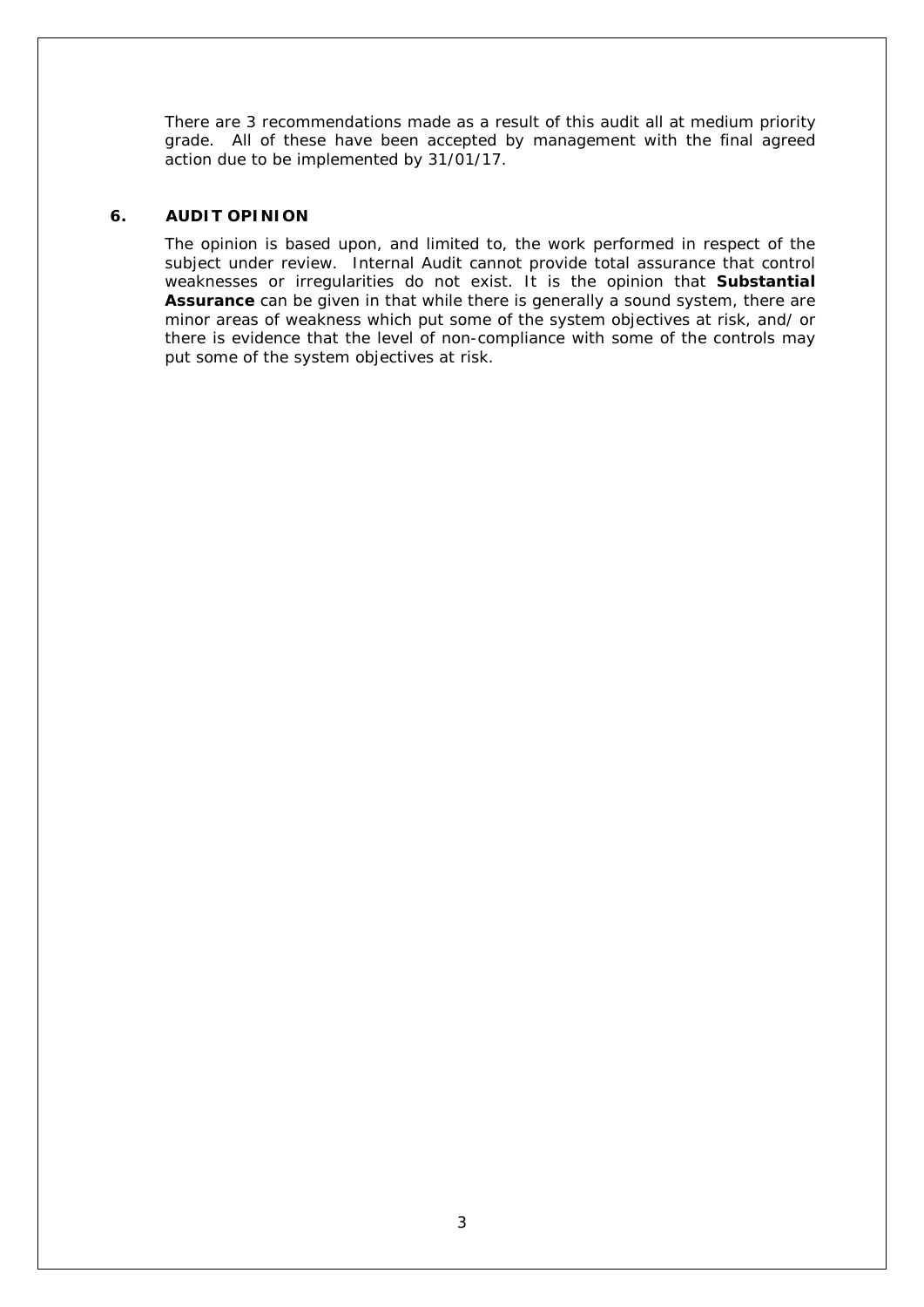There are 3 recommendations made as a result of this audit all at medium priority grade. All of these have been accepted by management with the final agreed action due to be implemented by 31/01/17.

## 6. AUDIT OPINION

The opinion is based upon, and limited to, the work performed in respect of the subject under review. Internal Audit cannot provide total assurance that control weaknesses or irregularities do not exist. It is the opinion that **Substantial Assurance** can be given in that while there is generally a sound system, there are minor areas of weakness which put some of the system objectives at risk, and/or there is evidence that the level of non-compliance with some of the controls may put some of the system objectives at risk.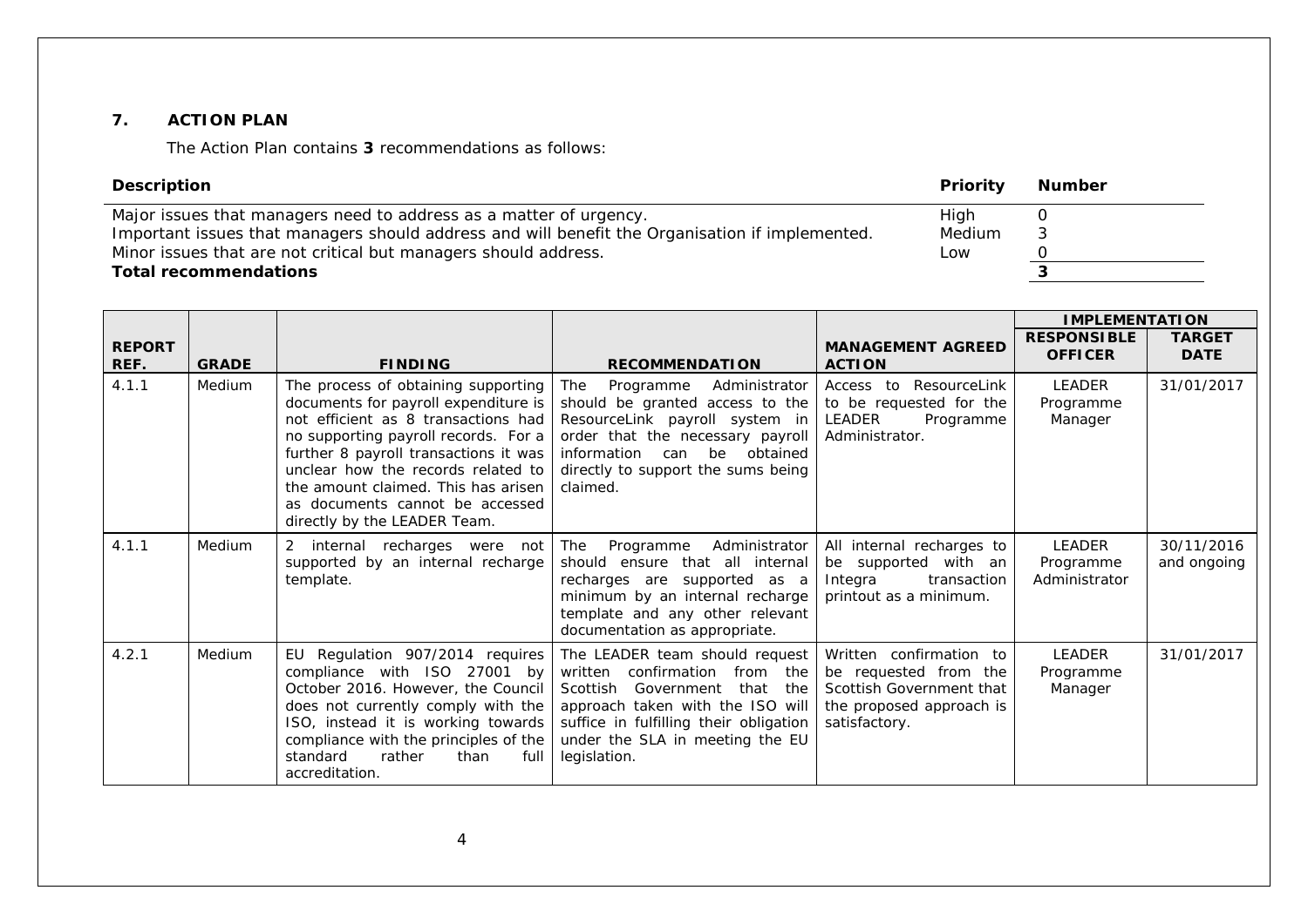## 7. ACTION PLAN

The Action Plan contains **3** recommendations as follows:

| **Description** | **Priority** | **Number** |
|---|---|---|
| Major issues that managers need to address as a matter of urgency. | High | 0 |
| Important issues that managers should address and will benefit the Organisation if implemented. | Medium | 3 |
| Minor issues that are not critical but managers should address. | Low | 0 |
| **Total recommendations** | | **3** |

| REPORT REF. | GRADE | FINDING | RECOMMENDATION | MANAGEMENT AGREED ACTION | IMPLEMENTATION | |
|---|---|---|---|---|---|---|
| | | | | | RESPONSIBLE OFFICER | TARGET DATE |
| 4.1.1 | Medium | The process of obtaining supporting documents for payroll expenditure is not efficient as 8 transactions had no supporting payroll records. For a further 8 payroll transactions it was unclear how the records related to the amount claimed. This has arisen as documents cannot be accessed directly by the LEADER Team. | The Programme Administrator should be granted access to the ResourceLink payroll system in order that the necessary payroll information can be obtained directly to support the sums being claimed. | Access to ResourceLink to be requested for the LEADER Programme Administrator. | LEADER Programme Manager | 31/01/2017 |
| 4.1.1 | Medium | 2 internal recharges were not supported by an internal recharge template. | The Programme Administrator should ensure that all internal recharges are supported as a minimum by an internal recharge template and any other relevant documentation as appropriate. | All internal recharges to be supported with an Integra transaction printout as a minimum. | LEADER Programme Administrator | 30/11/2016 and ongoing |
| 4.2.1 | Medium | EU Regulation 907/2014 requires compliance with ISO 27001 by October 2016. However, the Council does not currently comply with the ISO, instead it is working towards compliance with the principles of the standard rather than full accreditation. | The LEADER team should request written confirmation from the Scottish Government that the approach taken with the ISO will suffice in fulfilling their obligation under the SLA in meeting the EU legislation. | Written confirmation to be requested from the Scottish Government that the proposed approach is satisfactory. | LEADER Programme Manager | 31/01/2017 |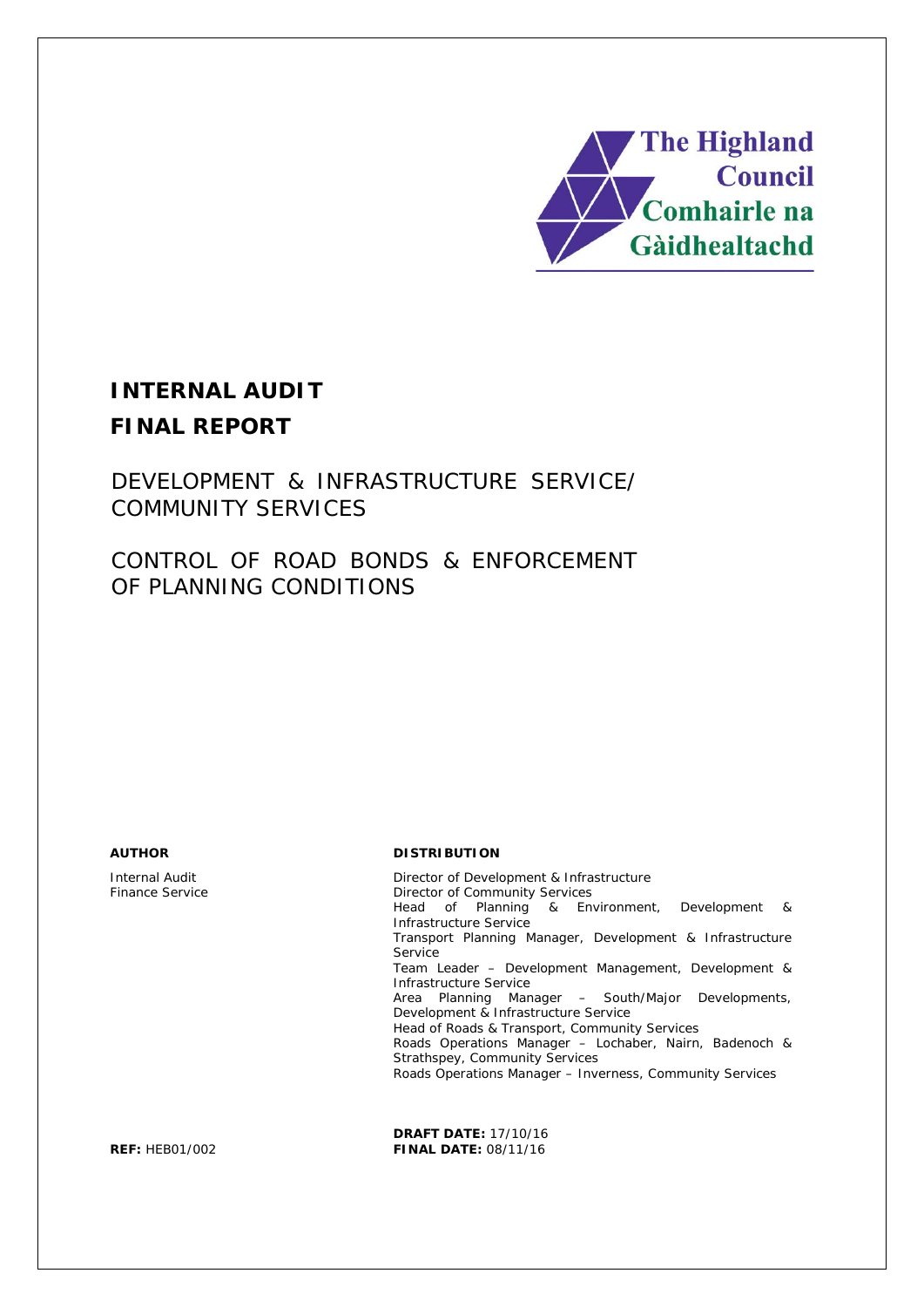The Highland Council
Comhairle na Gàidhealtachd

# INTERNAL AUDIT

# FINAL REPORT

## DEVELOPMENT & INFRASTRUCTURE SERVICE/ COMMUNITY SERVICES

## CONTROL OF ROAD BONDS & ENFORCEMENT OF PLANNING CONDITIONS

**AUTHOR**

Internal Audit
Finance Service

**DISTRIBUTION**

Director of Development & Infrastructure
Director of Community Services
Head of Planning & Environment, Development & Infrastructure Service
Transport Planning Manager, Development & Infrastructure Service
Team Leader – Development Management, Development & Infrastructure Service
Area Planning Manager – South/Major Developments, Development & Infrastructure Service
Head of Roads & Transport, Community Services
Roads Operations Manager – Lochaber, Nairn, Badenoch & Strathspey, Community Services
Roads Operations Manager – Inverness, Community Services

**REF:** HEB01/002

**DRAFT DATE:** 17/10/16
**FINAL DATE:** 08/11/16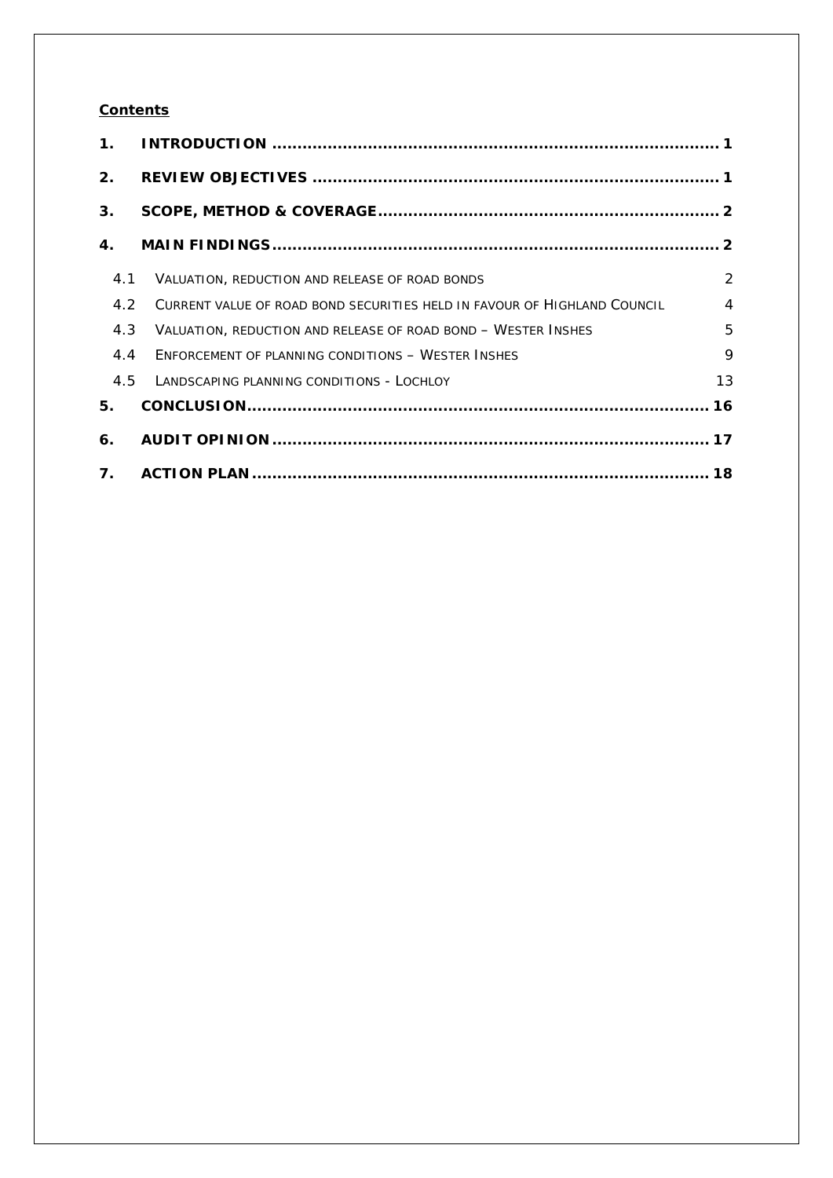**Contents**

| | | |
|---|---|---|
| **1.** | **INTRODUCTION** | **1** |
| **2.** | **REVIEW OBJECTIVES** | **1** |
| **3.** | **SCOPE, METHOD & COVERAGE** | **2** |
| **4.** | **MAIN FINDINGS** | **2** |
| 4.1 | VALUATION, REDUCTION AND RELEASE OF ROAD BONDS | 2 |
| 4.2 | CURRENT VALUE OF ROAD BOND SECURITIES HELD IN FAVOUR OF HIGHLAND COUNCIL | 4 |
| 4.3 | VALUATION, REDUCTION AND RELEASE OF ROAD BOND – WESTER INSHES | 5 |
| 4.4 | ENFORCEMENT OF PLANNING CONDITIONS – WESTER INSHES | 9 |
| 4.5 | LANDSCAPING PLANNING CONDITIONS - LOCHLOY | 13 |
| **5.** | **CONCLUSION** | **16** |
| **6.** | **AUDIT OPINION** | **17** |
| **7.** | **ACTION PLAN** | **18** |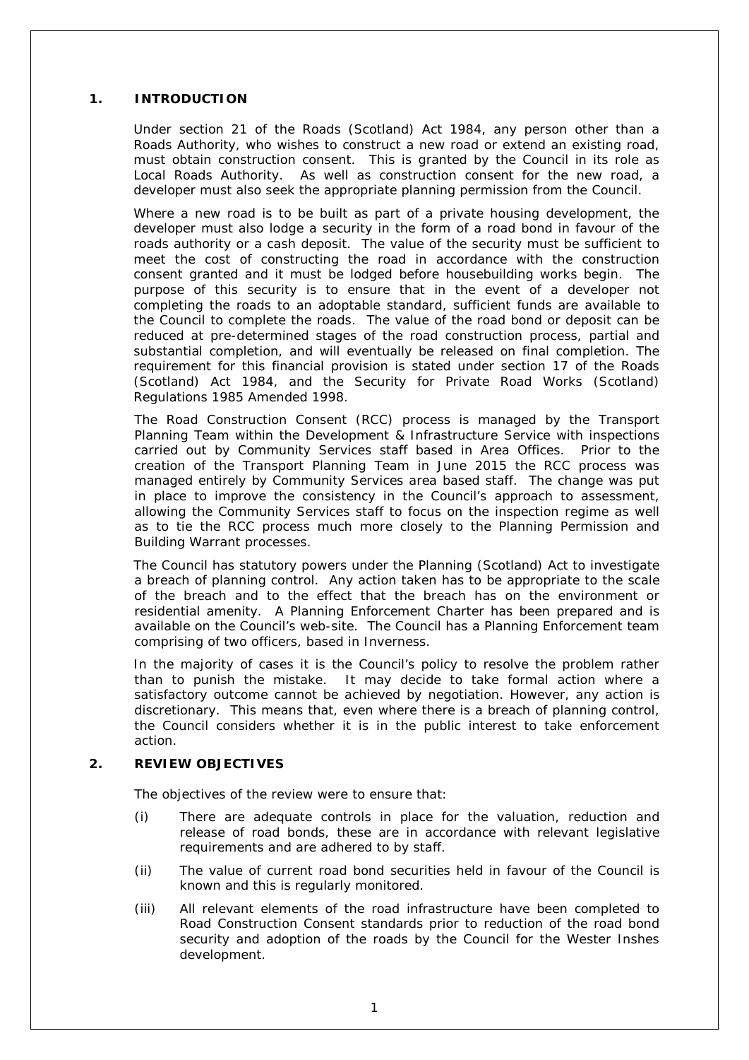## 1. INTRODUCTION

Under section 21 of the Roads (Scotland) Act 1984, any person other than a Roads Authority, who wishes to construct a new road or extend an existing road, must obtain construction consent. This is granted by the Council in its role as Local Roads Authority. As well as construction consent for the new road, a developer must also seek the appropriate planning permission from the Council.

Where a new road is to be built as part of a private housing development, the developer must also lodge a security in the form of a road bond in favour of the roads authority or a cash deposit. The value of the security must be sufficient to meet the cost of constructing the road in accordance with the construction consent granted and it must be lodged before housebuilding works begin. The purpose of this security is to ensure that in the event of a developer not completing the roads to an adoptable standard, sufficient funds are available to the Council to complete the roads. The value of the road bond or deposit can be reduced at pre-determined stages of the road construction process, partial and substantial completion, and will eventually be released on final completion. The requirement for this financial provision is stated under section 17 of the Roads (Scotland) Act 1984, and the Security for Private Road Works (Scotland) Regulations 1985 Amended 1998.

The Road Construction Consent (RCC) process is managed by the Transport Planning Team within the Development & Infrastructure Service with inspections carried out by Community Services staff based in Area Offices. Prior to the creation of the Transport Planning Team in June 2015 the RCC process was managed entirely by Community Services area based staff. The change was put in place to improve the consistency in the Council's approach to assessment, allowing the Community Services staff to focus on the inspection regime as well as to tie the RCC process much more closely to the Planning Permission and Building Warrant processes.

The Council has statutory powers under the Planning (Scotland) Act to investigate a breach of planning control. Any action taken has to be appropriate to the scale of the breach and to the effect that the breach has on the environment or residential amenity. A Planning Enforcement Charter has been prepared and is available on the Council's web-site. The Council has a Planning Enforcement team comprising of two officers, based in Inverness.

In the majority of cases it is the Council's policy to resolve the problem rather than to punish the mistake. It may decide to take formal action where a satisfactory outcome cannot be achieved by negotiation. However, any action is discretionary. This means that, even where there is a breach of planning control, the Council considers whether it is in the public interest to take enforcement action.

## 2. REVIEW OBJECTIVES

The objectives of the review were to ensure that:

(i) There are adequate controls in place for the valuation, reduction and release of road bonds, these are in accordance with relevant legislative requirements and are adhered to by staff.

(ii) The value of current road bond securities held in favour of the Council is known and this is regularly monitored.

(iii) All relevant elements of the road infrastructure have been completed to Road Construction Consent standards prior to reduction of the road bond security and adoption of the roads by the Council for the Wester Inshes development.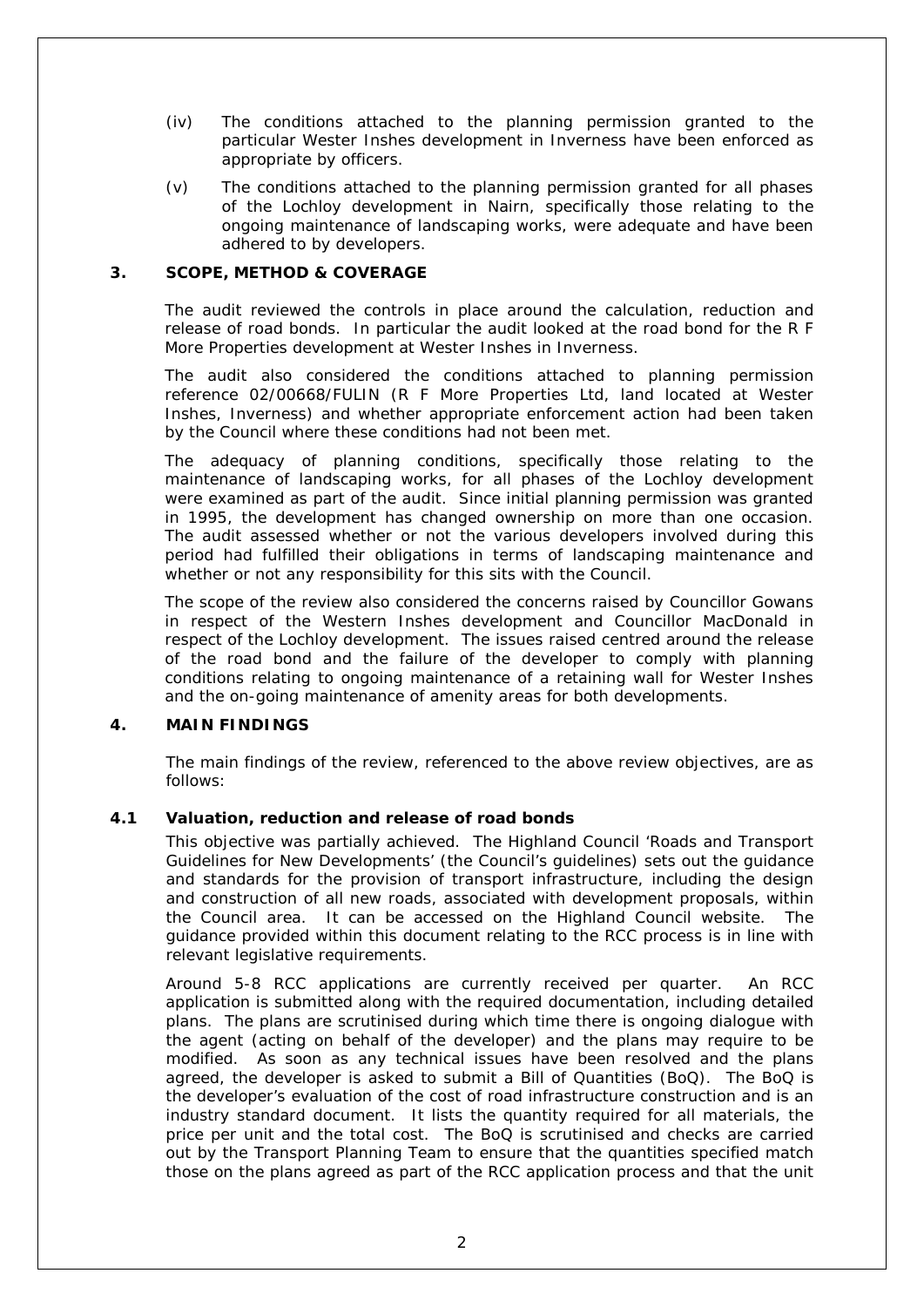(iv) The conditions attached to the planning permission granted to the particular Wester Inshes development in Inverness have been enforced as appropriate by officers.

(v) The conditions attached to the planning permission granted for all phases of the Lochloy development in Nairn, specifically those relating to the ongoing maintenance of landscaping works, were adequate and have been adhered to by developers.

## 3. SCOPE, METHOD & COVERAGE

The audit reviewed the controls in place around the calculation, reduction and release of road bonds. In particular the audit looked at the road bond for the R F More Properties development at Wester Inshes in Inverness.

The audit also considered the conditions attached to planning permission reference 02/00668/FULIN (R F More Properties Ltd, land located at Wester Inshes, Inverness) and whether appropriate enforcement action had been taken by the Council where these conditions had not been met.

The adequacy of planning conditions, specifically those relating to the maintenance of landscaping works, for all phases of the Lochloy development were examined as part of the audit. Since initial planning permission was granted in 1995, the development has changed ownership on more than one occasion. The audit assessed whether or not the various developers involved during this period had fulfilled their obligations in terms of landscaping maintenance and whether or not any responsibility for this sits with the Council.

The scope of the review also considered the concerns raised by Councillor Gowans in respect of the Western Inshes development and Councillor MacDonald in respect of the Lochloy development. The issues raised centred around the release of the road bond and the failure of the developer to comply with planning conditions relating to ongoing maintenance of a retaining wall for Wester Inshes and the on-going maintenance of amenity areas for both developments.

## 4. MAIN FINDINGS

The main findings of the review, referenced to the above review objectives, are as follows:

### 4.1 Valuation, reduction and release of road bonds

This objective was partially achieved. The Highland Council 'Roads and Transport Guidelines for New Developments' (the Council's guidelines) sets out the guidance and standards for the provision of transport infrastructure, including the design and construction of all new roads, associated with development proposals, within the Council area. It can be accessed on the Highland Council website. The guidance provided within this document relating to the RCC process is in line with relevant legislative requirements.

Around 5-8 RCC applications are currently received per quarter. An RCC application is submitted along with the required documentation, including detailed plans. The plans are scrutinised during which time there is ongoing dialogue with the agent (acting on behalf of the developer) and the plans may require to be modified. As soon as any technical issues have been resolved and the plans agreed, the developer is asked to submit a Bill of Quantities (BoQ). The BoQ is the developer's evaluation of the cost of road infrastructure construction and is an industry standard document. It lists the quantity required for all materials, the price per unit and the total cost. The BoQ is scrutinised and checks are carried out by the Transport Planning Team to ensure that the quantities specified match those on the plans agreed as part of the RCC application process and that the unit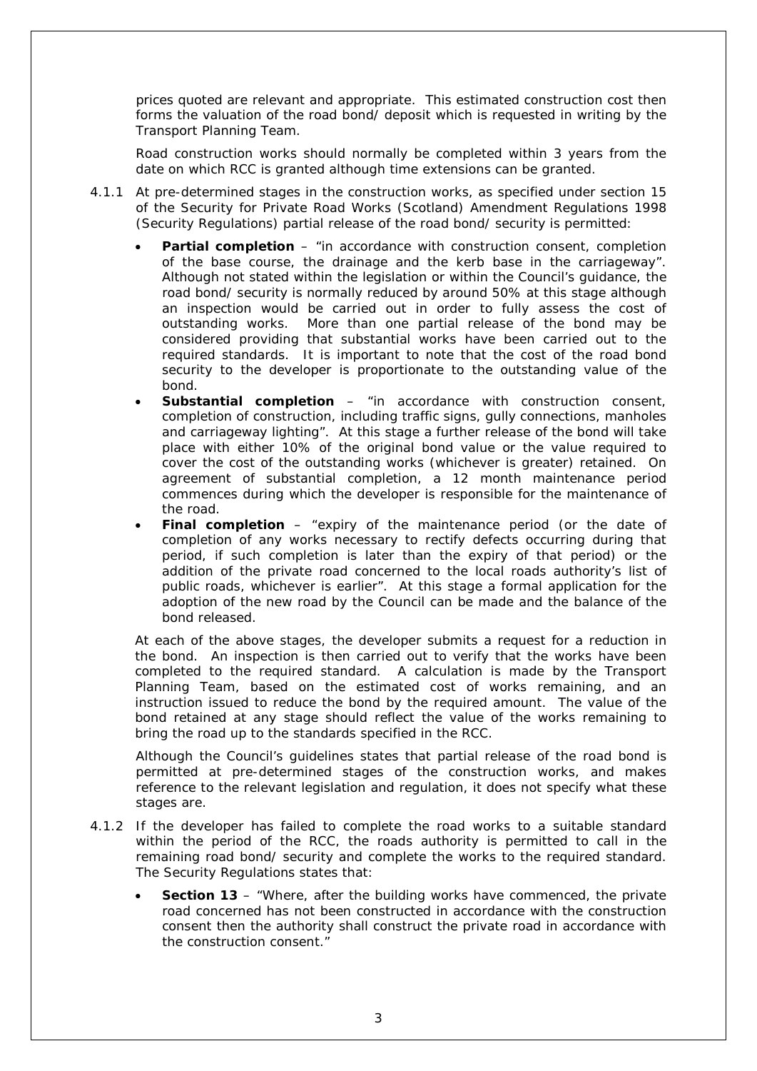prices quoted are relevant and appropriate. This estimated construction cost then forms the valuation of the road bond/ deposit which is requested in writing by the Transport Planning Team.

Road construction works should normally be completed within 3 years from the date on which RCC is granted although time extensions can be granted.

4.1.1 At pre-determined stages in the construction works, as specified under section 15 of the Security for Private Road Works (Scotland) Amendment Regulations 1998 (Security Regulations) partial release of the road bond/ security is permitted:

- **Partial completion** – "in accordance with construction consent, completion of the base course, the drainage and the kerb base in the carriageway". Although not stated within the legislation or within the Council's guidance, the road bond/ security is normally reduced by around 50% at this stage although an inspection would be carried out in order to fully assess the cost of outstanding works. More than one partial release of the bond may be considered providing that substantial works have been carried out to the required standards. It is important to note that the cost of the road bond security to the developer is proportionate to the outstanding value of the bond.
- **Substantial completion** – "in accordance with construction consent, completion of construction, including traffic signs, gully connections, manholes and carriageway lighting". At this stage a further release of the bond will take place with either 10% of the original bond value or the value required to cover the cost of the outstanding works (whichever is greater) retained. On agreement of substantial completion, a 12 month maintenance period commences during which the developer is responsible for the maintenance of the road.
- **Final completion** – "expiry of the maintenance period (or the date of completion of any works necessary to rectify defects occurring during that period, if such completion is later than the expiry of that period) or the addition of the private road concerned to the local roads authority's list of public roads, whichever is earlier". At this stage a formal application for the adoption of the new road by the Council can be made and the balance of the bond released.

At each of the above stages, the developer submits a request for a reduction in the bond. An inspection is then carried out to verify that the works have been completed to the required standard. A calculation is made by the Transport Planning Team, based on the estimated cost of works remaining, and an instruction issued to reduce the bond by the required amount. The value of the bond retained at any stage should reflect the value of the works remaining to bring the road up to the standards specified in the RCC.

Although the Council's guidelines states that partial release of the road bond is permitted at pre-determined stages of the construction works, and makes reference to the relevant legislation and regulation, it does not specify what these stages are.

4.1.2 If the developer has failed to complete the road works to a suitable standard within the period of the RCC, the roads authority is permitted to call in the remaining road bond/ security and complete the works to the required standard. The Security Regulations states that:

- **Section 13** – "Where, after the building works have commenced, the private road concerned has not been constructed in accordance with the construction consent then the authority shall construct the private road in accordance with the construction consent."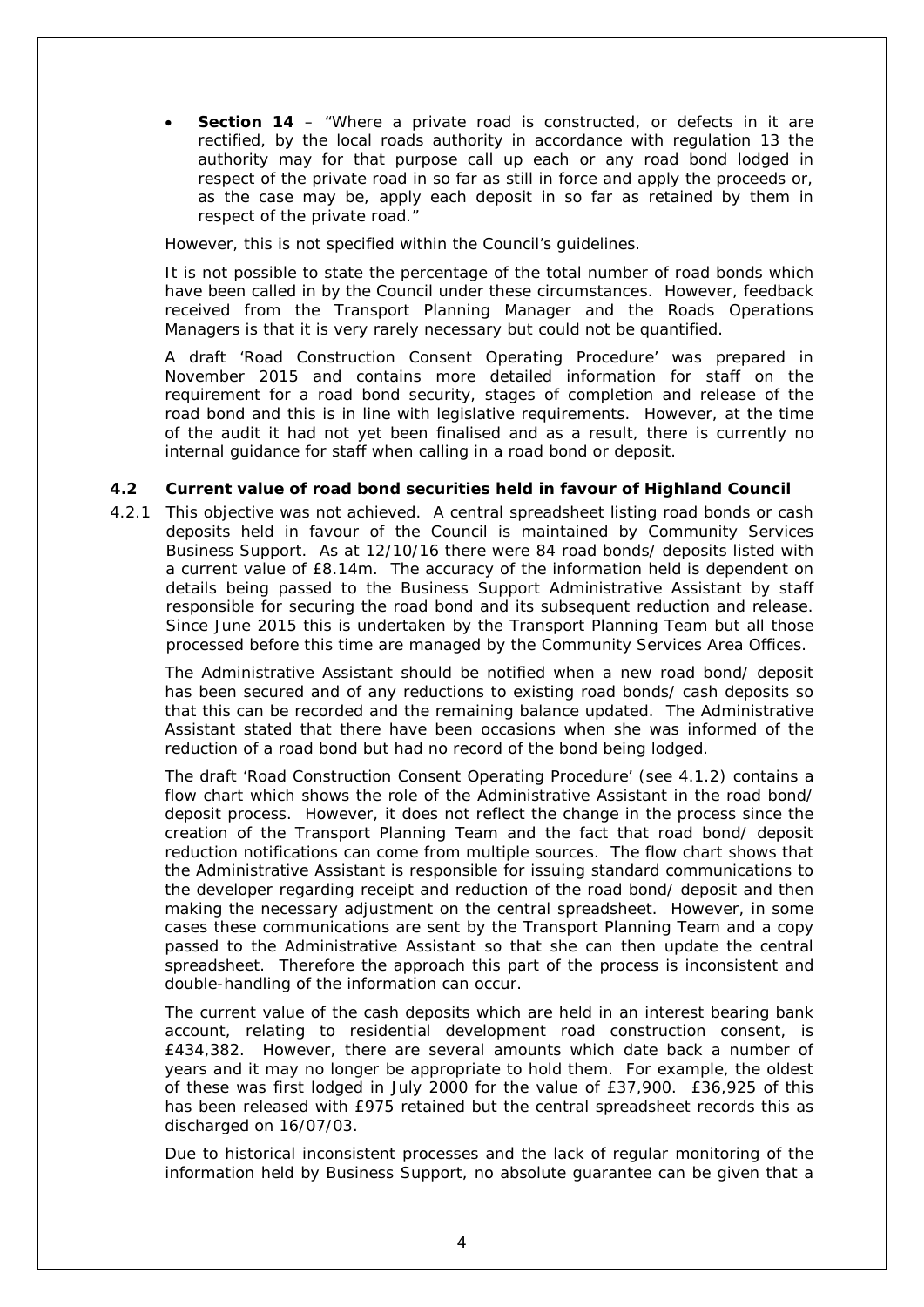- **Section 14** – *"Where a private road is constructed, or defects in it are rectified, by the local roads authority in accordance with regulation 13 the authority may for that purpose call up each or any road bond lodged in respect of the private road in so far as still in force and apply the proceeds or, as the case may be, apply each deposit in so far as retained by them in respect of the private road."*

However, this is not specified within the Council's guidelines.

It is not possible to state the percentage of the total number of road bonds which have been called in by the Council under these circumstances. However, feedback received from the Transport Planning Manager and the Roads Operations Managers is that it is very rarely necessary but could not be quantified.

A draft 'Road Construction Consent Operating Procedure' was prepared in November 2015 and contains more detailed information for staff on the requirement for a road bond security, stages of completion and release of the road bond and this is in line with legislative requirements. However, at the time of the audit it had not yet been finalised and as a result, there is currently no internal guidance for staff when calling in a road bond or deposit.

### 4.2 Current value of road bond securities held in favour of Highland Council

4.2.1 This objective was not achieved. A central spreadsheet listing road bonds or cash deposits held in favour of the Council is maintained by Community Services Business Support. As at 12/10/16 there were 84 road bonds/ deposits listed with a current value of £8.14m. The accuracy of the information held is dependent on details being passed to the Business Support Administrative Assistant by staff responsible for securing the road bond and its subsequent reduction and release. Since June 2015 this is undertaken by the Transport Planning Team but all those processed before this time are managed by the Community Services Area Offices.

The Administrative Assistant should be notified when a new road bond/ deposit has been secured and of any reductions to existing road bonds/ cash deposits so that this can be recorded and the remaining balance updated. The Administrative Assistant stated that there have been occasions when she was informed of the reduction of a road bond but had no record of the bond being lodged.

The draft 'Road Construction Consent Operating Procedure' (see 4.1.2) contains a flow chart which shows the role of the Administrative Assistant in the road bond/ deposit process. However, it does not reflect the change in the process since the creation of the Transport Planning Team and the fact that road bond/ deposit reduction notifications can come from multiple sources. The flow chart shows that the Administrative Assistant is responsible for issuing standard communications to the developer regarding receipt and reduction of the road bond/ deposit and then making the necessary adjustment on the central spreadsheet. However, in some cases these communications are sent by the Transport Planning Team and a copy passed to the Administrative Assistant so that she can then update the central spreadsheet. Therefore the approach this part of the process is inconsistent and double-handling of the information can occur.

The current value of the cash deposits which are held in an interest bearing bank account, relating to residential development road construction consent, is £434,382. However, there are several amounts which date back a number of years and it may no longer be appropriate to hold them. For example, the oldest of these was first lodged in July 2000 for the value of £37,900. £36,925 of this has been released with £975 retained but the central spreadsheet records this as discharged on 16/07/03.

Due to historical inconsistent processes and the lack of regular monitoring of the information held by Business Support, no absolute guarantee can be given that a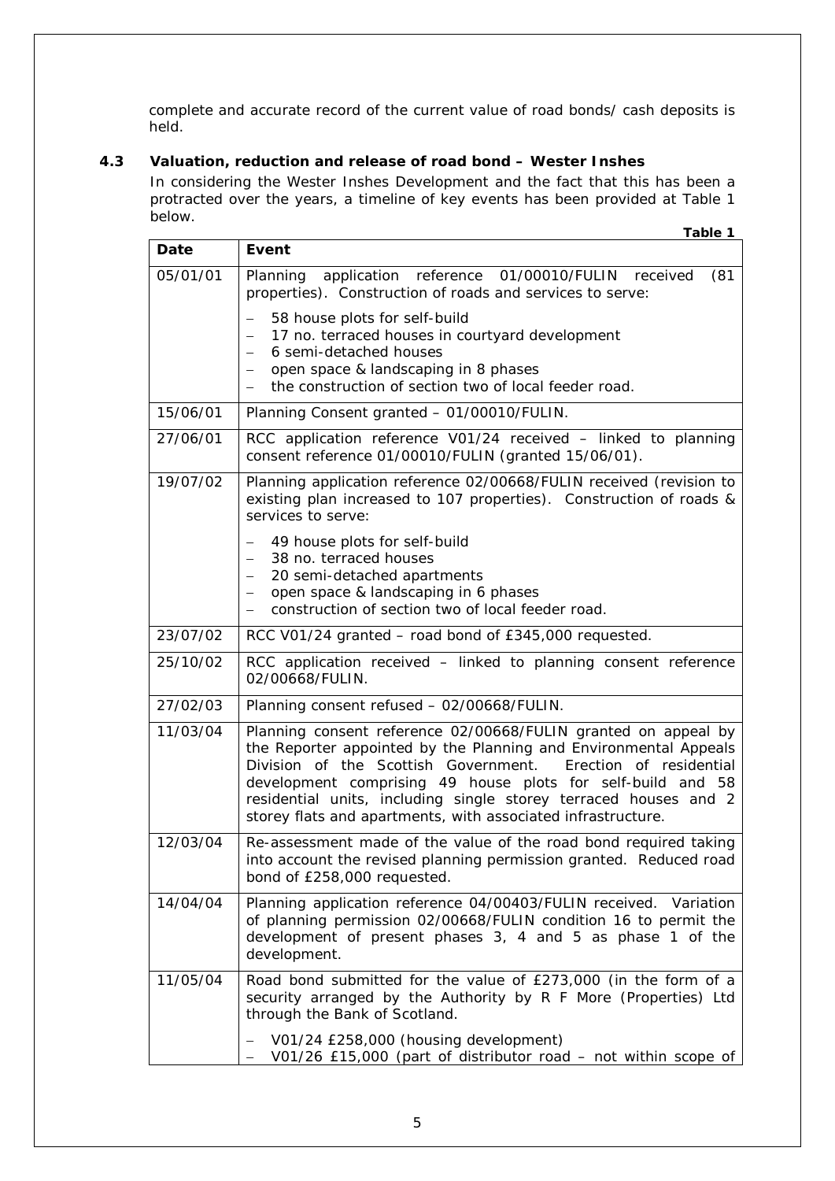complete and accurate record of the current value of road bonds/ cash deposits is held.

### 4.3 Valuation, reduction and release of road bond – Wester Inshes

In considering the Wester Inshes Development and the fact that this has been a protracted over the years, a timeline of key events has been provided at Table 1 below.

**Table 1**

| Date | Event |
|---|---|
| 05/01/01 | Planning application reference 01/00010/FULIN received (81 properties). Construction of roads and services to serve:<br>– 58 house plots for self-build<br>– 17 no. terraced houses in courtyard development<br>– 6 semi-detached houses<br>– open space & landscaping in 8 phases<br>– the construction of section two of local feeder road. |
| 15/06/01 | Planning Consent granted – 01/00010/FULIN. |
| 27/06/01 | RCC application reference V01/24 received – linked to planning consent reference 01/00010/FULIN (granted 15/06/01). |
| 19/07/02 | Planning application reference 02/00668/FULIN received (revision to existing plan increased to 107 properties). Construction of roads & services to serve:<br>– 49 house plots for self-build<br>– 38 no. terraced houses<br>– 20 semi-detached apartments<br>– open space & landscaping in 6 phases<br>– construction of section two of local feeder road. |
| 23/07/02 | RCC V01/24 granted – road bond of £345,000 requested. |
| 25/10/02 | RCC application received – linked to planning consent reference 02/00668/FULIN. |
| 27/02/03 | Planning consent refused – 02/00668/FULIN. |
| 11/03/04 | Planning consent reference 02/00668/FULIN granted on appeal by the Reporter appointed by the Planning and Environmental Appeals Division of the Scottish Government. Erection of residential development comprising 49 house plots for self-build and 58 residential units, including single storey terraced houses and 2 storey flats and apartments, with associated infrastructure. |
| 12/03/04 | Re-assessment made of the value of the road bond required taking into account the revised planning permission granted. Reduced road bond of £258,000 requested. |
| 14/04/04 | Planning application reference 04/00403/FULIN received. Variation of planning permission 02/00668/FULIN condition 16 to permit the development of present phases 3, 4 and 5 as phase 1 of the development. |
| 11/05/04 | Road bond submitted for the value of £273,000 (in the form of a security arranged by the Authority by R F More (Properties) Ltd through the Bank of Scotland.<br>– V01/24 £258,000 (housing development)<br>– V01/26 £15,000 (part of distributor road – not within scope of |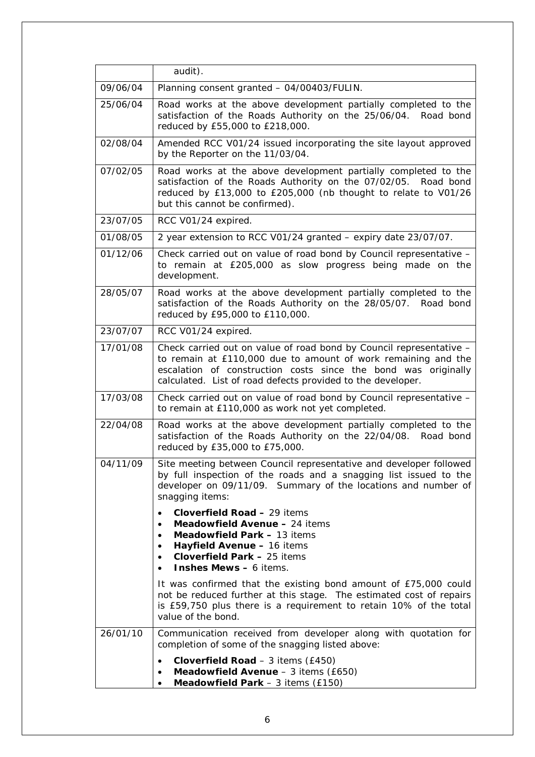| | |
|---|---|
| | audit). |
| 09/06/04 | Planning consent granted – 04/00403/FULIN. |
| 25/06/04 | Road works at the above development partially completed to the satisfaction of the Roads Authority on the 25/06/04. Road bond reduced by £55,000 to £218,000. |
| 02/08/04 | Amended RCC V01/24 issued incorporating the site layout approved by the Reporter on the 11/03/04. |
| 07/02/05 | Road works at the above development partially completed to the satisfaction of the Roads Authority on the 07/02/05. Road bond reduced by £13,000 to £205,000 (nb thought to relate to V01/26 but this cannot be confirmed). |
| 23/07/05 | RCC V01/24 expired. |
| 01/08/05 | 2 year extension to RCC V01/24 granted – expiry date 23/07/07. |
| 01/12/06 | Check carried out on value of road bond by Council representative – to remain at £205,000 as slow progress being made on the development. |
| 28/05/07 | Road works at the above development partially completed to the satisfaction of the Roads Authority on the 28/05/07. Road bond reduced by £95,000 to £110,000. |
| 23/07/07 | RCC V01/24 expired. |
| 17/01/08 | Check carried out on value of road bond by Council representative – to remain at £110,000 due to amount of work remaining and the escalation of construction costs since the bond was originally calculated. List of road defects provided to the developer. |
| 17/03/08 | Check carried out on value of road bond by Council representative – to remain at £110,000 as work not yet completed. |
| 22/04/08 | Road works at the above development partially completed to the satisfaction of the Roads Authority on the 22/04/08. Road bond reduced by £35,000 to £75,000. |
| 04/11/09 | Site meeting between Council representative and developer followed by full inspection of the roads and a snagging list issued to the developer on 09/11/09. Summary of the locations and number of snagging items:<br>• **Cloverfield Road –** 29 items<br>• **Meadowfield Avenue –** 24 items<br>• **Meadowfield Park –** 13 items<br>• **Hayfield Avenue –** 16 items<br>• **Cloverfield Park –** 25 items<br>• **Inshes Mews –** 6 items.<br><br>It was confirmed that the existing bond amount of £75,000 could not be reduced further at this stage. The estimated cost of repairs is £59,750 plus there is a requirement to retain 10% of the total value of the bond. |
| 26/01/10 | Communication received from developer along with quotation for completion of some of the snagging listed above:<br>• **Cloverfield Road** – 3 items (£450)<br>• **Meadowfield Avenue** – 3 items (£650)<br>• **Meadowfield Park** – 3 items (£150) |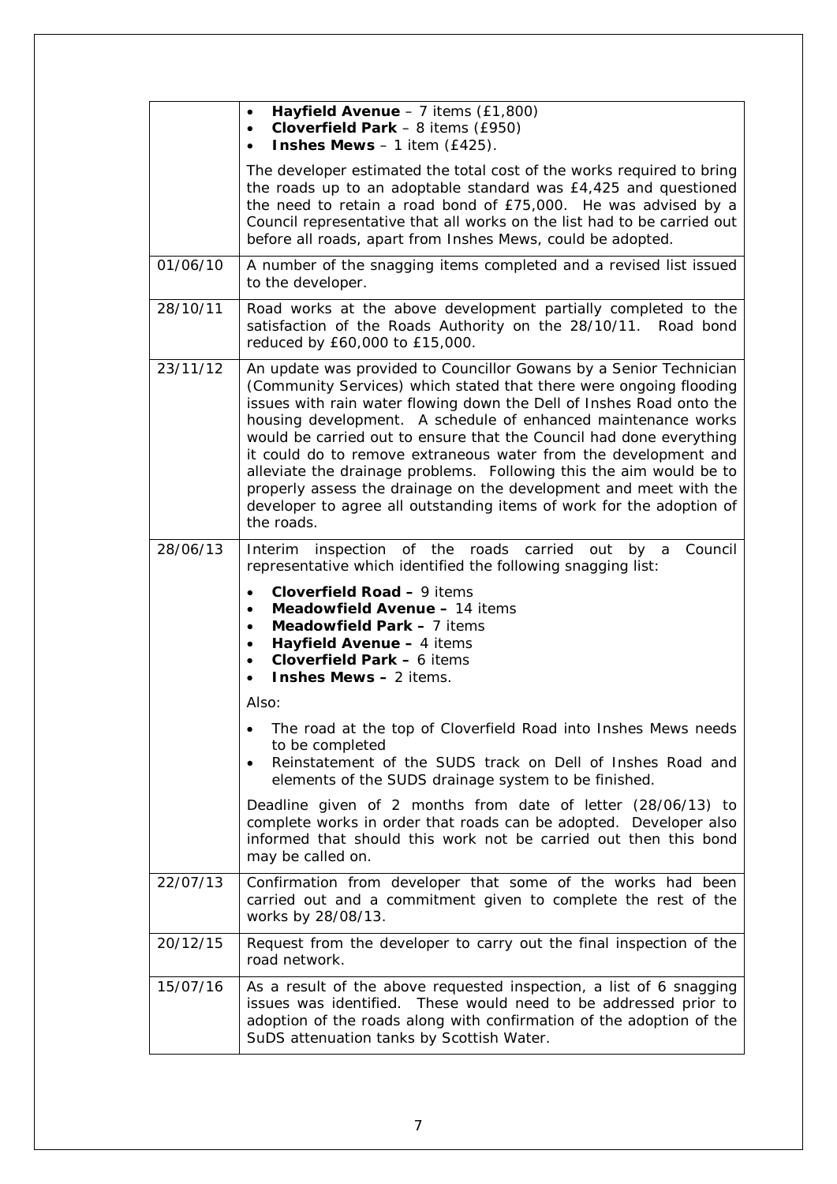| | |
|---|---|
| | • **Hayfield Avenue** – 7 items (£1,800)<br>• **Cloverfield Park** – 8 items (£950)<br>• **Inshes Mews** – 1 item (£425).<br><br>The developer estimated the total cost of the works required to bring the roads up to an adoptable standard was £4,425 and questioned the need to retain a road bond of £75,000. He was advised by a Council representative that all works on the list had to be carried out before all roads, apart from Inshes Mews, could be adopted. |
| 01/06/10 | A number of the snagging items completed and a revised list issued to the developer. |
| 28/10/11 | Road works at the above development partially completed to the satisfaction of the Roads Authority on the 28/10/11. Road bond reduced by £60,000 to £15,000. |
| 23/11/12 | An update was provided to Councillor Gowans by a Senior Technician (Community Services) which stated that there were ongoing flooding issues with rain water flowing down the Dell of Inshes Road onto the housing development. A schedule of enhanced maintenance works would be carried out to ensure that the Council had done everything it could do to remove extraneous water from the development and alleviate the drainage problems. Following this the aim would be to properly assess the drainage on the development and meet with the developer to agree all outstanding items of work for the adoption of the roads. |
| 28/06/13 | Interim inspection of the roads carried out by a Council representative which identified the following snagging list:<br><br>• **Cloverfield Road –** 9 items<br>• **Meadowfield Avenue –** 14 items<br>• **Meadowfield Park –** 7 items<br>• **Hayfield Avenue –** 4 items<br>• **Cloverfield Park –** 6 items<br>• **Inshes Mews –** 2 items.<br><br>Also:<br><br>• The road at the top of Cloverfield Road into Inshes Mews needs to be completed<br>• Reinstatement of the SUDS track on Dell of Inshes Road and elements of the SUDS drainage system to be finished.<br><br>Deadline given of 2 months from date of letter (28/06/13) to complete works in order that roads can be adopted. Developer also informed that should this work not be carried out then this bond may be called on. |
| 22/07/13 | Confirmation from developer that some of the works had been carried out and a commitment given to complete the rest of the works by 28/08/13. |
| 20/12/15 | Request from the developer to carry out the final inspection of the road network. |
| 15/07/16 | As a result of the above requested inspection, a list of 6 snagging issues was identified. These would need to be addressed prior to adoption of the roads along with confirmation of the adoption of the SuDS attenuation tanks by Scottish Water. |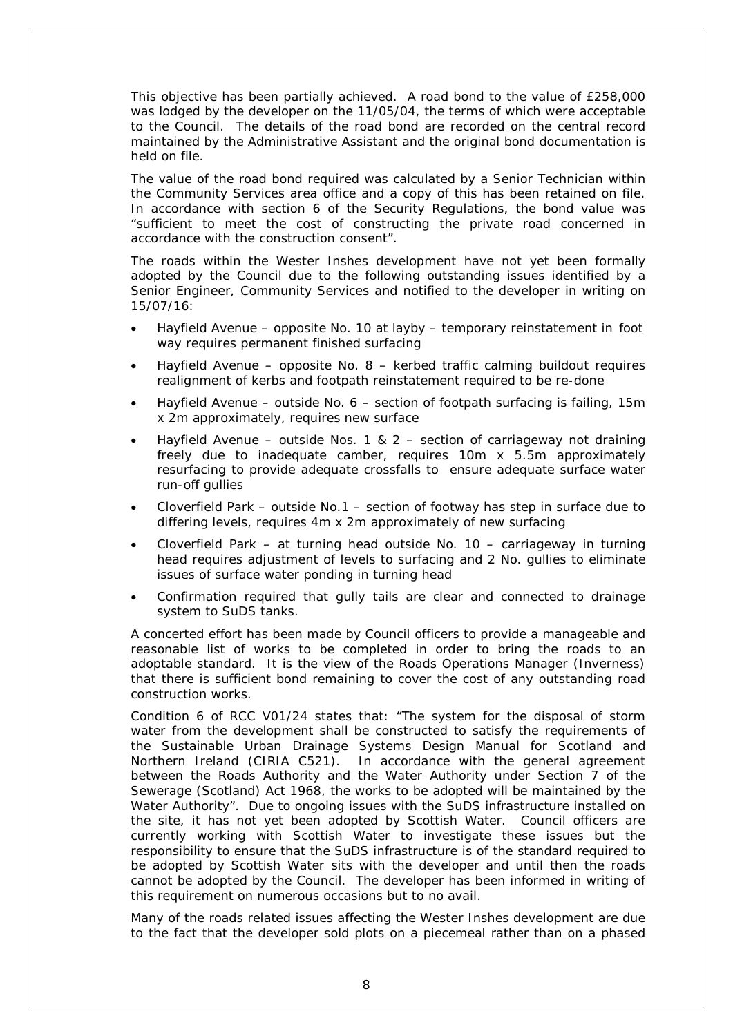This objective has been partially achieved. A road bond to the value of £258,000 was lodged by the developer on the 11/05/04, the terms of which were acceptable to the Council. The details of the road bond are recorded on the central record maintained by the Administrative Assistant and the original bond documentation is held on file.

The value of the road bond required was calculated by a Senior Technician within the Community Services area office and a copy of this has been retained on file. In accordance with section 6 of the Security Regulations, the bond value was "sufficient to meet the cost of constructing the private road concerned in accordance with the construction consent".

The roads within the Wester Inshes development have not yet been formally adopted by the Council due to the following outstanding issues identified by a Senior Engineer, Community Services and notified to the developer in writing on 15/07/16:

- Hayfield Avenue – opposite No. 10 at layby – temporary reinstatement in foot way requires permanent finished surfacing
- Hayfield Avenue – opposite No. 8 – kerbed traffic calming buildout requires realignment of kerbs and footpath reinstatement required to be re-done
- Hayfield Avenue – outside No. 6 – section of footpath surfacing is failing, 15m x 2m approximately, requires new surface
- Hayfield Avenue – outside Nos. 1 & 2 – section of carriageway not draining freely due to inadequate camber, requires 10m x 5.5m approximately resurfacing to provide adequate crossfalls to ensure adequate surface water run-off gullies
- Cloverfield Park – outside No.1 – section of footway has step in surface due to differing levels, requires 4m x 2m approximately of new surfacing
- Cloverfield Park – at turning head outside No. 10 – carriageway in turning head requires adjustment of levels to surfacing and 2 No. gullies to eliminate issues of surface water ponding in turning head
- Confirmation required that gully tails are clear and connected to drainage system to SuDS tanks.

A concerted effort has been made by Council officers to provide a manageable and reasonable list of works to be completed in order to bring the roads to an adoptable standard. It is the view of the Roads Operations Manager (Inverness) that there is sufficient bond remaining to cover the cost of any outstanding road construction works.

Condition 6 of RCC V01/24 states that: "The system for the disposal of storm water from the development shall be constructed to satisfy the requirements of the Sustainable Urban Drainage Systems Design Manual for Scotland and Northern Ireland (CIRIA C521). In accordance with the general agreement between the Roads Authority and the Water Authority under Section 7 of the Sewerage (Scotland) Act 1968, the works to be adopted will be maintained by the Water Authority". Due to ongoing issues with the SuDS infrastructure installed on the site, it has not yet been adopted by Scottish Water. Council officers are currently working with Scottish Water to investigate these issues but the responsibility to ensure that the SuDS infrastructure is of the standard required to be adopted by Scottish Water sits with the developer and until then the roads cannot be adopted by the Council. The developer has been informed in writing of this requirement on numerous occasions but to no avail.

Many of the roads related issues affecting the Wester Inshes development are due to the fact that the developer sold plots on a piecemeal rather than on a phased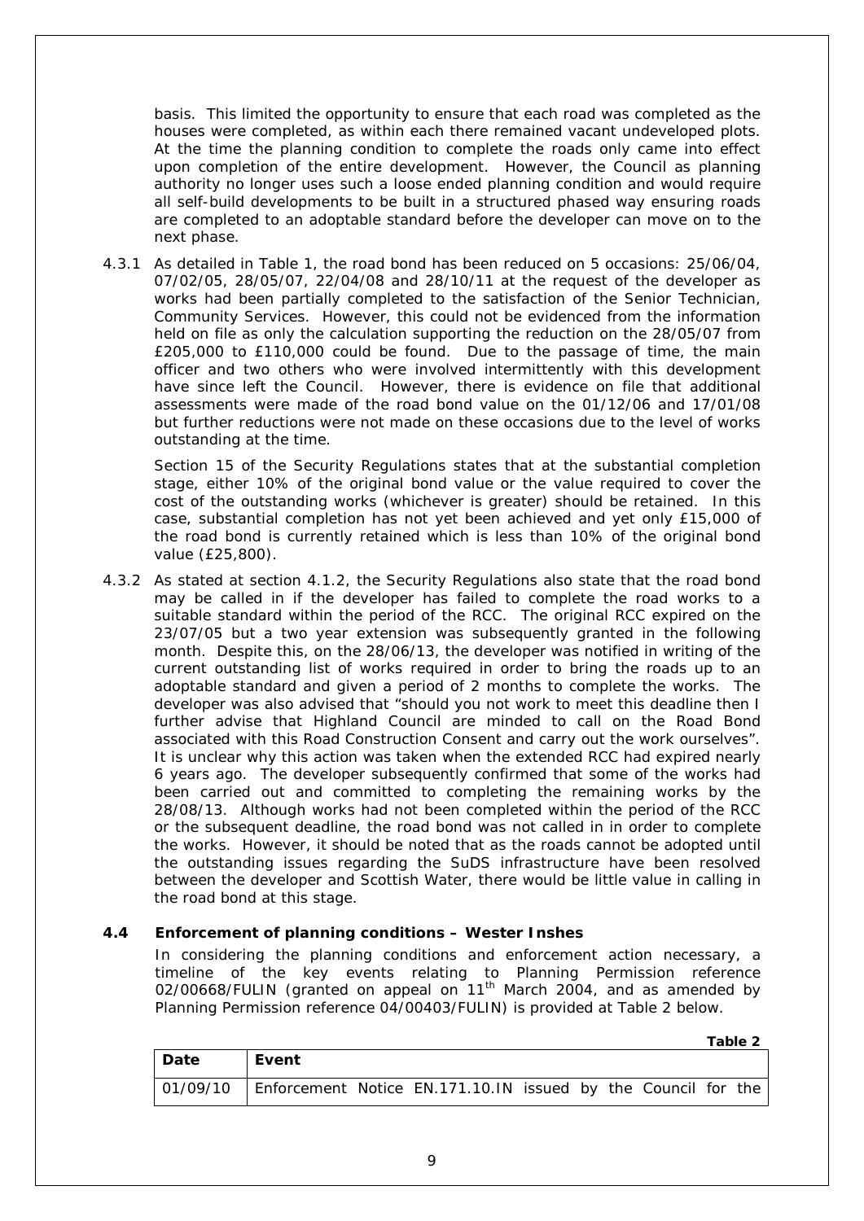basis. This limited the opportunity to ensure that each road was completed as the houses were completed, as within each there remained vacant undeveloped plots. At the time the planning condition to complete the roads only came into effect upon completion of the entire development. However, the Council as planning authority no longer uses such a loose ended planning condition and would require all self-build developments to be built in a structured phased way ensuring roads are completed to an adoptable standard before the developer can move on to the next phase.

4.3.1 As detailed in Table 1, the road bond has been reduced on 5 occasions: 25/06/04, 07/02/05, 28/05/07, 22/04/08 and 28/10/11 at the request of the developer as works had been partially completed to the satisfaction of the Senior Technician, Community Services. However, this could not be evidenced from the information held on file as only the calculation supporting the reduction on the 28/05/07 from £205,000 to £110,000 could be found. Due to the passage of time, the main officer and two others who were involved intermittently with this development have since left the Council. However, there is evidence on file that additional assessments were made of the road bond value on the 01/12/06 and 17/01/08 but further reductions were not made on these occasions due to the level of works outstanding at the time.

Section 15 of the Security Regulations states that at the substantial completion stage, either 10% of the original bond value or the value required to cover the cost of the outstanding works (whichever is greater) should be retained. In this case, substantial completion has not yet been achieved and yet only £15,000 of the road bond is currently retained which is less than 10% of the original bond value (£25,800).

4.3.2 As stated at section 4.1.2, the Security Regulations also state that the road bond may be called in if the developer has failed to complete the road works to a suitable standard within the period of the RCC. The original RCC expired on the 23/07/05 but a two year extension was subsequently granted in the following month. Despite this, on the 28/06/13, the developer was notified in writing of the current outstanding list of works required in order to bring the roads up to an adoptable standard and given a period of 2 months to complete the works. The developer was also advised that "should you not work to meet this deadline then I further advise that Highland Council are minded to call on the Road Bond associated with this Road Construction Consent and carry out the work ourselves". It is unclear why this action was taken when the extended RCC had expired nearly 6 years ago. The developer subsequently confirmed that some of the works had been carried out and committed to completing the remaining works by the 28/08/13. Although works had not been completed within the period of the RCC or the subsequent deadline, the road bond was not called in in order to complete the works. However, it should be noted that as the roads cannot be adopted until the outstanding issues regarding the SuDS infrastructure have been resolved between the developer and Scottish Water, there would be little value in calling in the road bond at this stage.

### 4.4 Enforcement of planning conditions – Wester Inshes

In considering the planning conditions and enforcement action necessary, a timeline of the key events relating to Planning Permission reference 02/00668/FULIN (granted on appeal on 11th March 2004, and as amended by Planning Permission reference 04/00403/FULIN) is provided at Table 2 below.

**Table 2**

| Date | Event |
|---|---|
| 01/09/10 | Enforcement Notice EN.171.10.IN issued by the Council for the |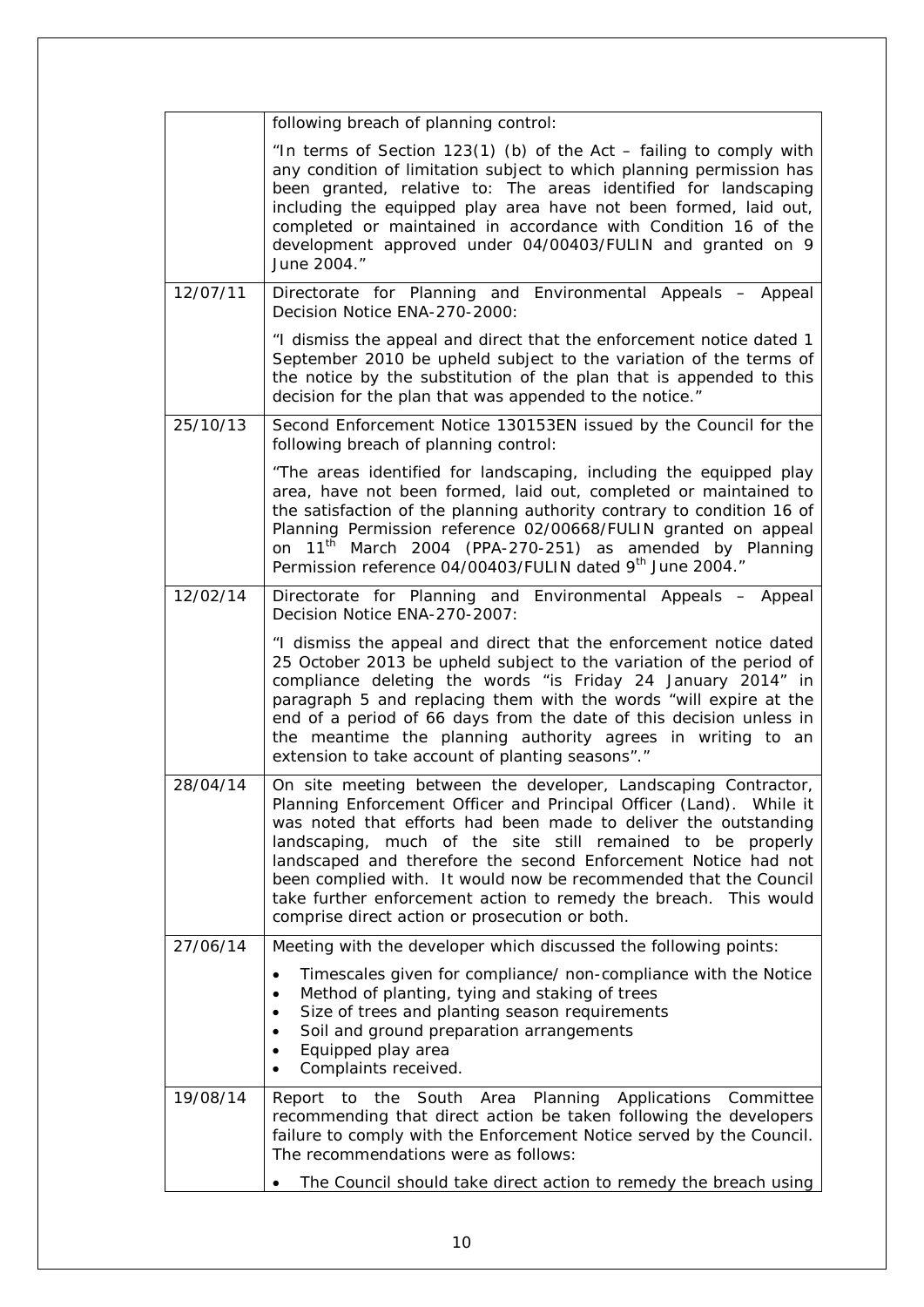| | |
|---|---|
| | following breach of planning control:<br><br>"In terms of Section 123(1) (b) of the Act – failing to comply with any condition of limitation subject to which planning permission has been granted, relative to: The areas identified for landscaping including the equipped play area have not been formed, laid out, completed or maintained in accordance with Condition 16 of the development approved under 04/00403/FULIN and granted on 9 June 2004." |
| 12/07/11 | Directorate for Planning and Environmental Appeals – Appeal Decision Notice ENA-270-2000:<br><br>"I dismiss the appeal and direct that the enforcement notice dated 1 September 2010 be upheld subject to the variation of the terms of the notice by the substitution of the plan that is appended to this decision for the plan that was appended to the notice." |
| 25/10/13 | Second Enforcement Notice 130153EN issued by the Council for the following breach of planning control:<br><br>"The areas identified for landscaping, including the equipped play area, have not been formed, laid out, completed or maintained to the satisfaction of the planning authority contrary to condition 16 of Planning Permission reference 02/00668/FULIN granted on appeal on 11th March 2004 (PPA-270-251) as amended by Planning Permission reference 04/00403/FULIN dated 9th June 2004." |
| 12/02/14 | Directorate for Planning and Environmental Appeals – Appeal Decision Notice ENA-270-2007:<br><br>"I dismiss the appeal and direct that the enforcement notice dated 25 October 2013 be upheld subject to the variation of the period of compliance deleting the words "is Friday 24 January 2014" in paragraph 5 and replacing them with the words "will expire at the end of a period of 66 days from the date of this decision unless in the meantime the planning authority agrees in writing to an extension to take account of planting seasons"." |
| 28/04/14 | On site meeting between the developer, Landscaping Contractor, Planning Enforcement Officer and Principal Officer (Land). While it was noted that efforts had been made to deliver the outstanding landscaping, much of the site still remained to be properly landscaped and therefore the second Enforcement Notice had not been complied with. It would now be recommended that the Council take further enforcement action to remedy the breach. This would comprise direct action or prosecution or both. |
| 27/06/14 | Meeting with the developer which discussed the following points:<br><br>• Timescales given for compliance/ non-compliance with the Notice<br>• Method of planting, tying and staking of trees<br>• Size of trees and planting season requirements<br>• Soil and ground preparation arrangements<br>• Equipped play area<br>• Complaints received. |
| 19/08/14 | Report to the South Area Planning Applications Committee recommending that direct action be taken following the developers failure to comply with the Enforcement Notice served by the Council. The recommendations were as follows:<br><br>• The Council should take direct action to remedy the breach using |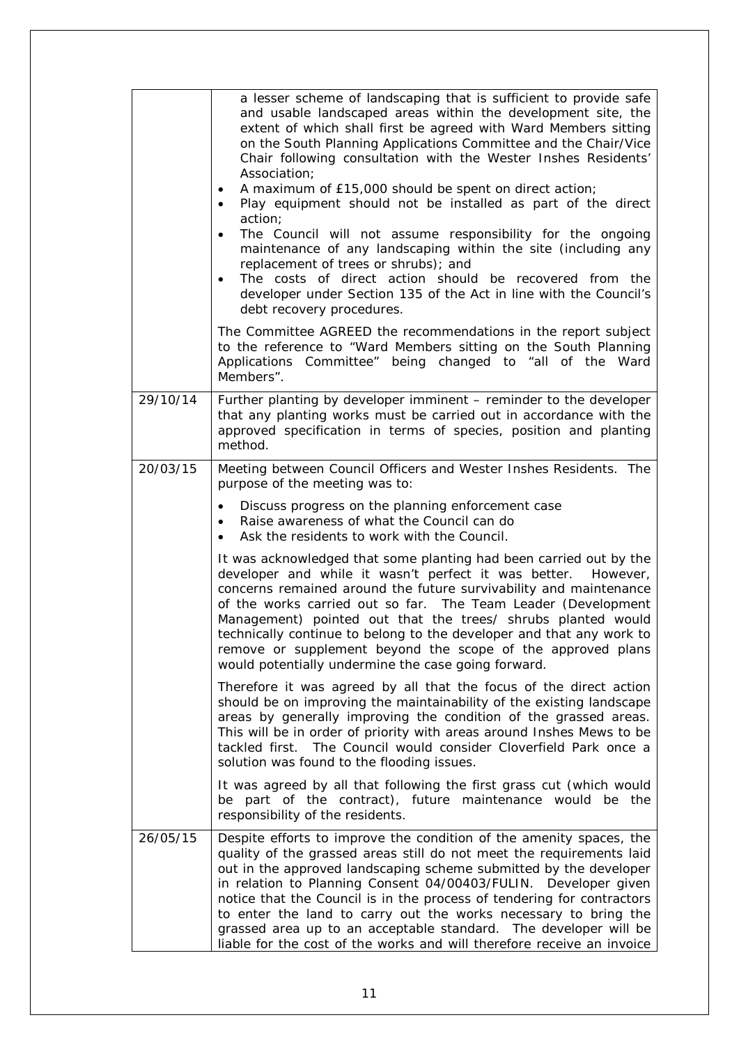| | |
|---|---|
| | a lesser scheme of landscaping that is sufficient to provide safe and usable landscaped areas within the development site, the extent of which shall first be agreed with Ward Members sitting on the South Planning Applications Committee and the Chair/Vice Chair following consultation with the Wester Inshes Residents' Association;<br>• A maximum of £15,000 should be spent on direct action;<br>• Play equipment should not be installed as part of the direct action;<br>• The Council will not assume responsibility for the ongoing maintenance of any landscaping within the site (including any replacement of trees or shrubs); and<br>• The costs of direct action should be recovered from the developer under Section 135 of the Act in line with the Council's debt recovery procedures.<br><br>The Committee AGREED the recommendations in the report subject to the reference to "Ward Members sitting on the South Planning Applications Committee" being changed to "all of the Ward Members". |
| 29/10/14 | Further planting by developer imminent – reminder to the developer that any planting works must be carried out in accordance with the approved specification in terms of species, position and planting method. |
| 20/03/15 | Meeting between Council Officers and Wester Inshes Residents. The purpose of the meeting was to:<br>• Discuss progress on the planning enforcement case<br>• Raise awareness of what the Council can do<br>• Ask the residents to work with the Council.<br><br>It was acknowledged that some planting had been carried out by the developer and while it wasn't perfect it was better. However, concerns remained around the future survivability and maintenance of the works carried out so far. The Team Leader (Development Management) pointed out that the trees/ shrubs planted would technically continue to belong to the developer and that any work to remove or supplement beyond the scope of the approved plans would potentially undermine the case going forward.<br><br>Therefore it was agreed by all that the focus of the direct action should be on improving the maintainability of the existing landscape areas by generally improving the condition of the grassed areas. This will be in order of priority with areas around Inshes Mews to be tackled first. The Council would consider Cloverfield Park once a solution was found to the flooding issues.<br><br>It was agreed by all that following the first grass cut (which would be part of the contract), future maintenance would be the responsibility of the residents. |
| 26/05/15 | Despite efforts to improve the condition of the amenity spaces, the quality of the grassed areas still do not meet the requirements laid out in the approved landscaping scheme submitted by the developer in relation to Planning Consent 04/00403/FULIN. Developer given notice that the Council is in the process of tendering for contractors to enter the land to carry out the works necessary to bring the grassed area up to an acceptable standard. The developer will be liable for the cost of the works and will therefore receive an invoice |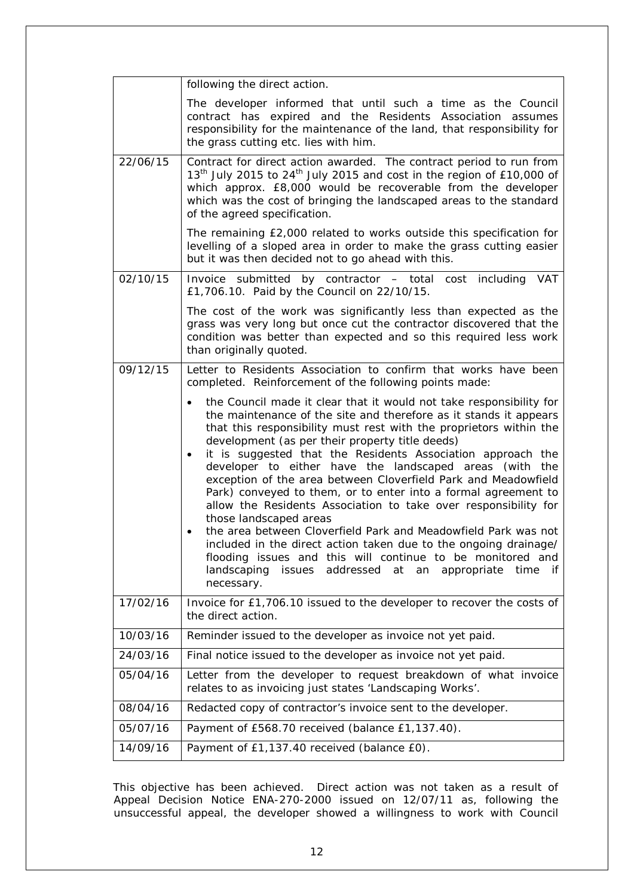| | |
|---|---|
| | following the direct action.<br><br>The developer informed that until such a time as the Council contract has expired and the Residents Association assumes responsibility for the maintenance of the land, that responsibility for the grass cutting etc. lies with him. |
| 22/06/15 | Contract for direct action awarded. The contract period to run from 13th July 2015 to 24th July 2015 and cost in the region of £10,000 of which approx. £8,000 would be recoverable from the developer which was the cost of bringing the landscaped areas to the standard of the agreed specification.<br><br>The remaining £2,000 related to works outside this specification for levelling of a sloped area in order to make the grass cutting easier but it was then decided not to go ahead with this. |
| 02/10/15 | Invoice submitted by contractor – total cost including VAT £1,706.10. Paid by the Council on 22/10/15.<br><br>The cost of the work was significantly less than expected as the grass was very long but once cut the contractor discovered that the condition was better than expected and so this required less work than originally quoted. |
| 09/12/15 | Letter to Residents Association to confirm that works have been completed. Reinforcement of the following points made:<br><br>• the Council made it clear that it would not take responsibility for the maintenance of the site and therefore as it stands it appears that this responsibility must rest with the proprietors within the development (as per their property title deeds)<br>• it is suggested that the Residents Association approach the developer to either have the landscaped areas (with the exception of the area between Cloverfield Park and Meadowfield Park) conveyed to them, or to enter into a formal agreement to allow the Residents Association to take over responsibility for those landscaped areas<br>• the area between Cloverfield Park and Meadowfield Park was not included in the direct action taken due to the ongoing drainage/ flooding issues and this will continue to be monitored and landscaping issues addressed at an appropriate time if necessary. |
| 17/02/16 | Invoice for £1,706.10 issued to the developer to recover the costs of the direct action. |
| 10/03/16 | Reminder issued to the developer as invoice not yet paid. |
| 24/03/16 | Final notice issued to the developer as invoice not yet paid. |
| 05/04/16 | Letter from the developer to request breakdown of what invoice relates to as invoicing just states 'Landscaping Works'. |
| 08/04/16 | Redacted copy of contractor's invoice sent to the developer. |
| 05/07/16 | Payment of £568.70 received (balance £1,137.40). |
| 14/09/16 | Payment of £1,137.40 received (balance £0). |

This objective has been achieved. Direct action was not taken as a result of Appeal Decision Notice ENA-270-2000 issued on 12/07/11 as, following the unsuccessful appeal, the developer showed a willingness to work with Council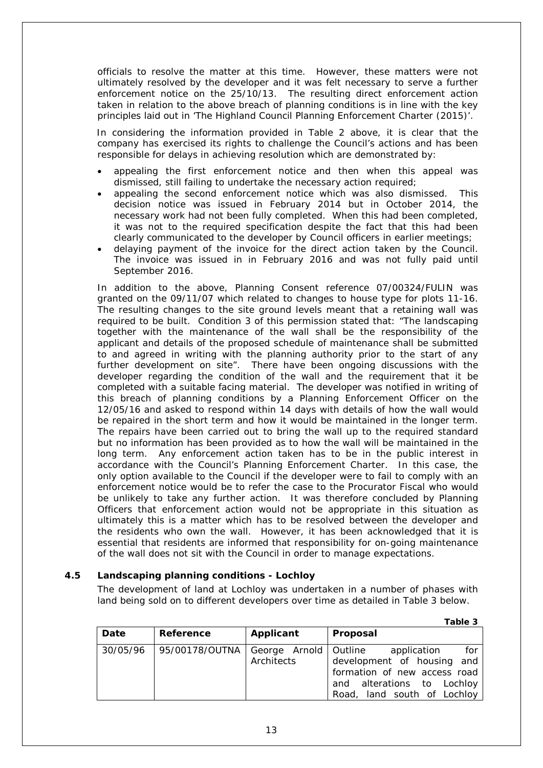officials to resolve the matter at this time. However, these matters were not ultimately resolved by the developer and it was felt necessary to serve a further enforcement notice on the 25/10/13. The resulting direct enforcement action taken in relation to the above breach of planning conditions is in line with the key principles laid out in 'The Highland Council Planning Enforcement Charter (2015)'.

In considering the information provided in Table 2 above, it is clear that the company has exercised its rights to challenge the Council's actions and has been responsible for delays in achieving resolution which are demonstrated by:

- appealing the first enforcement notice and then when this appeal was dismissed, still failing to undertake the necessary action required;
- appealing the second enforcement notice which was also dismissed. This decision notice was issued in February 2014 but in October 2014, the necessary work had not been fully completed. When this had been completed, it was not to the required specification despite the fact that this had been clearly communicated to the developer by Council officers in earlier meetings;
- delaying payment of the invoice for the direct action taken by the Council. The invoice was issued in in February 2016 and was not fully paid until September 2016.

In addition to the above, Planning Consent reference 07/00324/FULIN was granted on the 09/11/07 which related to changes to house type for plots 11-16. The resulting changes to the site ground levels meant that a retaining wall was required to be built. Condition 3 of this permission stated that: "The landscaping together with the maintenance of the wall shall be the responsibility of the applicant and details of the proposed schedule of maintenance shall be submitted to and agreed in writing with the planning authority prior to the start of any further development on site". There have been ongoing discussions with the developer regarding the condition of the wall and the requirement that it be completed with a suitable facing material. The developer was notified in writing of this breach of planning conditions by a Planning Enforcement Officer on the 12/05/16 and asked to respond within 14 days with details of how the wall would be repaired in the short term and how it would be maintained in the longer term. The repairs have been carried out to bring the wall up to the required standard but no information has been provided as to how the wall will be maintained in the long term. Any enforcement action taken has to be in the public interest in accordance with the Council's Planning Enforcement Charter. In this case, the only option available to the Council if the developer were to fail to comply with an enforcement notice would be to refer the case to the Procurator Fiscal who would be unlikely to take any further action. It was therefore concluded by Planning Officers that enforcement action would not be appropriate in this situation as ultimately this is a matter which has to be resolved between the developer and the residents who own the wall. However, it has been acknowledged that it is essential that residents are informed that responsibility for on-going maintenance of the wall does not sit with the Council in order to manage expectations.

### 4.5 Landscaping planning conditions - Lochloy

The development of land at Lochloy was undertaken in a number of phases with land being sold on to different developers over time as detailed in Table 3 below.

**Table 3**

| Date | Reference | Applicant | Proposal |
|---|---|---|---|
| 30/05/96 | 95/00178/OUTNA | George Arnold Architects | Outline application for development of housing and formation of new access road and alterations to Lochloy Road, land south of Lochloy |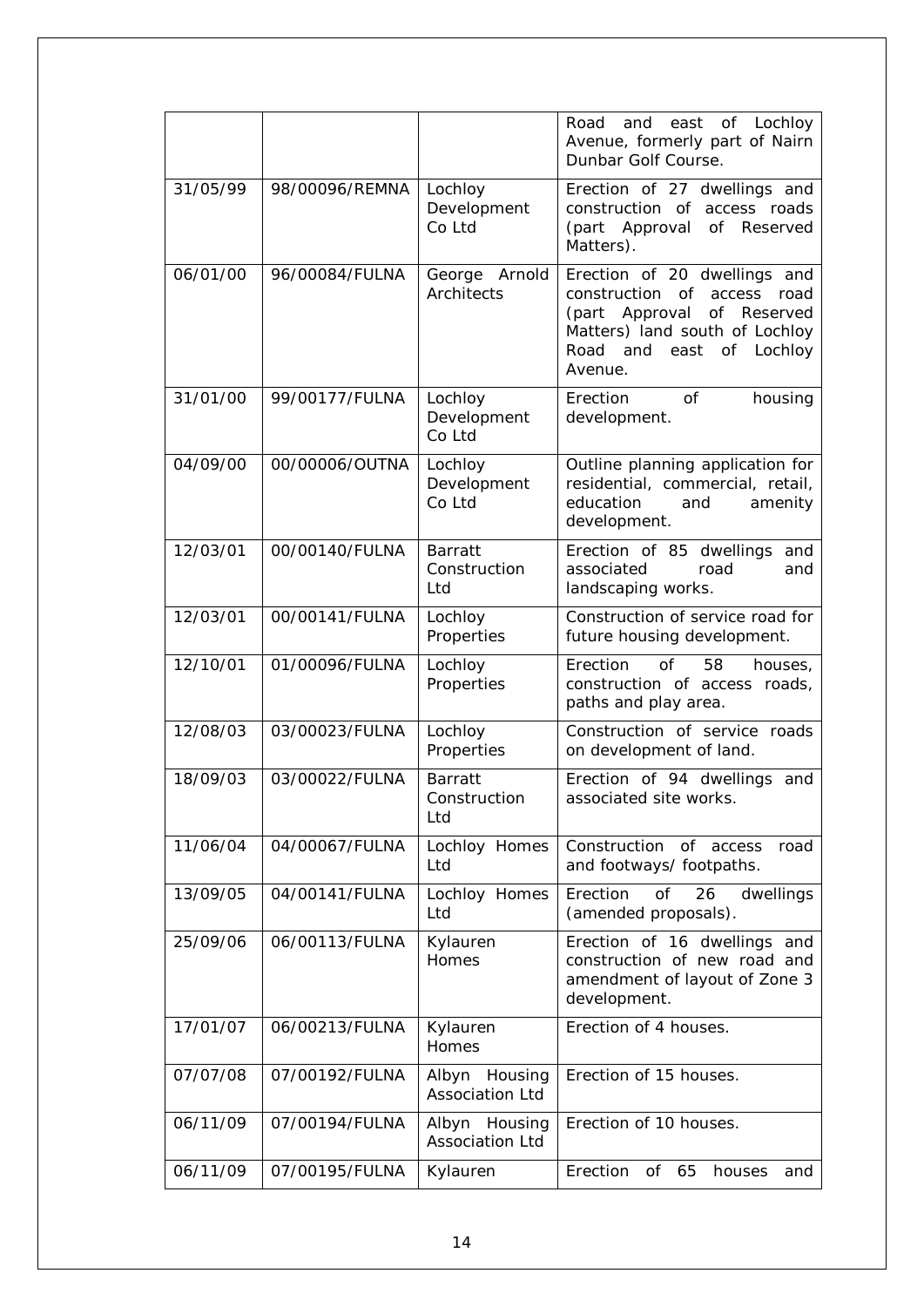| | | | Road and east of Lochloy Avenue, formerly part of Nairn Dunbar Golf Course. |
|---|---|---|---|
| 31/05/99 | 98/00096/REMNA | Lochloy Development Co Ltd | Erection of 27 dwellings and construction of access roads (part Approval of Reserved Matters). |
| 06/01/00 | 96/00084/FULNA | George Arnold Architects | Erection of 20 dwellings and construction of access road (part Approval of Reserved Matters) land south of Lochloy Road and east of Lochloy Avenue. |
| 31/01/00 | 99/00177/FULNA | Lochloy Development Co Ltd | Erection of housing development. |
| 04/09/00 | 00/00006/OUTNA | Lochloy Development Co Ltd | Outline planning application for residential, commercial, retail, education and amenity development. |
| 12/03/01 | 00/00140/FULNA | Barratt Construction Ltd | Erection of 85 dwellings and associated road and landscaping works. |
| 12/03/01 | 00/00141/FULNA | Lochloy Properties | Construction of service road for future housing development. |
| 12/10/01 | 01/00096/FULNA | Lochloy Properties | Erection of 58 houses, construction of access roads, paths and play area. |
| 12/08/03 | 03/00023/FULNA | Lochloy Properties | Construction of service roads on development of land. |
| 18/09/03 | 03/00022/FULNA | Barratt Construction Ltd | Erection of 94 dwellings and associated site works. |
| 11/06/04 | 04/00067/FULNA | Lochloy Homes Ltd | Construction of access road and footways/ footpaths. |
| 13/09/05 | 04/00141/FULNA | Lochloy Homes Ltd | Erection of 26 dwellings (amended proposals). |
| 25/09/06 | 06/00113/FULNA | Kylauren Homes | Erection of 16 dwellings and construction of new road and amendment of layout of Zone 3 development. |
| 17/01/07 | 06/00213/FULNA | Kylauren Homes | Erection of 4 houses. |
| 07/07/08 | 07/00192/FULNA | Albyn Housing Association Ltd | Erection of 15 houses. |
| 06/11/09 | 07/00194/FULNA | Albyn Housing Association Ltd | Erection of 10 houses. |
| 06/11/09 | 07/00195/FULNA | Kylauren | Erection of 65 houses and |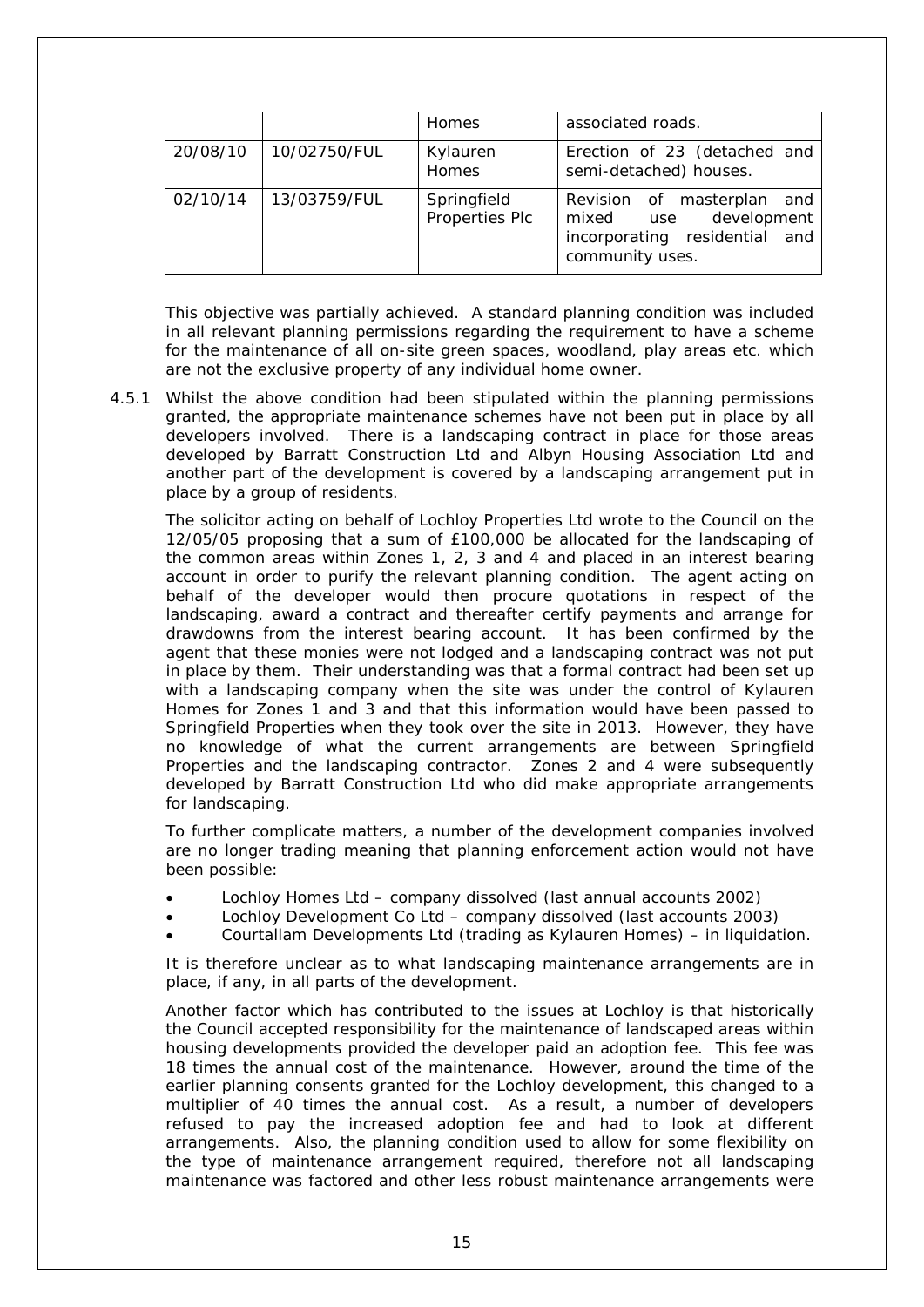| | | Homes | associated roads. |
|---|---|---|---|
| 20/08/10 | 10/02750/FUL | Kylauren Homes | Erection of 23 (detached and semi-detached) houses. |
| 02/10/14 | 13/03759/FUL | Springfield Properties Plc | Revision of masterplan and mixed use development incorporating residential and community uses. |

This objective was partially achieved. A standard planning condition was included in all relevant planning permissions regarding the requirement to have a scheme for the maintenance of all on-site green spaces, woodland, play areas etc. which are not the exclusive property of any individual home owner.

4.5.1 Whilst the above condition had been stipulated within the planning permissions granted, the appropriate maintenance schemes have not been put in place by all developers involved. There is a landscaping contract in place for those areas developed by Barratt Construction Ltd and Albyn Housing Association Ltd and another part of the development is covered by a landscaping arrangement put in place by a group of residents.

The solicitor acting on behalf of Lochloy Properties Ltd wrote to the Council on the 12/05/05 proposing that a sum of £100,000 be allocated for the landscaping of the common areas within Zones 1, 2, 3 and 4 and placed in an interest bearing account in order to purify the relevant planning condition. The agent acting on behalf of the developer would then procure quotations in respect of the landscaping, award a contract and thereafter certify payments and arrange for drawdowns from the interest bearing account. It has been confirmed by the agent that these monies were not lodged and a landscaping contract was not put in place by them. Their understanding was that a formal contract had been set up with a landscaping company when the site was under the control of Kylauren Homes for Zones 1 and 3 and that this information would have been passed to Springfield Properties when they took over the site in 2013. However, they have no knowledge of what the current arrangements are between Springfield Properties and the landscaping contractor. Zones 2 and 4 were subsequently developed by Barratt Construction Ltd who did make appropriate arrangements for landscaping.

To further complicate matters, a number of the development companies involved are no longer trading meaning that planning enforcement action would not have been possible:

- Lochloy Homes Ltd – company dissolved (last annual accounts 2002)
- Lochloy Development Co Ltd – company dissolved (last accounts 2003)
- Courtallam Developments Ltd (trading as Kylauren Homes) – in liquidation.

It is therefore unclear as to what landscaping maintenance arrangements are in place, if any, in all parts of the development.

Another factor which has contributed to the issues at Lochloy is that historically the Council accepted responsibility for the maintenance of landscaped areas within housing developments provided the developer paid an adoption fee. This fee was 18 times the annual cost of the maintenance. However, around the time of the earlier planning consents granted for the Lochloy development, this changed to a multiplier of 40 times the annual cost. As a result, a number of developers refused to pay the increased adoption fee and had to look at different arrangements. Also, the planning condition used to allow for some flexibility on the type of maintenance arrangement required, therefore not all landscaping maintenance was factored and other less robust maintenance arrangements were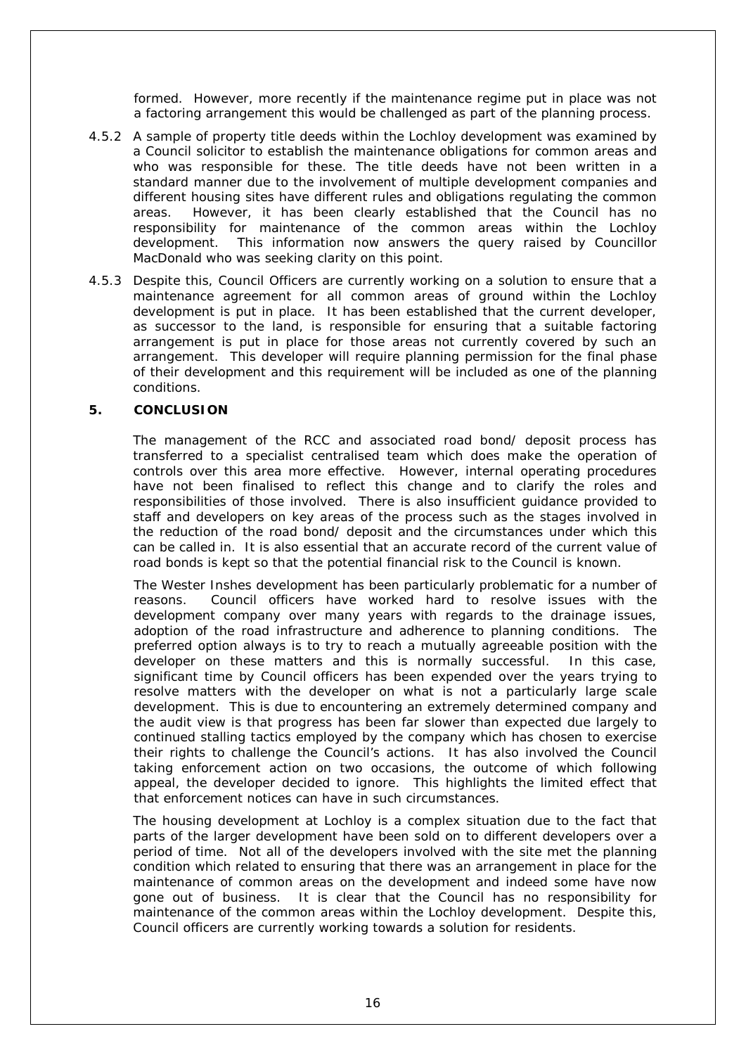formed. However, more recently if the maintenance regime put in place was not a factoring arrangement this would be challenged as part of the planning process.

4.5.2 A sample of property title deeds within the Lochloy development was examined by a Council solicitor to establish the maintenance obligations for common areas and who was responsible for these. The title deeds have not been written in a standard manner due to the involvement of multiple development companies and different housing sites have different rules and obligations regulating the common areas. However, it has been clearly established that the Council has no responsibility for maintenance of the common areas within the Lochloy development. This information now answers the query raised by Councillor MacDonald who was seeking clarity on this point.

4.5.3 Despite this, Council Officers are currently working on a solution to ensure that a maintenance agreement for all common areas of ground within the Lochloy development is put in place. It has been established that the current developer, as successor to the land, is responsible for ensuring that a suitable factoring arrangement is put in place for those areas not currently covered by such an arrangement. This developer will require planning permission for the final phase of their development and this requirement will be included as one of the planning conditions.

## 5. CONCLUSION

The management of the RCC and associated road bond/ deposit process has transferred to a specialist centralised team which does make the operation of controls over this area more effective. However, internal operating procedures have not been finalised to reflect this change and to clarify the roles and responsibilities of those involved. There is also insufficient guidance provided to staff and developers on key areas of the process such as the stages involved in the reduction of the road bond/ deposit and the circumstances under which this can be called in. It is also essential that an accurate record of the current value of road bonds is kept so that the potential financial risk to the Council is known.

The Wester Inshes development has been particularly problematic for a number of reasons. Council officers have worked hard to resolve issues with the development company over many years with regards to the drainage issues, adoption of the road infrastructure and adherence to planning conditions. The preferred option always is to try to reach a mutually agreeable position with the developer on these matters and this is normally successful. In this case, significant time by Council officers has been expended over the years trying to resolve matters with the developer on what is not a particularly large scale development. This is due to encountering an extremely determined company and the audit view is that progress has been far slower than expected due largely to continued stalling tactics employed by the company which has chosen to exercise their rights to challenge the Council's actions. It has also involved the Council taking enforcement action on two occasions, the outcome of which following appeal, the developer decided to ignore. This highlights the limited effect that that enforcement notices can have in such circumstances.

The housing development at Lochloy is a complex situation due to the fact that parts of the larger development have been sold on to different developers over a period of time. Not all of the developers involved with the site met the planning condition which related to ensuring that there was an arrangement in place for the maintenance of common areas on the development and indeed some have now gone out of business. It is clear that the Council has no responsibility for maintenance of the common areas within the Lochloy development. Despite this, Council officers are currently working towards a solution for residents.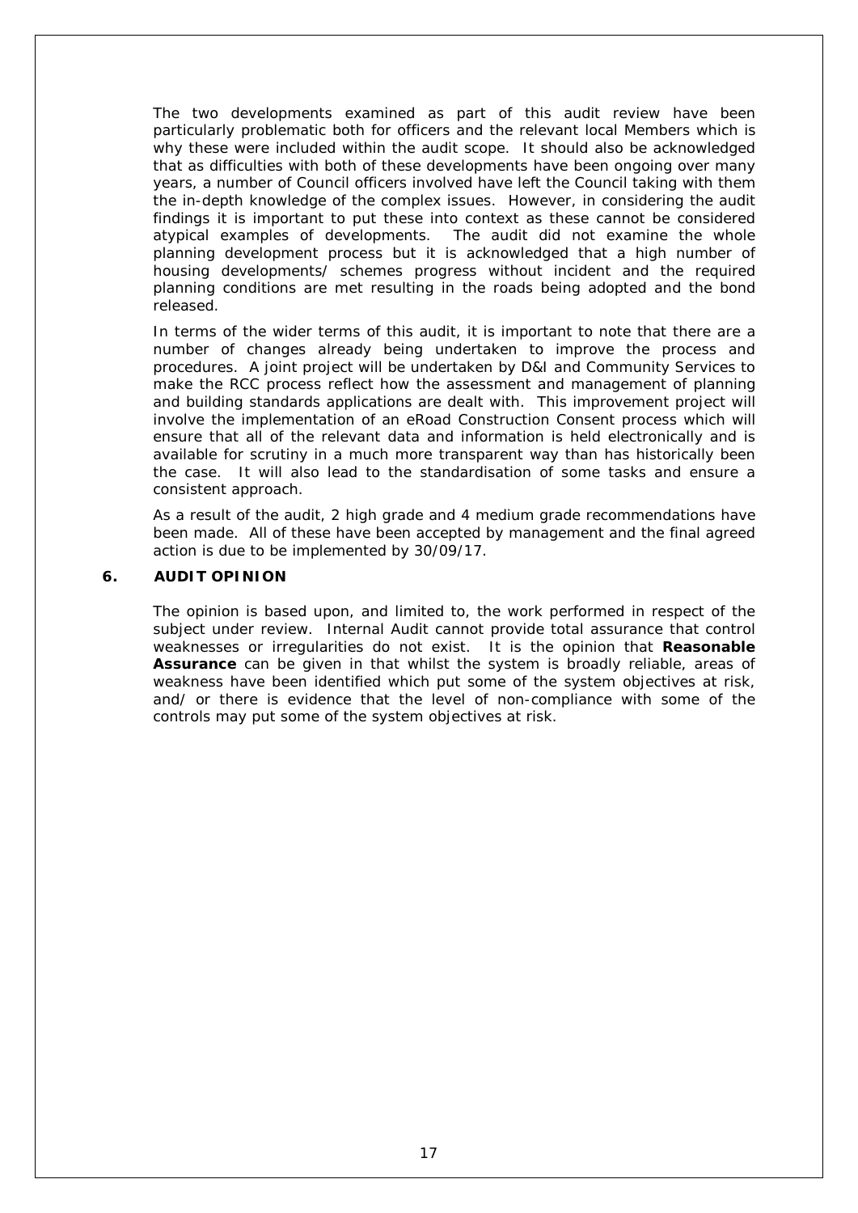The two developments examined as part of this audit review have been particularly problematic both for officers and the relevant local Members which is why these were included within the audit scope. It should also be acknowledged that as difficulties with both of these developments have been ongoing over many years, a number of Council officers involved have left the Council taking with them the in-depth knowledge of the complex issues. However, in considering the audit findings it is important to put these into context as these cannot be considered atypical examples of developments. The audit did not examine the whole planning development process but it is acknowledged that a high number of housing developments/ schemes progress without incident and the required planning conditions are met resulting in the roads being adopted and the bond released.

In terms of the wider terms of this audit, it is important to note that there are a number of changes already being undertaken to improve the process and procedures. A joint project will be undertaken by D&I and Community Services to make the RCC process reflect how the assessment and management of planning and building standards applications are dealt with. This improvement project will involve the implementation of an eRoad Construction Consent process which will ensure that all of the relevant data and information is held electronically and is available for scrutiny in a much more transparent way than has historically been the case. It will also lead to the standardisation of some tasks and ensure a consistent approach.

As a result of the audit, 2 high grade and 4 medium grade recommendations have been made. All of these have been accepted by management and the final agreed action is due to be implemented by 30/09/17.

## 6. AUDIT OPINION

The opinion is based upon, and limited to, the work performed in respect of the subject under review. Internal Audit cannot provide total assurance that control weaknesses or irregularities do not exist. It is the opinion that **Reasonable Assurance** can be given in that whilst the system is broadly reliable, areas of weakness have been identified which put some of the system objectives at risk, and/ or there is evidence that the level of non-compliance with some of the controls may put some of the system objectives at risk.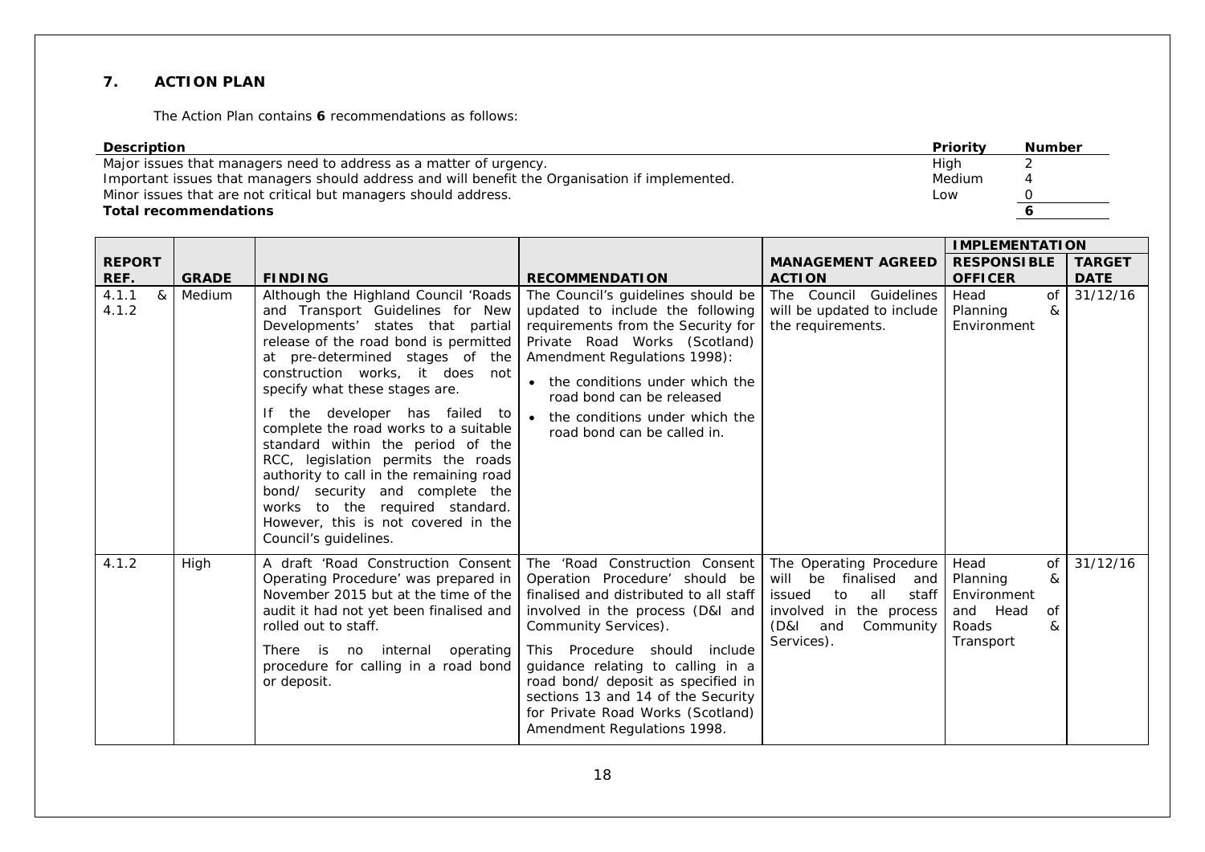## 7. ACTION PLAN

The Action Plan contains **6** recommendations as follows:

| Description | Priority | Number |
|---|---|---|
| Major issues that managers need to address as a matter of urgency. | High | 2 |
| Important issues that managers should address and will benefit the Organisation if implemented. | Medium | 4 |
| Minor issues that are not critical but managers should address. | Low | 0 |
| **Total recommendations** | | **6** |

| REPORT REF. | GRADE | FINDING | RECOMMENDATION | MANAGEMENT AGREED ACTION | IMPLEMENTATION | |
|---|---|---|---|---|---|---|
| | | | | | **RESPONSIBLE OFFICER** | **TARGET DATE** |
| 4.1.1 & 4.1.2 | Medium | Although the Highland Council 'Roads and Transport Guidelines for New Developments' states that partial release of the road bond is permitted at pre-determined stages of the construction works, it does not specify what these stages are.<br><br>If the developer has failed to complete the road works to a suitable standard within the period of the RCC, legislation permits the roads authority to call in the remaining road bond/ security and complete the works to the required standard. However, this is not covered in the Council's guidelines. | The Council's guidelines should be updated to include the following requirements from the Security for Private Road Works (Scotland) Amendment Regulations 1998):<br>• the conditions under which the road bond can be released<br>• the conditions under which the road bond can be called in. | The Council Guidelines will be updated to include the requirements. | Head of Planning & Environment | 31/12/16 |
| 4.1.2 | High | A draft 'Road Construction Consent Operating Procedure' was prepared in November 2015 but at the time of the audit it had not yet been finalised and rolled out to staff.<br><br>There is no internal operating procedure for calling in a road bond or deposit. | The 'Road Construction Consent Operation Procedure' should be finalised and distributed to all staff involved in the process (D&I and Community Services).<br><br>This Procedure should include guidance relating to calling in a road bond/ deposit as specified in sections 13 and 14 of the Security for Private Road Works (Scotland) Amendment Regulations 1998. | The Operating Procedure will be finalised and issued to all staff involved in the process (D&I and Community Services). | Head of Planning & Environment and Head of Roads & Transport | 31/12/16 |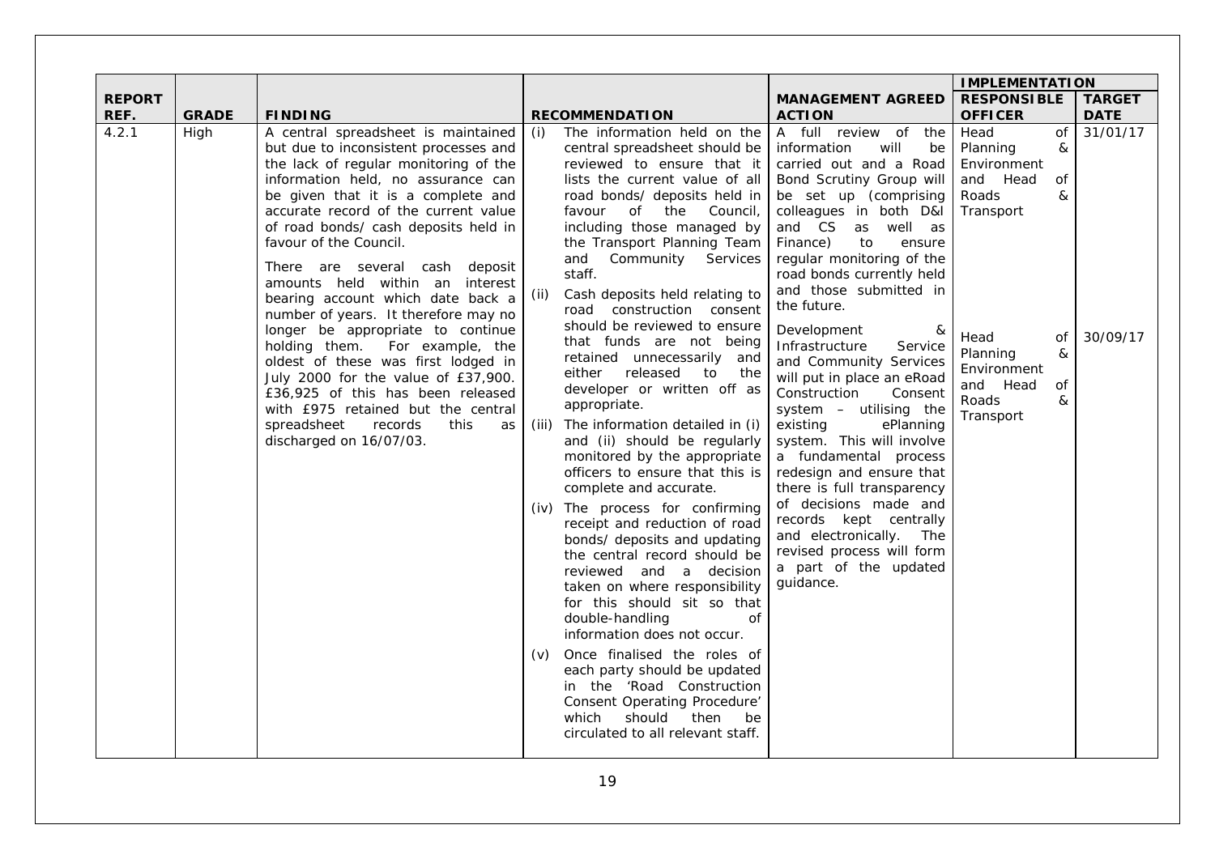| REPORT REF. | GRADE | FINDING | RECOMMENDATION | MANAGEMENT AGREED ACTION | IMPLEMENTATION | |
|---|---|---|---|---|---|---|
| | | | | | RESPONSIBLE OFFICER | TARGET DATE |
| 4.2.1 | High | A central spreadsheet is maintained but due to inconsistent processes and the lack of regular monitoring of the information held, no assurance can be given that it is a complete and accurate record of the current value of road bonds/ cash deposits held in favour of the Council.<br><br>There are several cash deposit amounts held within an interest bearing account which date back a number of years. It therefore may no longer be appropriate to continue holding them. For example, the oldest of these was first lodged in July 2000 for the value of £37,900. £36,925 of this has been released with £975 retained but the central spreadsheet records this as discharged on 16/07/03. | (i) The information held on the central spreadsheet should be reviewed to ensure that it lists the current value of all road bonds/ deposits held in favour of the Council, including those managed by the Transport Planning Team and Community Services staff.<br><br>(ii) Cash deposits held relating to road construction consent should be reviewed to ensure that funds are not being retained unnecessarily and either released to the developer or written off as appropriate.<br><br>(iii) The information detailed in (i) and (ii) should be regularly monitored by the appropriate officers to ensure that this is complete and accurate.<br><br>(iv) The process for confirming receipt and reduction of road bonds/ deposits and updating the central record should be reviewed and a decision taken on where responsibility for this should sit so that double-handling of information does not occur.<br><br>(v) Once finalised the roles of each party should be updated in the 'Road Construction Consent Operating Procedure' which should then be circulated to all relevant staff. | A full review of the information will be carried out and a Road Bond Scrutiny Group will be set up (comprising colleagues in both D&I and CS as well as Finance) to ensure regular monitoring of the road bonds currently held and those submitted in the future.<br><br>Development & Infrastructure Service and Community Services will put in place an eRoad Construction Consent system – utilising the existing ePlanning system. This will involve a fundamental process redesign and ensure that there is full transparency of decisions made and records kept centrally and electronically. The revised process will form a part of the updated guidance. | Head of Planning & Environment and Head of Roads & Transport<br><br>Head of Planning & Environment and Head of Roads & Transport | 31/01/17<br><br>30/09/17 |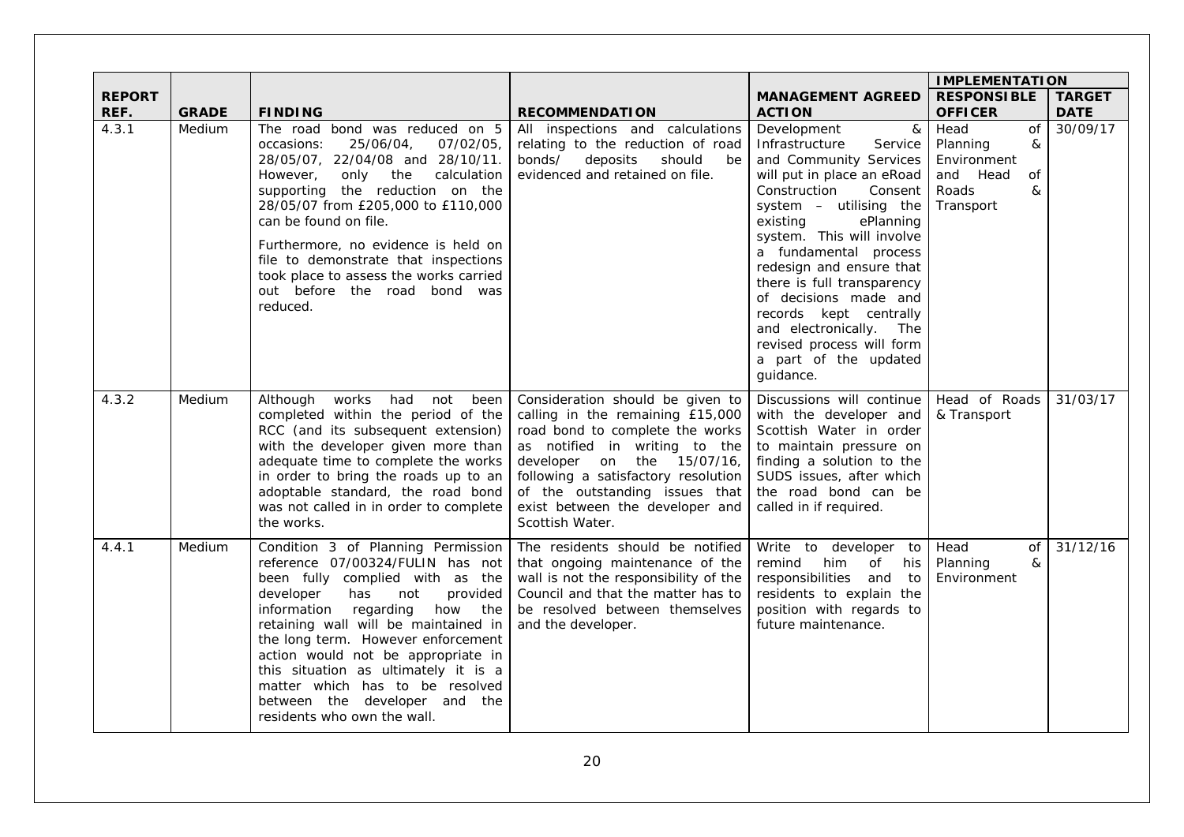| REPORT REF. | GRADE | FINDING | RECOMMENDATION | MANAGEMENT AGREED ACTION | IMPLEMENTATION | |
|---|---|---|---|---|---|---|
| | | | | | RESPONSIBLE OFFICER | TARGET DATE |
| 4.3.1 | Medium | The road bond was reduced on 5 occasions: 25/06/04, 07/02/05, 28/05/07, 22/04/08 and 28/10/11. However, only the calculation supporting the reduction on the 28/05/07 from £205,000 to £110,000 can be found on file.<br><br>Furthermore, no evidence is held on file to demonstrate that inspections took place to assess the works carried out before the road bond was reduced. | All inspections and calculations relating to the reduction of road bonds/ deposits should be evidenced and retained on file. | Development & Infrastructure Service and Community Services will put in place an eRoad Construction Consent system – utilising the existing ePlanning system. This will involve a fundamental process redesign and ensure that there is full transparency of decisions made and records kept centrally and electronically. The revised process will form a part of the updated guidance. | Head of Planning & Environment and Head of Roads & Transport | 30/09/17 |
| 4.3.2 | Medium | Although works had not been completed within the period of the RCC (and its subsequent extension) with the developer given more than adequate time to complete the works in order to bring the roads up to an adoptable standard, the road bond was not called in in order to complete the works. | Consideration should be given to calling in the remaining £15,000 road bond to complete the works as notified in writing to the developer on the 15/07/16, following a satisfactory resolution of the outstanding issues that exist between the developer and Scottish Water. | Discussions will continue with the developer and Scottish Water in order to maintain pressure on finding a solution to the SUDS issues, after which the road bond can be called in if required. | Head of Roads & Transport | 31/03/17 |
| 4.4.1 | Medium | Condition 3 of Planning Permission reference 07/00324/FULIN has not been fully complied with as the developer has not provided information regarding how the retaining wall will be maintained in the long term. However enforcement action would not be appropriate in this situation as ultimately it is a matter which has to be resolved between the developer and the residents who own the wall. | The residents should be notified that ongoing maintenance of the wall is not the responsibility of the Council and that the matter has to be resolved between themselves and the developer. | Write to developer to remind him of his responsibilities and to residents to explain the position with regards to future maintenance. | Head of Planning & Environment | 31/12/16 |